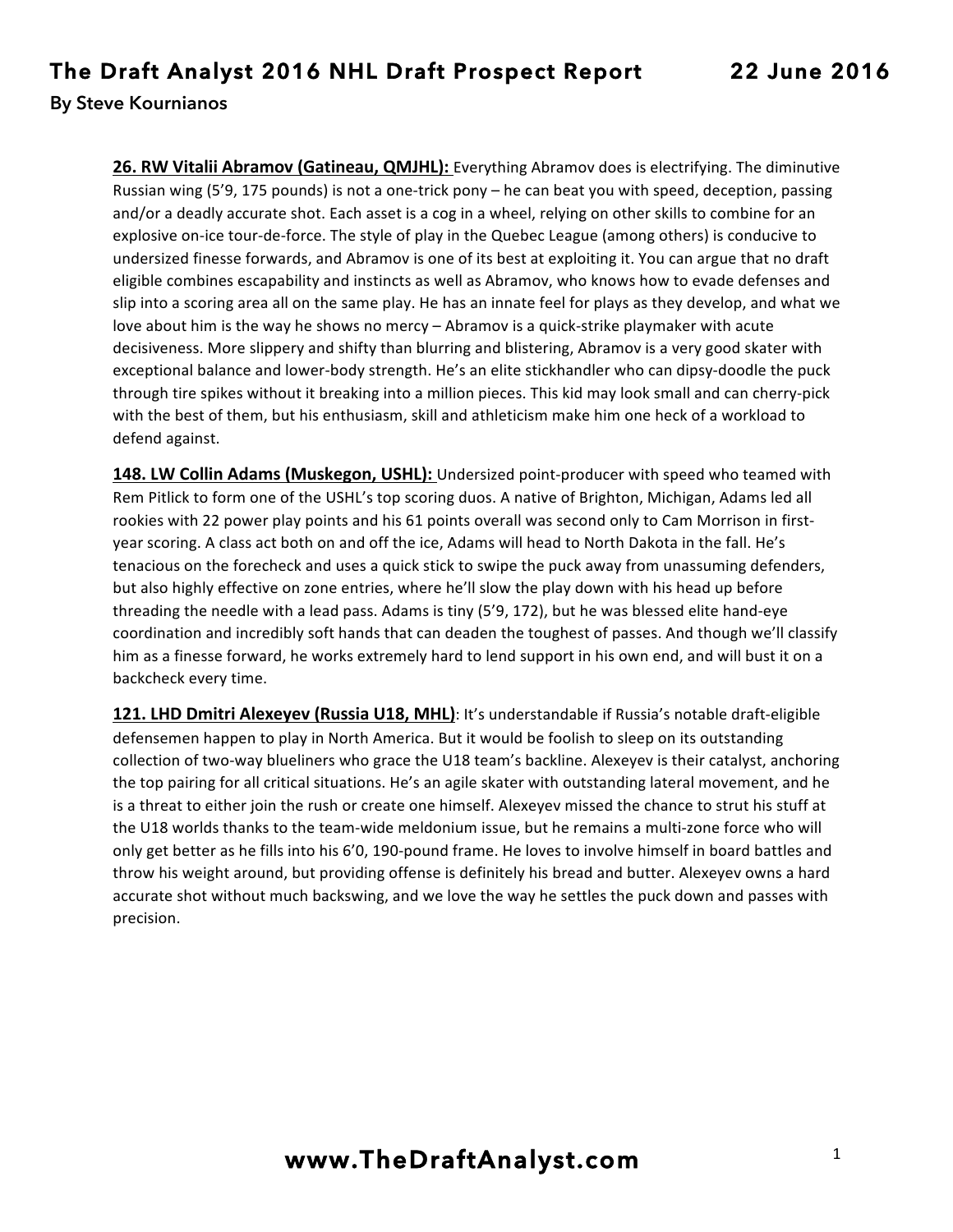**26. RW Vitalii Abramov (Gatineau, QMJHL):** Everything Abramov does is electrifying. The diminutive Russian wing (5'9, 175 pounds) is not a one-trick pony – he can beat you with speed, deception, passing and/or a deadly accurate shot. Each asset is a cog in a wheel, relying on other skills to combine for an explosive on-ice tour-de-force. The style of play in the Quebec League (among others) is conducive to undersized finesse forwards, and Abramov is one of its best at exploiting it. You can argue that no draft eligible combines escapability and instincts as well as Abramov, who knows how to evade defenses and slip into a scoring area all on the same play. He has an innate feel for plays as they develop, and what we love about him is the way he shows no mercy – Abramov is a quick-strike playmaker with acute decisiveness. More slippery and shifty than blurring and blistering, Abramov is a very good skater with exceptional balance and lower-body strength. He's an elite stickhandler who can dipsy-doodle the puck through tire spikes without it breaking into a million pieces. This kid may look small and can cherry-pick with the best of them, but his enthusiasm, skill and athleticism make him one heck of a workload to defend against.

**148. LW Collin Adams (Muskegon, USHL):** Undersized point-producer with speed who teamed with Rem Pitlick to form one of the USHL's top scoring duos. A native of Brighton, Michigan, Adams led all rookies with 22 power play points and his 61 points overall was second only to Cam Morrison in first-year scoring. A class act both on and off the ice, Adams will head to North Dakota in the fall. He's tenacious on the forecheck and uses a quick stick to swipe the puck away from unassuming defenders, but also highly effective on zone entries, where he'll slow the play down with his head up before threading the needle with a lead pass. Adams is tiny (5'9, 172), but he was blessed elite hand-eye coordination and incredibly soft hands that can deaden the toughest of passes. And though we'll classify him as a finesse forward, he works extremely hard to lend support in his own end, and will bust it on a backcheck every time.

**121. LHD Dmitri Alexeyev (Russia U18, MHL)**: It's understandable if Russia's notable draft-eligible defensemen happen to play in North America. But it would be foolish to sleep on its outstanding collection of two-way blueliners who grace the U18 team's backline. Alexeyev is their catalyst, anchoring the top pairing for all critical situations. He's an agile skater with outstanding lateral movement, and he is a threat to either join the rush or create one himself. Alexeyev missed the chance to strut his stuff at the U18 worlds thanks to the team-wide meldonium issue, but he remains a multi-zone force who will only get better as he fills into his 6'0, 190-pound frame. He loves to involve himself in board battles and throw his weight around, but providing offense is definitely his bread and butter. Alexeyev owns a hard accurate shot without much backswing, and we love the way he settles the puck down and passes with precision.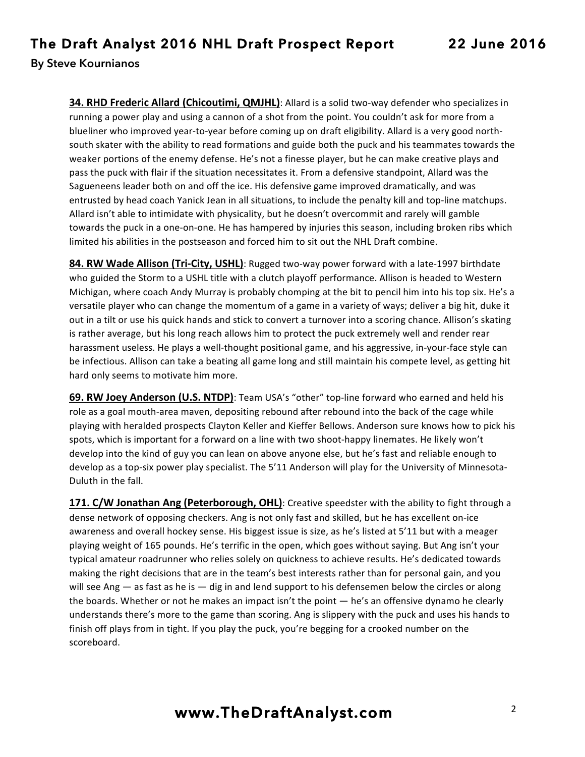**34. RHD Frederic Allard (Chicoutimi, QMJHL)**: Allard is a solid two-way defender who specializes in running a power play and using a cannon of a shot from the point. You couldn't ask for more from a blueliner who improved year-to-year before coming up on draft eligibility. Allard is a very good north-south skater with the ability to read formations and guide both the puck and his teammates towards the weaker portions of the enemy defense. He's not a finesse player, but he can make creative plays and pass the puck with flair if the situation necessitates it. From a defensive standpoint, Allard was the Sagueneens leader both on and off the ice. His defensive game improved dramatically, and was entrusted by head coach Yanick Jean in all situations, to include the penalty kill and top-line matchups. Allard isn't able to intimidate with physicality, but he doesn't overcommit and rarely will gamble towards the puck in a one-on-one. He has hampered by injuries this season, including broken ribs which limited his abilities in the postseason and forced him to sit out the NHL Draft combine.

**84. RW Wade Allison (Tri-City, USHL)**: Rugged two-way power forward with a late-1997 birthdate who guided the Storm to a USHL title with a clutch playoff performance. Allison is headed to Western Michigan, where coach Andy Murray is probably chomping at the bit to pencil him into his top six. He's a versatile player who can change the momentum of a game in a variety of ways; deliver a big hit, duke it out in a tilt or use his quick hands and stick to convert a turnover into a scoring chance. Allison's skating is rather average, but his long reach allows him to protect the puck extremely well and render rear harassment useless. He plays a well-thought positional game, and his aggressive, in-your-face style can be infectious. Allison can take a beating all game long and still maintain his compete level, as getting hit hard only seems to motivate him more.

**69. RW Joey Anderson (U.S. NTDP)**: Team USA's "other" top-line forward who earned and held his role as a goal mouth-area maven, depositing rebound after rebound into the back of the cage while playing with heralded prospects Clayton Keller and Kieffer Bellows. Anderson sure knows how to pick his spots, which is important for a forward on a line with two shoot-happy linemates. He likely won't develop into the kind of guy you can lean on above anyone else, but he's fast and reliable enough to develop as a top-six power play specialist. The 5'11 Anderson will play for the University of Minnesota-Duluth in the fall.

**171. C/W Jonathan Ang (Peterborough, OHL)**: Creative speedster with the ability to fight through a dense network of opposing checkers. Ang is not only fast and skilled, but he has excellent on-ice awareness and overall hockey sense. His biggest issue is size, as he's listed at 5'11 but with a meager playing weight of 165 pounds. He's terrific in the open, which goes without saying. But Ang isn't your typical amateur roadrunner who relies solely on quickness to achieve results. He's dedicated towards making the right decisions that are in the team's best interests rather than for personal gain, and you will see Ang — as fast as he is — dig in and lend support to his defensemen below the circles or along the boards. Whether or not he makes an impact isn't the point — he's an offensive dynamo he clearly understands there's more to the game than scoring. Ang is slippery with the puck and uses his hands to finish off plays from in tight. If you play the puck, you're begging for a crooked number on the scoreboard.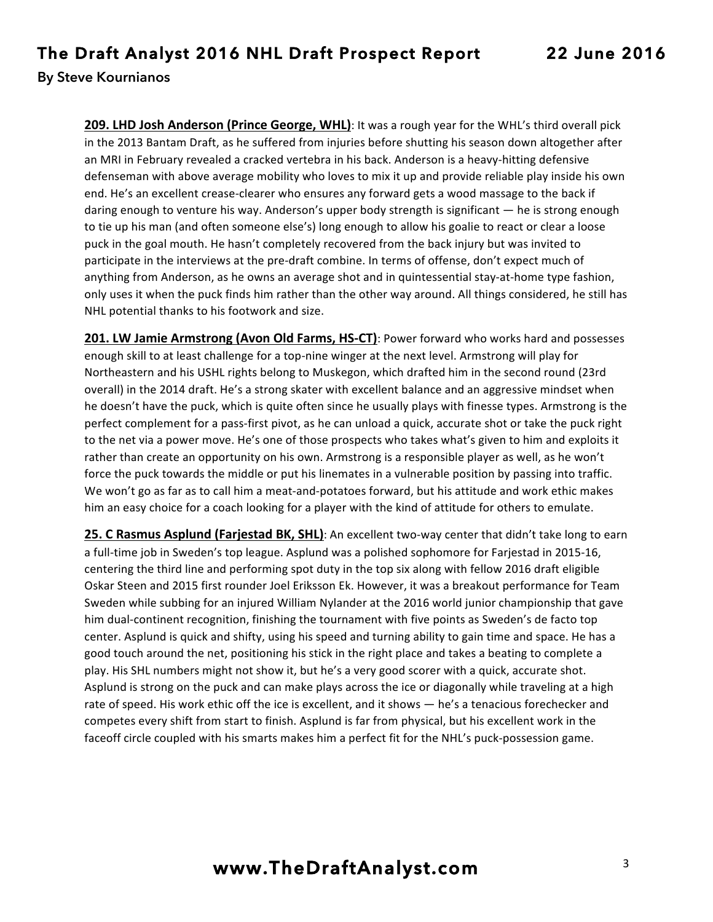**209. LHD Josh Anderson (Prince George, WHL)**: It was a rough year for the WHL's third overall pick in the 2013 Bantam Draft, as he suffered from injuries before shutting his season down altogether after an MRI in February revealed a cracked vertebra in his back. Anderson is a heavy-hitting defensive defenseman with above average mobility who loves to mix it up and provide reliable play inside his own end. He's an excellent crease-clearer who ensures any forward gets a wood massage to the back if daring enough to venture his way. Anderson's upper body strength is significant — he is strong enough to tie up his man (and often someone else's) long enough to allow his goalie to react or clear a loose puck in the goal mouth. He hasn't completely recovered from the back injury but was invited to participate in the interviews at the pre-draft combine. In terms of offense, don't expect much of anything from Anderson, as he owns an average shot and in quintessential stay-at-home type fashion, only uses it when the puck finds him rather than the other way around. All things considered, he still has NHL potential thanks to his footwork and size.

**201. LW Jamie Armstrong (Avon Old Farms, HS-CT)**: Power forward who works hard and possesses enough skill to at least challenge for a top-nine winger at the next level. Armstrong will play for Northeastern and his USHL rights belong to Muskegon, which drafted him in the second round (23rd overall) in the 2014 draft. He's a strong skater with excellent balance and an aggressive mindset when he doesn't have the puck, which is quite often since he usually plays with finesse types. Armstrong is the perfect complement for a pass-first pivot, as he can unload a quick, accurate shot or take the puck right to the net via a power move. He's one of those prospects who takes what's given to him and exploits it rather than create an opportunity on his own. Armstrong is a responsible player as well, as he won't force the puck towards the middle or put his linemates in a vulnerable position by passing into traffic. We won't go as far as to call him a meat-and-potatoes forward, but his attitude and work ethic makes him an easy choice for a coach looking for a player with the kind of attitude for others to emulate.

**25. C Rasmus Asplund (Farjestad BK, SHL)**: An excellent two-way center that didn't take long to earn a full-time job in Sweden's top league. Asplund was a polished sophomore for Farjestad in 2015-16, centering the third line and performing spot duty in the top six along with fellow 2016 draft eligible Oskar Steen and 2015 first rounder Joel Eriksson Ek. However, it was a breakout performance for Team Sweden while subbing for an injured William Nylander at the 2016 world junior championship that gave him dual-continent recognition, finishing the tournament with five points as Sweden's de facto top center. Asplund is quick and shifty, using his speed and turning ability to gain time and space. He has a good touch around the net, positioning his stick in the right place and takes a beating to complete a play. His SHL numbers might not show it, but he's a very good scorer with a quick, accurate shot. Asplund is strong on the puck and can make plays across the ice or diagonally while traveling at a high rate of speed. His work ethic off the ice is excellent, and it shows — he's a tenacious forechecker and competes every shift from start to finish. Asplund is far from physical, but his excellent work in the faceoff circle coupled with his smarts makes him a perfect fit for the NHL's puck-possession game.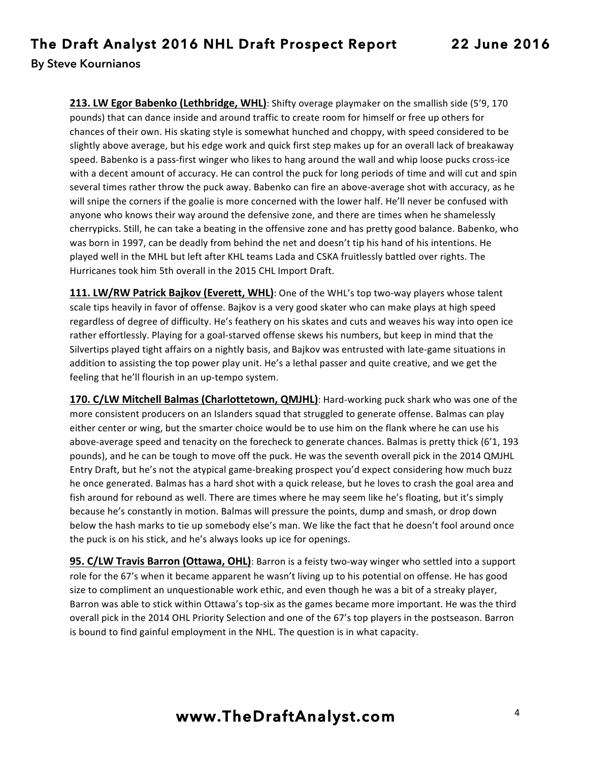**213. LW Egor Babenko (Lethbridge, WHL)**: Shifty overage playmaker on the smallish side (5'9, 170 pounds) that can dance inside and around traffic to create room for himself or free up others for chances of their own. His skating style is somewhat hunched and choppy, with speed considered to be slightly above average, but his edge work and quick first step makes up for an overall lack of breakaway speed. Babenko is a pass-first winger who likes to hang around the wall and whip loose pucks cross-ice with a decent amount of accuracy. He can control the puck for long periods of time and will cut and spin several times rather throw the puck away. Babenko can fire an above-average shot with accuracy, as he will snipe the corners if the goalie is more concerned with the lower half. He'll never be confused with anyone who knows their way around the defensive zone, and there are times when he shamelessly cherrypicks. Still, he can take a beating in the offensive zone and has pretty good balance. Babenko, who was born in 1997, can be deadly from behind the net and doesn't tip his hand of his intentions. He played well in the MHL but left after KHL teams Lada and CSKA fruitlessly battled over rights. The Hurricanes took him 5th overall in the 2015 CHL Import Draft.

**111. LW/RW Patrick Bajkov (Everett, WHL)**: One of the WHL's top two-way players whose talent scale tips heavily in favor of offense. Bajkov is a very good skater who can make plays at high speed regardless of degree of difficulty. He's feathery on his skates and cuts and weaves his way into open ice rather effortlessly. Playing for a goal-starved offense skews his numbers, but keep in mind that the Silvertips played tight affairs on a nightly basis, and Bajkov was entrusted with late-game situations in addition to assisting the top power play unit. He's a lethal passer and quite creative, and we get the feeling that he'll flourish in an up-tempo system.

**170. C/LW Mitchell Balmas (Charlottetown, QMJHL)**: Hard-working puck shark who was one of the more consistent producers on an Islanders squad that struggled to generate offense. Balmas can play either center or wing, but the smarter choice would be to use him on the flank where he can use his above-average speed and tenacity on the forecheck to generate chances. Balmas is pretty thick (6'1, 193 pounds), and he can be tough to move off the puck. He was the seventh overall pick in the 2014 QMJHL Entry Draft, but he's not the atypical game-breaking prospect you'd expect considering how much buzz he once generated. Balmas has a hard shot with a quick release, but he loves to crash the goal area and fish around for rebound as well. There are times where he may seem like he's floating, but it's simply because he's constantly in motion. Balmas will pressure the points, dump and smash, or drop down below the hash marks to tie up somebody else's man. We like the fact that he doesn't fool around once the puck is on his stick, and he's always looks up ice for openings.

**95. C/LW Travis Barron (Ottawa, OHL)**: Barron is a feisty two-way winger who settled into a support role for the 67's when it became apparent he wasn't living up to his potential on offense. He has good size to compliment an unquestionable work ethic, and even though he was a bit of a streaky player, Barron was able to stick within Ottawa's top-six as the games became more important. He was the third overall pick in the 2014 OHL Priority Selection and one of the 67's top players in the postseason. Barron is bound to find gainful employment in the NHL. The question is in what capacity.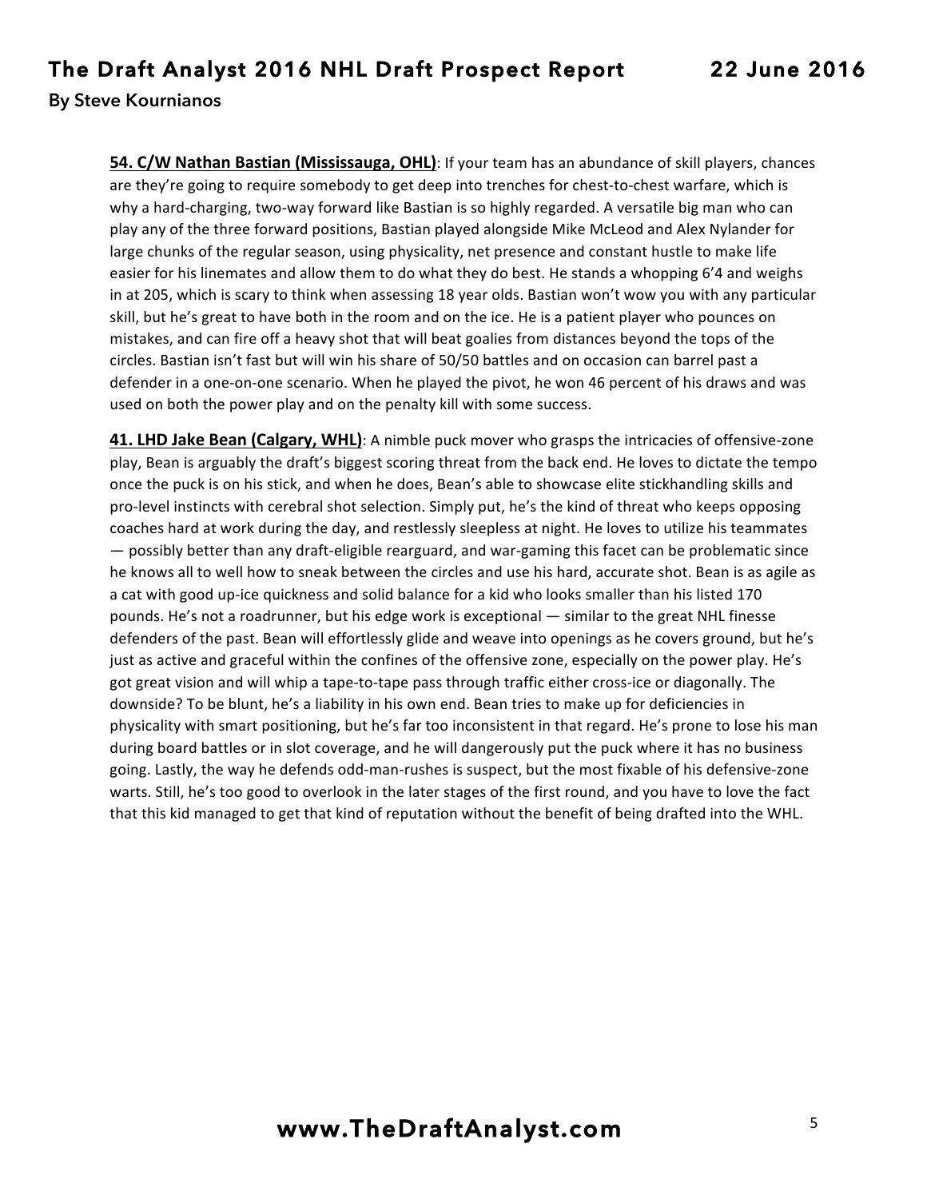**54. C/W Nathan Bastian (Mississauga, OHL)**: If your team has an abundance of skill players, chances are they're going to require somebody to get deep into trenches for chest-to-chest warfare, which is why a hard-charging, two-way forward like Bastian is so highly regarded. A versatile big man who can play any of the three forward positions, Bastian played alongside Mike McLeod and Alex Nylander for large chunks of the regular season, using physicality, net presence and constant hustle to make life easier for his linemates and allow them to do what they do best. He stands a whopping 6'4 and weighs in at 205, which is scary to think when assessing 18 year olds. Bastian won't wow you with any particular skill, but he's great to have both in the room and on the ice. He is a patient player who pounces on mistakes, and can fire off a heavy shot that will beat goalies from distances beyond the tops of the circles. Bastian isn't fast but will win his share of 50/50 battles and on occasion can barrel past a defender in a one-on-one scenario. When he played the pivot, he won 46 percent of his draws and was used on both the power play and on the penalty kill with some success.

**41. LHD Jake Bean (Calgary, WHL)**: A nimble puck mover who grasps the intricacies of offensive-zone play, Bean is arguably the draft's biggest scoring threat from the back end. He loves to dictate the tempo once the puck is on his stick, and when he does, Bean's able to showcase elite stickhandling skills and pro-level instincts with cerebral shot selection. Simply put, he's the kind of threat who keeps opposing coaches hard at work during the day, and restlessly sleepless at night. He loves to utilize his teammates — possibly better than any draft-eligible rearguard, and war-gaming this facet can be problematic since he knows all to well how to sneak between the circles and use his hard, accurate shot. Bean is as agile as a cat with good up-ice quickness and solid balance for a kid who looks smaller than his listed 170 pounds. He's not a roadrunner, but his edge work is exceptional — similar to the great NHL finesse defenders of the past. Bean will effortlessly glide and weave into openings as he covers ground, but he's just as active and graceful within the confines of the offensive zone, especially on the power play. He's got great vision and will whip a tape-to-tape pass through traffic either cross-ice or diagonally. The downside? To be blunt, he's a liability in his own end. Bean tries to make up for deficiencies in physicality with smart positioning, but he's far too inconsistent in that regard. He's prone to lose his man during board battles or in slot coverage, and he will dangerously put the puck where it has no business going. Lastly, the way he defends odd-man-rushes is suspect, but the most fixable of his defensive-zone warts. Still, he's too good to overlook in the later stages of the first round, and you have to love the fact that this kid managed to get that kind of reputation without the benefit of being drafted into the WHL.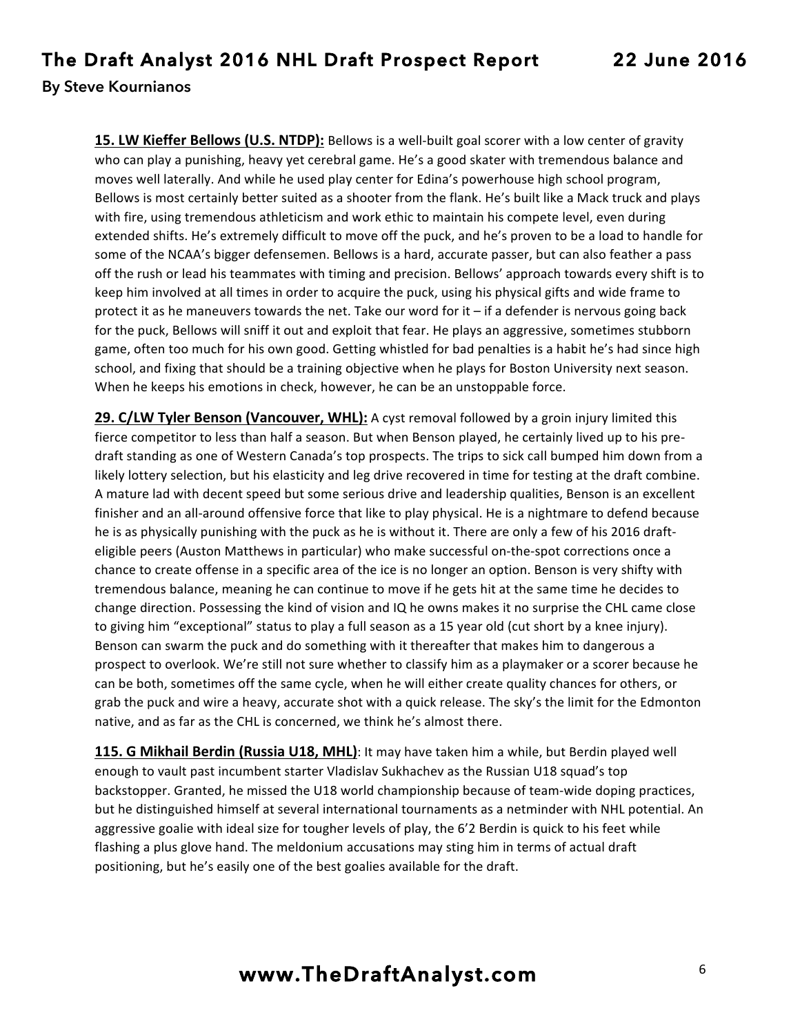**15. LW Kieffer Bellows (U.S. NTDP):** Bellows is a well-built goal scorer with a low center of gravity who can play a punishing, heavy yet cerebral game. He's a good skater with tremendous balance and moves well laterally. And while he used play center for Edina's powerhouse high school program, Bellows is most certainly better suited as a shooter from the flank. He's built like a Mack truck and plays with fire, using tremendous athleticism and work ethic to maintain his compete level, even during extended shifts. He's extremely difficult to move off the puck, and he's proven to be a load to handle for some of the NCAA's bigger defensemen. Bellows is a hard, accurate passer, but can also feather a pass off the rush or lead his teammates with timing and precision. Bellows' approach towards every shift is to keep him involved at all times in order to acquire the puck, using his physical gifts and wide frame to protect it as he maneuvers towards the net. Take our word for it – if a defender is nervous going back for the puck, Bellows will sniff it out and exploit that fear. He plays an aggressive, sometimes stubborn game, often too much for his own good. Getting whistled for bad penalties is a habit he's had since high school, and fixing that should be a training objective when he plays for Boston University next season. When he keeps his emotions in check, however, he can be an unstoppable force.

**29. C/LW Tyler Benson (Vancouver, WHL):** A cyst removal followed by a groin injury limited this fierce competitor to less than half a season. But when Benson played, he certainly lived up to his pre-draft standing as one of Western Canada's top prospects. The trips to sick call bumped him down from a likely lottery selection, but his elasticity and leg drive recovered in time for testing at the draft combine. A mature lad with decent speed but some serious drive and leadership qualities, Benson is an excellent finisher and an all-around offensive force that like to play physical. He is a nightmare to defend because he is as physically punishing with the puck as he is without it. There are only a few of his 2016 draft-eligible peers (Auston Matthews in particular) who make successful on-the-spot corrections once a chance to create offense in a specific area of the ice is no longer an option. Benson is very shifty with tremendous balance, meaning he can continue to move if he gets hit at the same time he decides to change direction. Possessing the kind of vision and IQ he owns makes it no surprise the CHL came close to giving him "exceptional" status to play a full season as a 15 year old (cut short by a knee injury). Benson can swarm the puck and do something with it thereafter that makes him to dangerous a prospect to overlook. We're still not sure whether to classify him as a playmaker or a scorer because he can be both, sometimes off the same cycle, when he will either create quality chances for others, or grab the puck and wire a heavy, accurate shot with a quick release. The sky's the limit for the Edmonton native, and as far as the CHL is concerned, we think he's almost there.

**115. G Mikhail Berdin (Russia U18, MHL)**: It may have taken him a while, but Berdin played well enough to vault past incumbent starter Vladislav Sukhachev as the Russian U18 squad's top backstopper. Granted, he missed the U18 world championship because of team-wide doping practices, but he distinguished himself at several international tournaments as a netminder with NHL potential. An aggressive goalie with ideal size for tougher levels of play, the 6'2 Berdin is quick to his feet while flashing a plus glove hand. The meldonium accusations may sting him in terms of actual draft positioning, but he's easily one of the best goalies available for the draft.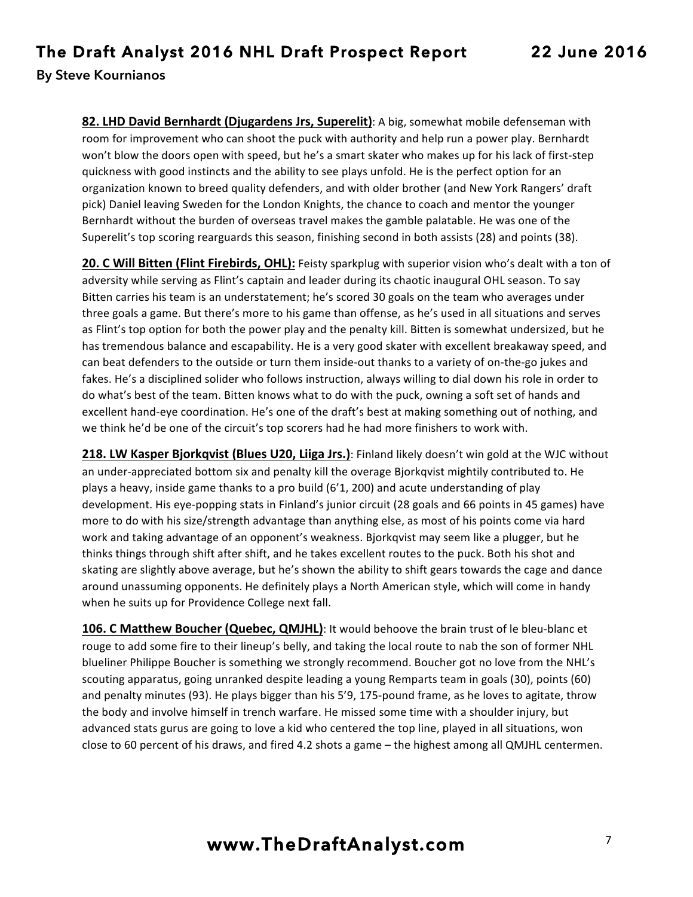**82. LHD David Bernhardt (Djugardens Jrs, Superelit)**: A big, somewhat mobile defenseman with room for improvement who can shoot the puck with authority and help run a power play. Bernhardt won't blow the doors open with speed, but he's a smart skater who makes up for his lack of first-step quickness with good instincts and the ability to see plays unfold. He is the perfect option for an organization known to breed quality defenders, and with older brother (and New York Rangers' draft pick) Daniel leaving Sweden for the London Knights, the chance to coach and mentor the younger Bernhardt without the burden of overseas travel makes the gamble palatable. He was one of the Superelit's top scoring rearguards this season, finishing second in both assists (28) and points (38).

**20. C Will Bitten (Flint Firebirds, OHL):** Feisty sparkplug with superior vision who's dealt with a ton of adversity while serving as Flint's captain and leader during its chaotic inaugural OHL season. To say Bitten carries his team is an understatement; he's scored 30 goals on the team who averages under three goals a game. But there's more to his game than offense, as he's used in all situations and serves as Flint's top option for both the power play and the penalty kill. Bitten is somewhat undersized, but he has tremendous balance and escapability. He is a very good skater with excellent breakaway speed, and can beat defenders to the outside or turn them inside-out thanks to a variety of on-the-go jukes and fakes. He's a disciplined solider who follows instruction, always willing to dial down his role in order to do what's best of the team. Bitten knows what to do with the puck, owning a soft set of hands and excellent hand-eye coordination. He's one of the draft's best at making something out of nothing, and we think he'd be one of the circuit's top scorers had he had more finishers to work with.

**218. LW Kasper Bjorkqvist (Blues U20, Liiga Jrs.)**: Finland likely doesn't win gold at the WJC without an under-appreciated bottom six and penalty kill the overage Bjorkqvist mightily contributed to. He plays a heavy, inside game thanks to a pro build (6'1, 200) and acute understanding of play development. His eye-popping stats in Finland's junior circuit (28 goals and 66 points in 45 games) have more to do with his size/strength advantage than anything else, as most of his points come via hard work and taking advantage of an opponent's weakness. Bjorkqvist may seem like a plugger, but he thinks things through shift after shift, and he takes excellent routes to the puck. Both his shot and skating are slightly above average, but he's shown the ability to shift gears towards the cage and dance around unassuming opponents. He definitely plays a North American style, which will come in handy when he suits up for Providence College next fall.

**106. C Matthew Boucher (Quebec, QMJHL)**: It would behoove the brain trust of le bleu-blanc et rouge to add some fire to their lineup's belly, and taking the local route to nab the son of former NHL blueliner Philippe Boucher is something we strongly recommend. Boucher got no love from the NHL's scouting apparatus, going unranked despite leading a young Remparts team in goals (30), points (60) and penalty minutes (93). He plays bigger than his 5'9, 175-pound frame, as he loves to agitate, throw the body and involve himself in trench warfare. He missed some time with a shoulder injury, but advanced stats gurus are going to love a kid who centered the top line, played in all situations, won close to 60 percent of his draws, and fired 4.2 shots a game – the highest among all QMJHL centermen.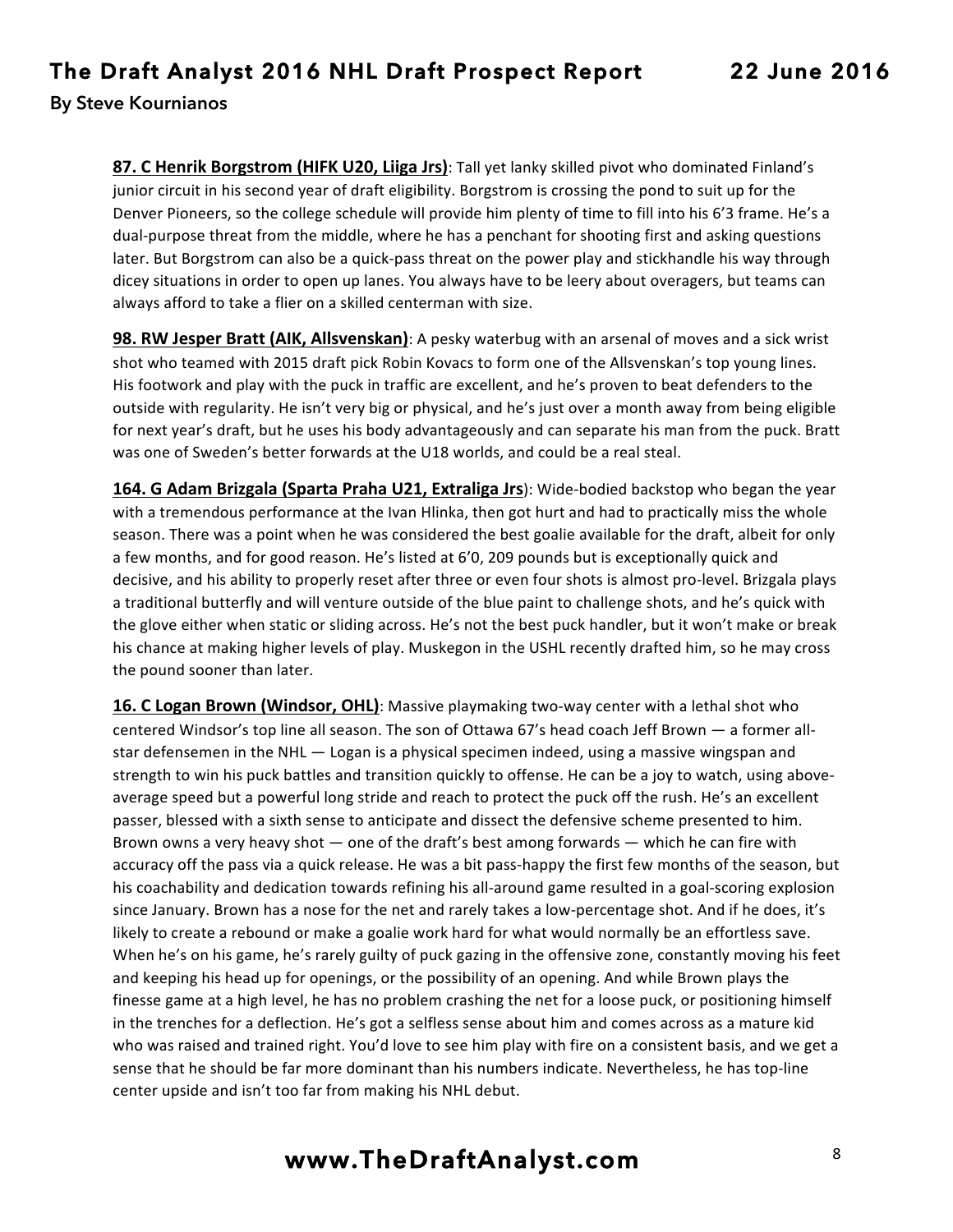**87. C Henrik Borgstrom (HIFK U20, Liiga Jrs)**: Tall yet lanky skilled pivot who dominated Finland's junior circuit in his second year of draft eligibility. Borgstrom is crossing the pond to suit up for the Denver Pioneers, so the college schedule will provide him plenty of time to fill into his 6'3 frame. He's a dual-purpose threat from the middle, where he has a penchant for shooting first and asking questions later. But Borgstrom can also be a quick-pass threat on the power play and stickhandle his way through dicey situations in order to open up lanes. You always have to be leery about overagers, but teams can always afford to take a flier on a skilled centerman with size.

**98. RW Jesper Bratt (AIK, Allsvenskan)**: A pesky waterbug with an arsenal of moves and a sick wrist shot who teamed with 2015 draft pick Robin Kovacs to form one of the Allsvenskan's top young lines. His footwork and play with the puck in traffic are excellent, and he's proven to beat defenders to the outside with regularity. He isn't very big or physical, and he's just over a month away from being eligible for next year's draft, but he uses his body advantageously and can separate his man from the puck. Bratt was one of Sweden's better forwards at the U18 worlds, and could be a real steal.

**164. G Adam Brizgala (Sparta Praha U21, Extraliga Jrs)**: Wide-bodied backstop who began the year with a tremendous performance at the Ivan Hlinka, then got hurt and had to practically miss the whole season. There was a point when he was considered the best goalie available for the draft, albeit for only a few months, and for good reason. He's listed at 6'0, 209 pounds but is exceptionally quick and decisive, and his ability to properly reset after three or even four shots is almost pro-level. Brizgala plays a traditional butterfly and will venture outside of the blue paint to challenge shots, and he's quick with the glove either when static or sliding across. He's not the best puck handler, but it won't make or break his chance at making higher levels of play. Muskegon in the USHL recently drafted him, so he may cross the pound sooner than later.

**16. C Logan Brown (Windsor, OHL)**: Massive playmaking two-way center with a lethal shot who centered Windsor's top line all season. The son of Ottawa 67's head coach Jeff Brown — a former all-star defensemen in the NHL — Logan is a physical specimen indeed, using a massive wingspan and strength to win his puck battles and transition quickly to offense. He can be a joy to watch, using above-average speed but a powerful long stride and reach to protect the puck off the rush. He's an excellent passer, blessed with a sixth sense to anticipate and dissect the defensive scheme presented to him. Brown owns a very heavy shot — one of the draft's best among forwards — which he can fire with accuracy off the pass via a quick release. He was a bit pass-happy the first few months of the season, but his coachability and dedication towards refining his all-around game resulted in a goal-scoring explosion since January. Brown has a nose for the net and rarely takes a low-percentage shot. And if he does, it's likely to create a rebound or make a goalie work hard for what would normally be an effortless save. When he's on his game, he's rarely guilty of puck gazing in the offensive zone, constantly moving his feet and keeping his head up for openings, or the possibility of an opening. And while Brown plays the finesse game at a high level, he has no problem crashing the net for a loose puck, or positioning himself in the trenches for a deflection. He's got a selfless sense about him and comes across as a mature kid who was raised and trained right. You'd love to see him play with fire on a consistent basis, and we get a sense that he should be far more dominant than his numbers indicate. Nevertheless, he has top-line center upside and isn't too far from making his NHL debut.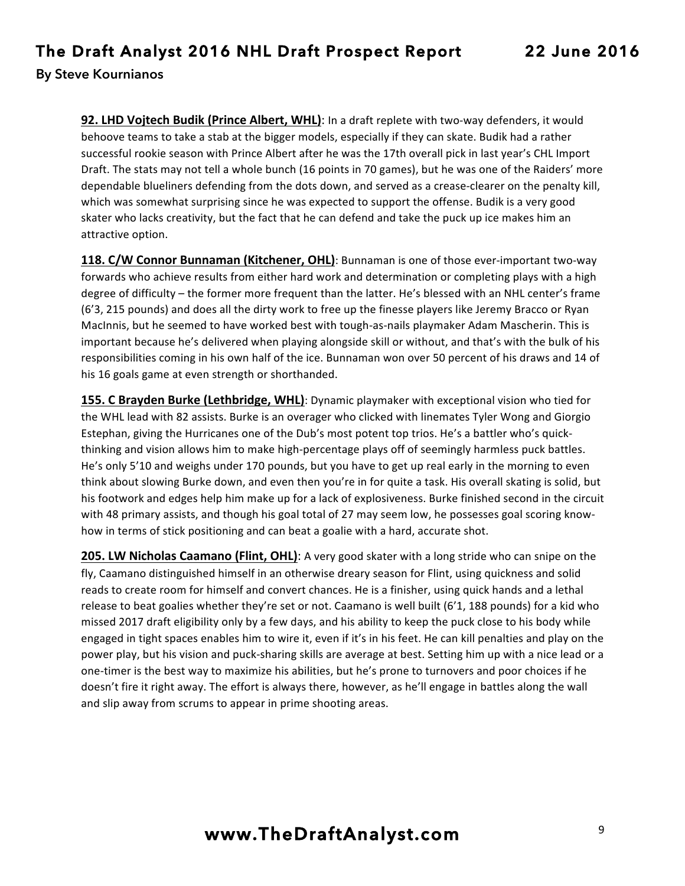**92. LHD Vojtech Budik (Prince Albert, WHL)**: In a draft replete with two-way defenders, it would behoove teams to take a stab at the bigger models, especially if they can skate. Budik had a rather successful rookie season with Prince Albert after he was the 17th overall pick in last year's CHL Import Draft. The stats may not tell a whole bunch (16 points in 70 games), but he was one of the Raiders' more dependable blueliners defending from the dots down, and served as a crease-clearer on the penalty kill, which was somewhat surprising since he was expected to support the offense. Budik is a very good skater who lacks creativity, but the fact that he can defend and take the puck up ice makes him an attractive option.

**118. C/W Connor Bunnaman (Kitchener, OHL)**: Bunnaman is one of those ever-important two-way forwards who achieve results from either hard work and determination or completing plays with a high degree of difficulty – the former more frequent than the latter. He's blessed with an NHL center's frame (6'3, 215 pounds) and does all the dirty work to free up the finesse players like Jeremy Bracco or Ryan MacInnis, but he seemed to have worked best with tough-as-nails playmaker Adam Mascherin. This is important because he's delivered when playing alongside skill or without, and that's with the bulk of his responsibilities coming in his own half of the ice. Bunnaman won over 50 percent of his draws and 14 of his 16 goals game at even strength or shorthanded.

**155. C Brayden Burke (Lethbridge, WHL)**: Dynamic playmaker with exceptional vision who tied for the WHL lead with 82 assists. Burke is an overager who clicked with linemates Tyler Wong and Giorgio Estephan, giving the Hurricanes one of the Dub's most potent top trios. He's a battler who's quick-thinking and vision allows him to make high-percentage plays off of seemingly harmless puck battles. He's only 5'10 and weighs under 170 pounds, but you have to get up real early in the morning to even think about slowing Burke down, and even then you're in for quite a task. His overall skating is solid, but his footwork and edges help him make up for a lack of explosiveness. Burke finished second in the circuit with 48 primary assists, and though his goal total of 27 may seem low, he possesses goal scoring know-how in terms of stick positioning and can beat a goalie with a hard, accurate shot.

**205. LW Nicholas Caamano (Flint, OHL)**: A very good skater with a long stride who can snipe on the fly, Caamano distinguished himself in an otherwise dreary season for Flint, using quickness and solid reads to create room for himself and convert chances. He is a finisher, using quick hands and a lethal release to beat goalies whether they're set or not. Caamano is well built (6'1, 188 pounds) for a kid who missed 2017 draft eligibility only by a few days, and his ability to keep the puck close to his body while engaged in tight spaces enables him to wire it, even if it's in his feet. He can kill penalties and play on the power play, but his vision and puck-sharing skills are average at best. Setting him up with a nice lead or a one-timer is the best way to maximize his abilities, but he's prone to turnovers and poor choices if he doesn't fire it right away. The effort is always there, however, as he'll engage in battles along the wall and slip away from scrums to appear in prime shooting areas.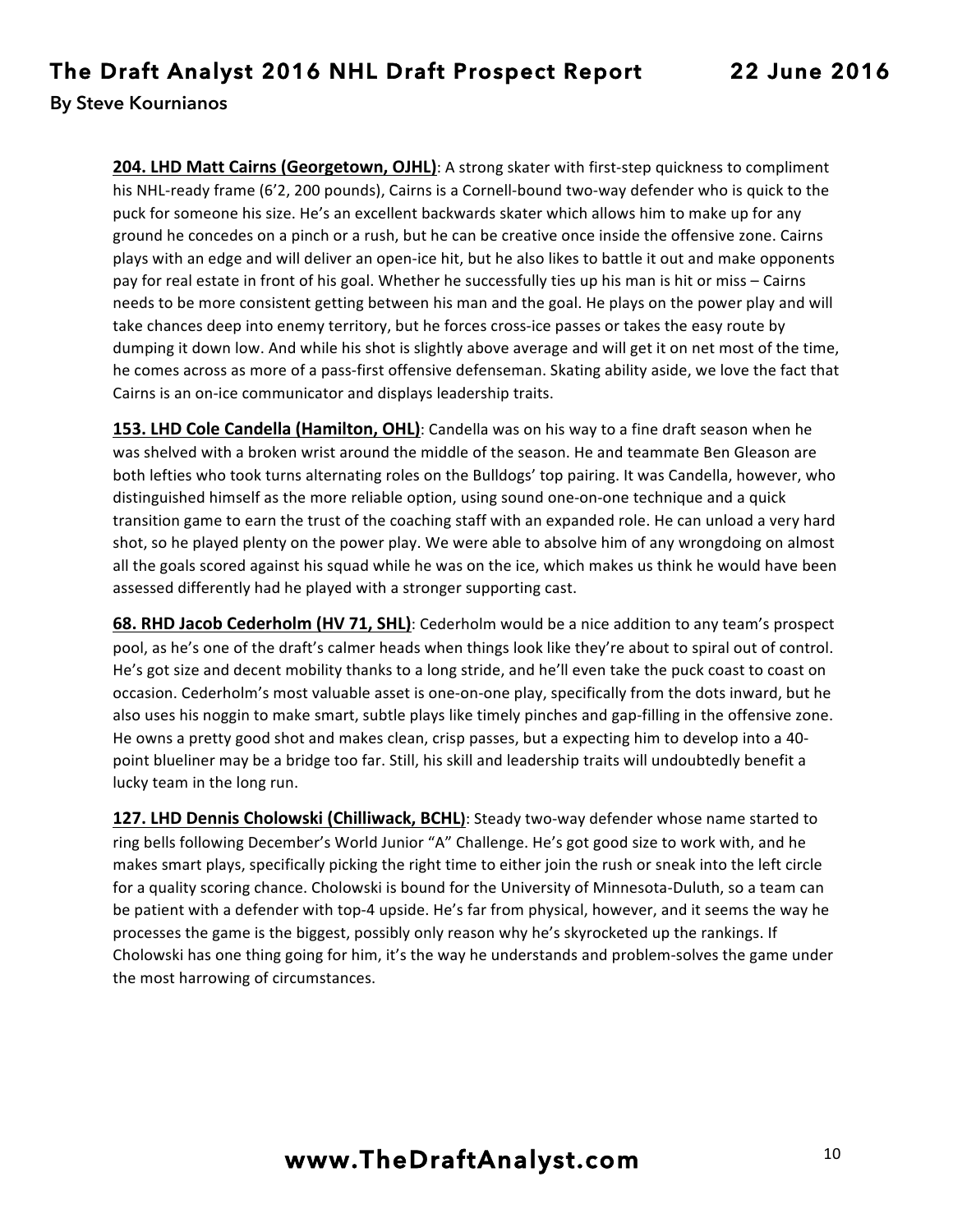**204. LHD Matt Cairns (Georgetown, OJHL)**: A strong skater with first-step quickness to compliment his NHL-ready frame (6'2, 200 pounds), Cairns is a Cornell-bound two-way defender who is quick to the puck for someone his size. He's an excellent backwards skater which allows him to make up for any ground he concedes on a pinch or a rush, but he can be creative once inside the offensive zone. Cairns plays with an edge and will deliver an open-ice hit, but he also likes to battle it out and make opponents pay for real estate in front of his goal. Whether he successfully ties up his man is hit or miss – Cairns needs to be more consistent getting between his man and the goal. He plays on the power play and will take chances deep into enemy territory, but he forces cross-ice passes or takes the easy route by dumping it down low. And while his shot is slightly above average and will get it on net most of the time, he comes across as more of a pass-first offensive defenseman. Skating ability aside, we love the fact that Cairns is an on-ice communicator and displays leadership traits.

**153. LHD Cole Candella (Hamilton, OHL)**: Candella was on his way to a fine draft season when he was shelved with a broken wrist around the middle of the season. He and teammate Ben Gleason are both lefties who took turns alternating roles on the Bulldogs' top pairing. It was Candella, however, who distinguished himself as the more reliable option, using sound one-on-one technique and a quick transition game to earn the trust of the coaching staff with an expanded role. He can unload a very hard shot, so he played plenty on the power play. We were able to absolve him of any wrongdoing on almost all the goals scored against his squad while he was on the ice, which makes us think he would have been assessed differently had he played with a stronger supporting cast.

**68. RHD Jacob Cederholm (HV 71, SHL)**: Cederholm would be a nice addition to any team's prospect pool, as he's one of the draft's calmer heads when things look like they're about to spiral out of control. He's got size and decent mobility thanks to a long stride, and he'll even take the puck coast to coast on occasion. Cederholm's most valuable asset is one-on-one play, specifically from the dots inward, but he also uses his noggin to make smart, subtle plays like timely pinches and gap-filling in the offensive zone. He owns a pretty good shot and makes clean, crisp passes, but a expecting him to develop into a 40-point blueliner may be a bridge too far. Still, his skill and leadership traits will undoubtedly benefit a lucky team in the long run.

**127. LHD Dennis Cholowski (Chilliwack, BCHL)**: Steady two-way defender whose name started to ring bells following December's World Junior "A" Challenge. He's got good size to work with, and he makes smart plays, specifically picking the right time to either join the rush or sneak into the left circle for a quality scoring chance. Cholowski is bound for the University of Minnesota-Duluth, so a team can be patient with a defender with top-4 upside. He's far from physical, however, and it seems the way he processes the game is the biggest, possibly only reason why he's skyrocketed up the rankings. If Cholowski has one thing going for him, it's the way he understands and problem-solves the game under the most harrowing of circumstances.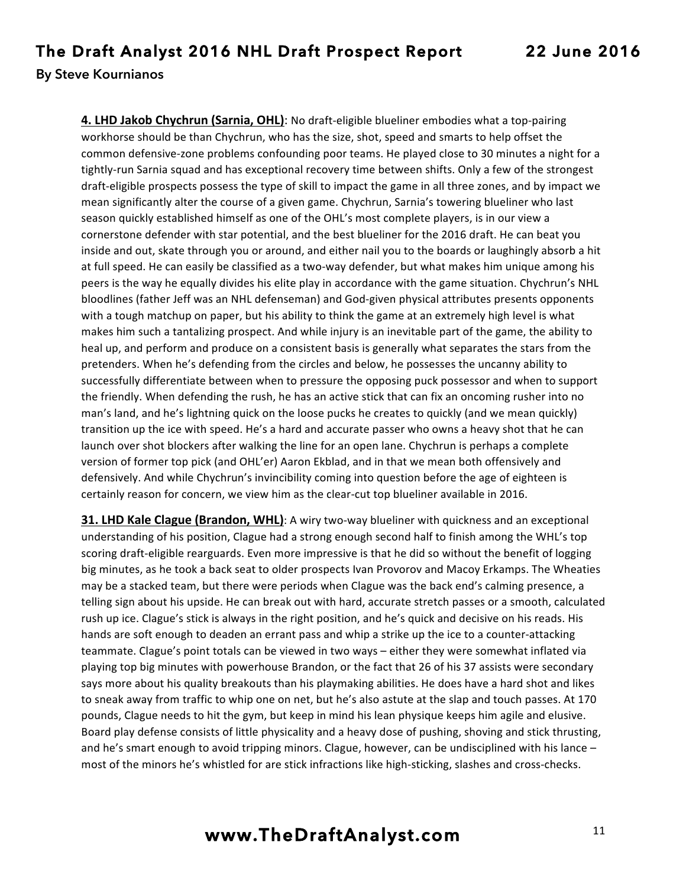**4. LHD Jakob Chychrun (Sarnia, OHL)**: No draft-eligible blueliner embodies what a top-pairing workhorse should be than Chychrun, who has the size, shot, speed and smarts to help offset the common defensive-zone problems confounding poor teams. He played close to 30 minutes a night for a tightly-run Sarnia squad and has exceptional recovery time between shifts. Only a few of the strongest draft-eligible prospects possess the type of skill to impact the game in all three zones, and by impact we mean significantly alter the course of a given game. Chychrun, Sarnia's towering blueliner who last season quickly established himself as one of the OHL's most complete players, is in our view a cornerstone defender with star potential, and the best blueliner for the 2016 draft. He can beat you inside and out, skate through you or around, and either nail you to the boards or laughingly absorb a hit at full speed. He can easily be classified as a two-way defender, but what makes him unique among his peers is the way he equally divides his elite play in accordance with the game situation. Chychrun's NHL bloodlines (father Jeff was an NHL defenseman) and God-given physical attributes presents opponents with a tough matchup on paper, but his ability to think the game at an extremely high level is what makes him such a tantalizing prospect. And while injury is an inevitable part of the game, the ability to heal up, and perform and produce on a consistent basis is generally what separates the stars from the pretenders. When he's defending from the circles and below, he possesses the uncanny ability to successfully differentiate between when to pressure the opposing puck possessor and when to support the friendly. When defending the rush, he has an active stick that can fix an oncoming rusher into no man's land, and he's lightning quick on the loose pucks he creates to quickly (and we mean quickly) transition up the ice with speed. He's a hard and accurate passer who owns a heavy shot that he can launch over shot blockers after walking the line for an open lane. Chychrun is perhaps a complete version of former top pick (and OHL'er) Aaron Ekblad, and in that we mean both offensively and defensively. And while Chychrun's invincibility coming into question before the age of eighteen is certainly reason for concern, we view him as the clear-cut top blueliner available in 2016.

**31. LHD Kale Clague (Brandon, WHL)**: A wiry two-way blueliner with quickness and an exceptional understanding of his position, Clague had a strong enough second half to finish among the WHL's top scoring draft-eligible rearguards. Even more impressive is that he did so without the benefit of logging big minutes, as he took a back seat to older prospects Ivan Provorov and Macoy Erkamps. The Wheaties may be a stacked team, but there were periods when Clague was the back end's calming presence, a telling sign about his upside. He can break out with hard, accurate stretch passes or a smooth, calculated rush up ice. Clague's stick is always in the right position, and he's quick and decisive on his reads. His hands are soft enough to deaden an errant pass and whip a strike up the ice to a counter-attacking teammate. Clague's point totals can be viewed in two ways – either they were somewhat inflated via playing top big minutes with powerhouse Brandon, or the fact that 26 of his 37 assists were secondary says more about his quality breakouts than his playmaking abilities. He does have a hard shot and likes to sneak away from traffic to whip one on net, but he's also astute at the slap and touch passes. At 170 pounds, Clague needs to hit the gym, but keep in mind his lean physique keeps him agile and elusive. Board play defense consists of little physicality and a heavy dose of pushing, shoving and stick thrusting, and he's smart enough to avoid tripping minors. Clague, however, can be undisciplined with his lance – most of the minors he's whistled for are stick infractions like high-sticking, slashes and cross-checks.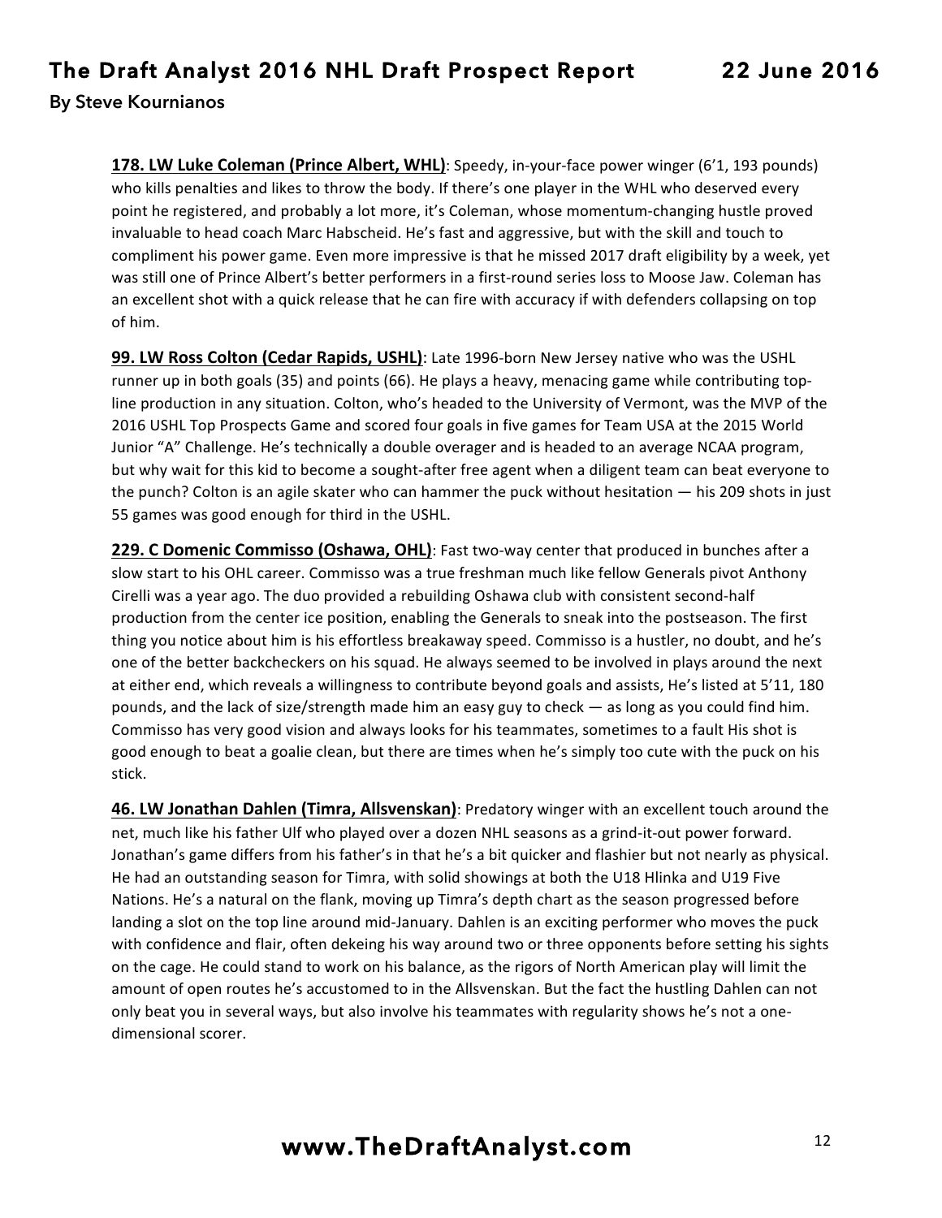**178. LW Luke Coleman (Prince Albert, WHL)**: Speedy, in-your-face power winger (6'1, 193 pounds) who kills penalties and likes to throw the body. If there's one player in the WHL who deserved every point he registered, and probably a lot more, it's Coleman, whose momentum-changing hustle proved invaluable to head coach Marc Habscheid. He's fast and aggressive, but with the skill and touch to compliment his power game. Even more impressive is that he missed 2017 draft eligibility by a week, yet was still one of Prince Albert's better performers in a first-round series loss to Moose Jaw. Coleman has an excellent shot with a quick release that he can fire with accuracy if with defenders collapsing on top of him.

**99. LW Ross Colton (Cedar Rapids, USHL)**: Late 1996-born New Jersey native who was the USHL runner up in both goals (35) and points (66). He plays a heavy, menacing game while contributing top-line production in any situation. Colton, who's headed to the University of Vermont, was the MVP of the 2016 USHL Top Prospects Game and scored four goals in five games for Team USA at the 2015 World Junior "A" Challenge. He's technically a double overager and is headed to an average NCAA program, but why wait for this kid to become a sought-after free agent when a diligent team can beat everyone to the punch? Colton is an agile skater who can hammer the puck without hesitation — his 209 shots in just 55 games was good enough for third in the USHL.

**229. C Domenic Commisso (Oshawa, OHL)**: Fast two-way center that produced in bunches after a slow start to his OHL career. Commisso was a true freshman much like fellow Generals pivot Anthony Cirelli was a year ago. The duo provided a rebuilding Oshawa club with consistent second-half production from the center ice position, enabling the Generals to sneak into the postseason. The first thing you notice about him is his effortless breakaway speed. Commisso is a hustler, no doubt, and he's one of the better backcheckers on his squad. He always seemed to be involved in plays around the next at either end, which reveals a willingness to contribute beyond goals and assists, He's listed at 5'11, 180 pounds, and the lack of size/strength made him an easy guy to check — as long as you could find him. Commisso has very good vision and always looks for his teammates, sometimes to a fault His shot is good enough to beat a goalie clean, but there are times when he's simply too cute with the puck on his stick.

**46. LW Jonathan Dahlen (Timra, Allsvenskan)**: Predatory winger with an excellent touch around the net, much like his father Ulf who played over a dozen NHL seasons as a grind-it-out power forward. Jonathan's game differs from his father's in that he's a bit quicker and flashier but not nearly as physical. He had an outstanding season for Timra, with solid showings at both the U18 Hlinka and U19 Five Nations. He's a natural on the flank, moving up Timra's depth chart as the season progressed before landing a slot on the top line around mid-January. Dahlen is an exciting performer who moves the puck with confidence and flair, often dekeing his way around two or three opponents before setting his sights on the cage. He could stand to work on his balance, as the rigors of North American play will limit the amount of open routes he's accustomed to in the Allsvenskan. But the fact the hustling Dahlen can not only beat you in several ways, but also involve his teammates with regularity shows he's not a one-dimensional scorer.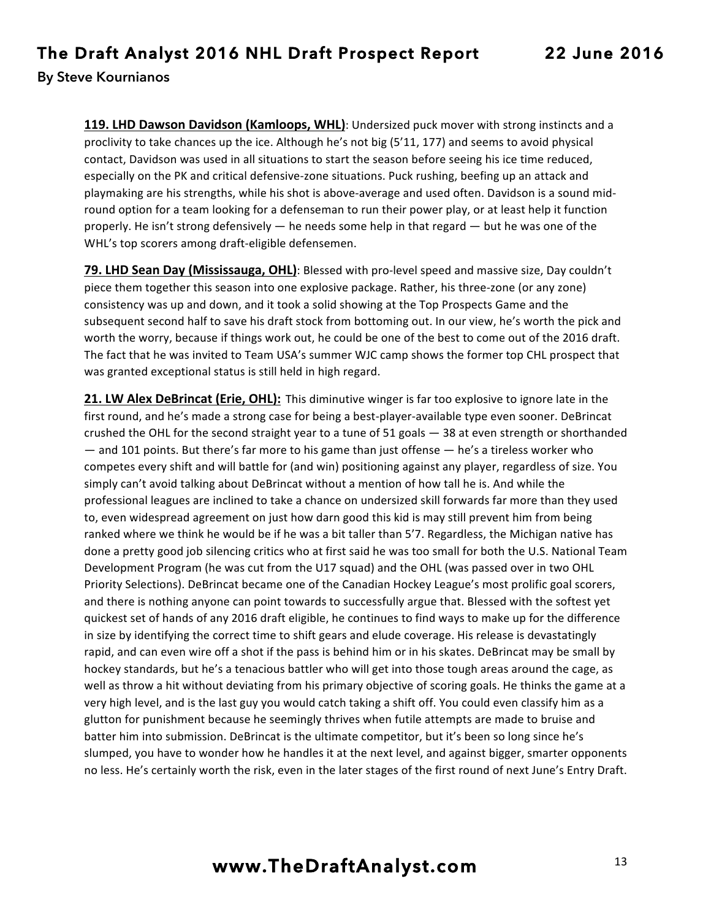**119. LHD Dawson Davidson (Kamloops, WHL)**: Undersized puck mover with strong instincts and a proclivity to take chances up the ice. Although he's not big (5'11, 177) and seems to avoid physical contact, Davidson was used in all situations to start the season before seeing his ice time reduced, especially on the PK and critical defensive-zone situations. Puck rushing, beefing up an attack and playmaking are his strengths, while his shot is above-average and used often. Davidson is a sound mid-round option for a team looking for a defenseman to run their power play, or at least help it function properly. He isn't strong defensively — he needs some help in that regard — but he was one of the WHL's top scorers among draft-eligible defensemen.

**79. LHD Sean Day (Mississauga, OHL)**: Blessed with pro-level speed and massive size, Day couldn't piece them together this season into one explosive package. Rather, his three-zone (or any zone) consistency was up and down, and it took a solid showing at the Top Prospects Game and the subsequent second half to save his draft stock from bottoming out. In our view, he's worth the pick and worth the worry, because if things work out, he could be one of the best to come out of the 2016 draft. The fact that he was invited to Team USA's summer WJC camp shows the former top CHL prospect that was granted exceptional status is still held in high regard.

**21. LW Alex DeBrincat (Erie, OHL):** This diminutive winger is far too explosive to ignore late in the first round, and he's made a strong case for being a best-player-available type even sooner. DeBrincat crushed the OHL for the second straight year to a tune of 51 goals — 38 at even strength or shorthanded — and 101 points. But there's far more to his game than just offense — he's a tireless worker who competes every shift and will battle for (and win) positioning against any player, regardless of size. You simply can't avoid talking about DeBrincat without a mention of how tall he is. And while the professional leagues are inclined to take a chance on undersized skill forwards far more than they used to, even widespread agreement on just how darn good this kid is may still prevent him from being ranked where we think he would be if he was a bit taller than 5'7. Regardless, the Michigan native has done a pretty good job silencing critics who at first said he was too small for both the U.S. National Team Development Program (he was cut from the U17 squad) and the OHL (was passed over in two OHL Priority Selections). DeBrincat became one of the Canadian Hockey League's most prolific goal scorers, and there is nothing anyone can point towards to successfully argue that. Blessed with the softest yet quickest set of hands of any 2016 draft eligible, he continues to find ways to make up for the difference in size by identifying the correct time to shift gears and elude coverage. His release is devastatingly rapid, and can even wire off a shot if the pass is behind him or in his skates. DeBrincat may be small by hockey standards, but he's a tenacious battler who will get into those tough areas around the cage, as well as throw a hit without deviating from his primary objective of scoring goals. He thinks the game at a very high level, and is the last guy you would catch taking a shift off. You could even classify him as a glutton for punishment because he seemingly thrives when futile attempts are made to bruise and batter him into submission. DeBrincat is the ultimate competitor, but it's been so long since he's slumped, you have to wonder how he handles it at the next level, and against bigger, smarter opponents no less. He's certainly worth the risk, even in the later stages of the first round of next June's Entry Draft.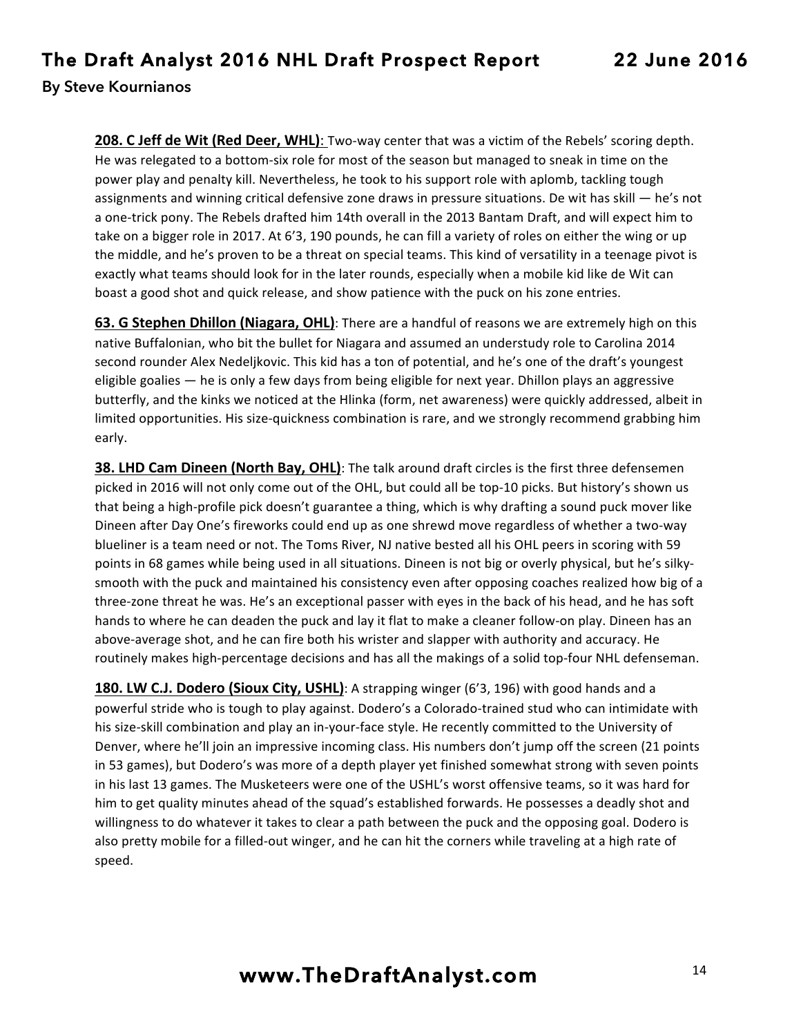**208. C Jeff de Wit (Red Deer, WHL):** Two-way center that was a victim of the Rebels' scoring depth. He was relegated to a bottom-six role for most of the season but managed to sneak in time on the power play and penalty kill. Nevertheless, he took to his support role with aplomb, tackling tough assignments and winning critical defensive zone draws in pressure situations. De wit has skill — he's not a one-trick pony. The Rebels drafted him 14th overall in the 2013 Bantam Draft, and will expect him to take on a bigger role in 2017. At 6'3, 190 pounds, he can fill a variety of roles on either the wing or up the middle, and he's proven to be a threat on special teams. This kind of versatility in a teenage pivot is exactly what teams should look for in the later rounds, especially when a mobile kid like de Wit can boast a good shot and quick release, and show patience with the puck on his zone entries.

**63. G Stephen Dhillon (Niagara, OHL)**: There are a handful of reasons we are extremely high on this native Buffalonian, who bit the bullet for Niagara and assumed an understudy role to Carolina 2014 second rounder Alex Nedeljkovic. This kid has a ton of potential, and he's one of the draft's youngest eligible goalies — he is only a few days from being eligible for next year. Dhillon plays an aggressive butterfly, and the kinks we noticed at the Hlinka (form, net awareness) were quickly addressed, albeit in limited opportunities. His size-quickness combination is rare, and we strongly recommend grabbing him early.

**38. LHD Cam Dineen (North Bay, OHL)**: The talk around draft circles is the first three defensemen picked in 2016 will not only come out of the OHL, but could all be top-10 picks. But history's shown us that being a high-profile pick doesn't guarantee a thing, which is why drafting a sound puck mover like Dineen after Day One's fireworks could end up as one shrewd move regardless of whether a two-way blueliner is a team need or not. The Toms River, NJ native bested all his OHL peers in scoring with 59 points in 68 games while being used in all situations. Dineen is not big or overly physical, but he's silky-smooth with the puck and maintained his consistency even after opposing coaches realized how big of a three-zone threat he was. He's an exceptional passer with eyes in the back of his head, and he has soft hands to where he can deaden the puck and lay it flat to make a cleaner follow-on play. Dineen has an above-average shot, and he can fire both his wrister and slapper with authority and accuracy. He routinely makes high-percentage decisions and has all the makings of a solid top-four NHL defenseman.

**180. LW C.J. Dodero (Sioux City, USHL)**: A strapping winger (6'3, 196) with good hands and a powerful stride who is tough to play against. Dodero's a Colorado-trained stud who can intimidate with his size-skill combination and play an in-your-face style. He recently committed to the University of Denver, where he'll join an impressive incoming class. His numbers don't jump off the screen (21 points in 53 games), but Dodero's was more of a depth player yet finished somewhat strong with seven points in his last 13 games. The Musketeers were one of the USHL's worst offensive teams, so it was hard for him to get quality minutes ahead of the squad's established forwards. He possesses a deadly shot and willingness to do whatever it takes to clear a path between the puck and the opposing goal. Dodero is also pretty mobile for a filled-out winger, and he can hit the corners while traveling at a high rate of speed.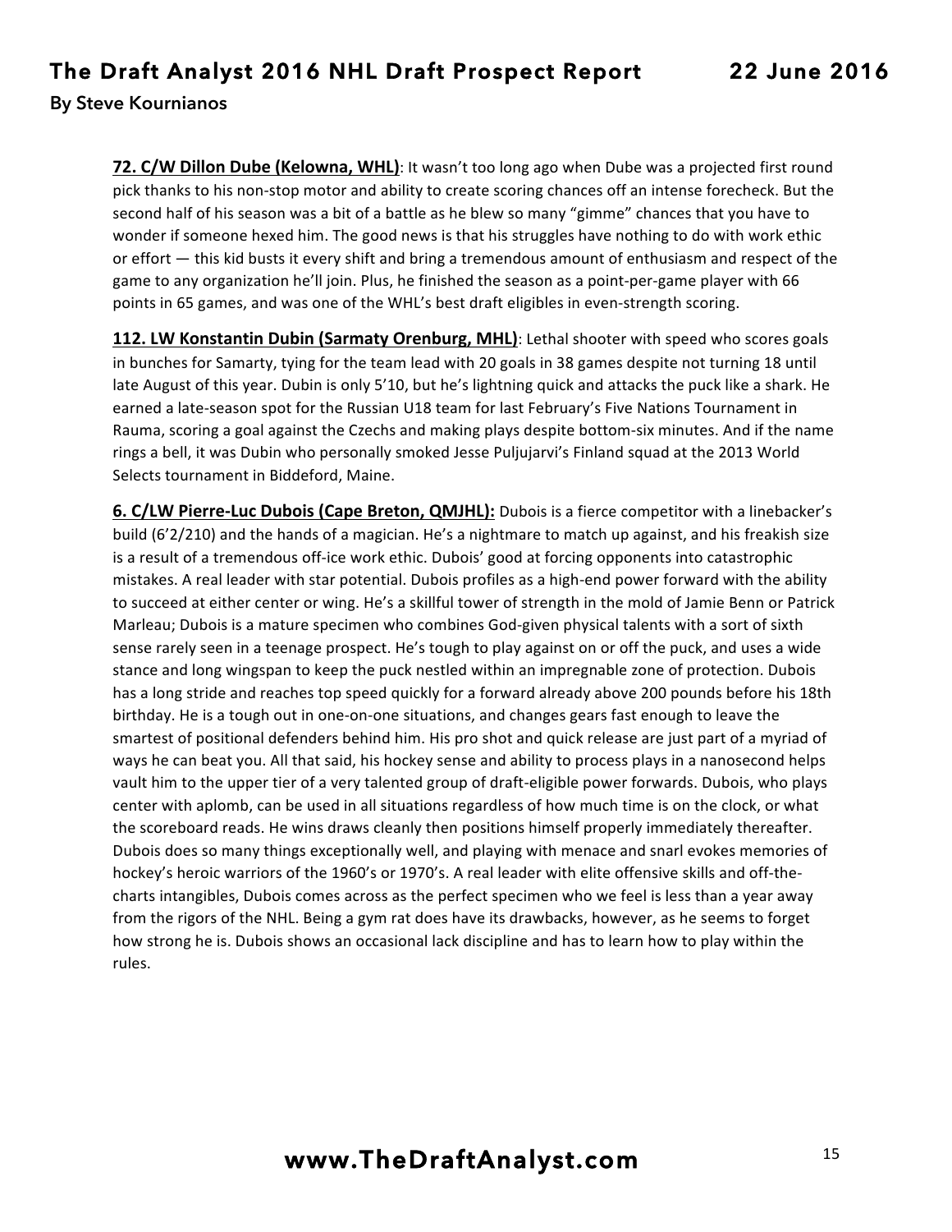**72. C/W Dillon Dube (Kelowna, WHL)**: It wasn't too long ago when Dube was a projected first round pick thanks to his non-stop motor and ability to create scoring chances off an intense forecheck. But the second half of his season was a bit of a battle as he blew so many "gimme" chances that you have to wonder if someone hexed him. The good news is that his struggles have nothing to do with work ethic or effort — this kid busts it every shift and bring a tremendous amount of enthusiasm and respect of the game to any organization he'll join. Plus, he finished the season as a point-per-game player with 66 points in 65 games, and was one of the WHL's best draft eligibles in even-strength scoring.

**112. LW Konstantin Dubin (Sarmaty Orenburg, MHL)**: Lethal shooter with speed who scores goals in bunches for Samarty, tying for the team lead with 20 goals in 38 games despite not turning 18 until late August of this year. Dubin is only 5'10, but he's lightning quick and attacks the puck like a shark. He earned a late-season spot for the Russian U18 team for last February's Five Nations Tournament in Rauma, scoring a goal against the Czechs and making plays despite bottom-six minutes. And if the name rings a bell, it was Dubin who personally smoked Jesse Puljujarvi's Finland squad at the 2013 World Selects tournament in Biddeford, Maine.

**6. C/LW Pierre-Luc Dubois (Cape Breton, QMJHL):** Dubois is a fierce competitor with a linebacker's build (6'2/210) and the hands of a magician. He's a nightmare to match up against, and his freakish size is a result of a tremendous off-ice work ethic. Dubois' good at forcing opponents into catastrophic mistakes. A real leader with star potential. Dubois profiles as a high-end power forward with the ability to succeed at either center or wing. He's a skillful tower of strength in the mold of Jamie Benn or Patrick Marleau; Dubois is a mature specimen who combines God-given physical talents with a sort of sixth sense rarely seen in a teenage prospect. He's tough to play against on or off the puck, and uses a wide stance and long wingspan to keep the puck nestled within an impregnable zone of protection. Dubois has a long stride and reaches top speed quickly for a forward already above 200 pounds before his 18th birthday. He is a tough out in one-on-one situations, and changes gears fast enough to leave the smartest of positional defenders behind him. His pro shot and quick release are just part of a myriad of ways he can beat you. All that said, his hockey sense and ability to process plays in a nanosecond helps vault him to the upper tier of a very talented group of draft-eligible power forwards. Dubois, who plays center with aplomb, can be used in all situations regardless of how much time is on the clock, or what the scoreboard reads. He wins draws cleanly then positions himself properly immediately thereafter. Dubois does so many things exceptionally well, and playing with menace and snarl evokes memories of hockey's heroic warriors of the 1960's or 1970's. A real leader with elite offensive skills and off-the-charts intangibles, Dubois comes across as the perfect specimen who we feel is less than a year away from the rigors of the NHL. Being a gym rat does have its drawbacks, however, as he seems to forget how strong he is. Dubois shows an occasional lack discipline and has to learn how to play within the rules.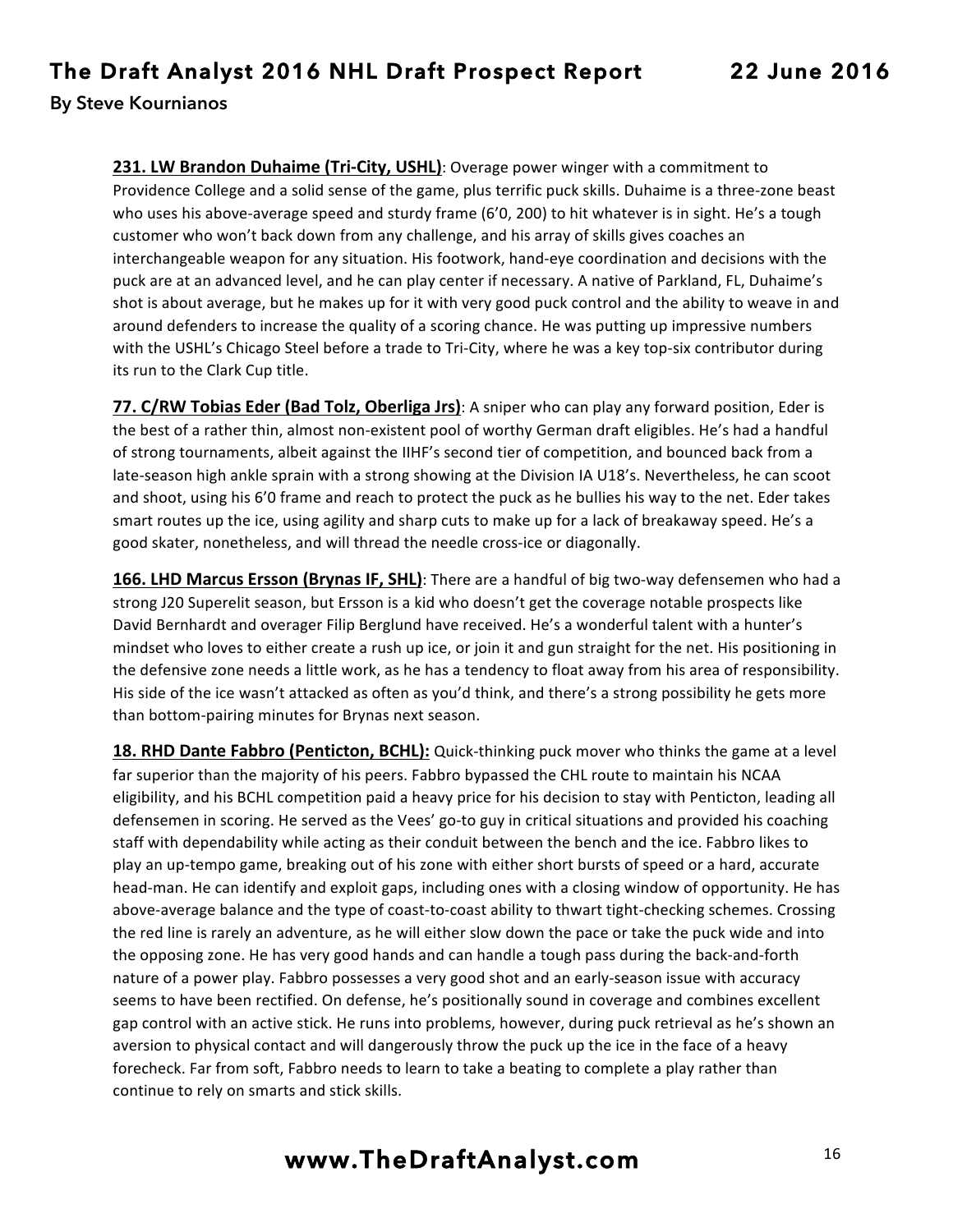**231. LW Brandon Duhaime (Tri-City, USHL)**: Overage power winger with a commitment to Providence College and a solid sense of the game, plus terrific puck skills. Duhaime is a three-zone beast who uses his above-average speed and sturdy frame (6'0, 200) to hit whatever is in sight. He's a tough customer who won't back down from any challenge, and his array of skills gives coaches an interchangeable weapon for any situation. His footwork, hand-eye coordination and decisions with the puck are at an advanced level, and he can play center if necessary. A native of Parkland, FL, Duhaime's shot is about average, but he makes up for it with very good puck control and the ability to weave in and around defenders to increase the quality of a scoring chance. He was putting up impressive numbers with the USHL's Chicago Steel before a trade to Tri-City, where he was a key top-six contributor during its run to the Clark Cup title.

**77. C/RW Tobias Eder (Bad Tolz, Oberliga Jrs)**: A sniper who can play any forward position, Eder is the best of a rather thin, almost non-existent pool of worthy German draft eligibles. He's had a handful of strong tournaments, albeit against the IIHF's second tier of competition, and bounced back from a late-season high ankle sprain with a strong showing at the Division IA U18's. Nevertheless, he can scoot and shoot, using his 6'0 frame and reach to protect the puck as he bullies his way to the net. Eder takes smart routes up the ice, using agility and sharp cuts to make up for a lack of breakaway speed. He's a good skater, nonetheless, and will thread the needle cross-ice or diagonally.

**166. LHD Marcus Ersson (Brynas IF, SHL)**: There are a handful of big two-way defensemen who had a strong J20 Superelit season, but Ersson is a kid who doesn't get the coverage notable prospects like David Bernhardt and overager Filip Berglund have received. He's a wonderful talent with a hunter's mindset who loves to either create a rush up ice, or join it and gun straight for the net. His positioning in the defensive zone needs a little work, as he has a tendency to float away from his area of responsibility. His side of the ice wasn't attacked as often as you'd think, and there's a strong possibility he gets more than bottom-pairing minutes for Brynas next season.

**18. RHD Dante Fabbro (Penticton, BCHL):** Quick-thinking puck mover who thinks the game at a level far superior than the majority of his peers. Fabbro bypassed the CHL route to maintain his NCAA eligibility, and his BCHL competition paid a heavy price for his decision to stay with Penticton, leading all defensemen in scoring. He served as the Vees' go-to guy in critical situations and provided his coaching staff with dependability while acting as their conduit between the bench and the ice. Fabbro likes to play an up-tempo game, breaking out of his zone with either short bursts of speed or a hard, accurate head-man. He can identify and exploit gaps, including ones with a closing window of opportunity. He has above-average balance and the type of coast-to-coast ability to thwart tight-checking schemes. Crossing the red line is rarely an adventure, as he will either slow down the pace or take the puck wide and into the opposing zone. He has very good hands and can handle a tough pass during the back-and-forth nature of a power play. Fabbro possesses a very good shot and an early-season issue with accuracy seems to have been rectified. On defense, he's positionally sound in coverage and combines excellent gap control with an active stick. He runs into problems, however, during puck retrieval as he's shown an aversion to physical contact and will dangerously throw the puck up the ice in the face of a heavy forecheck. Far from soft, Fabbro needs to learn to take a beating to complete a play rather than continue to rely on smarts and stick skills.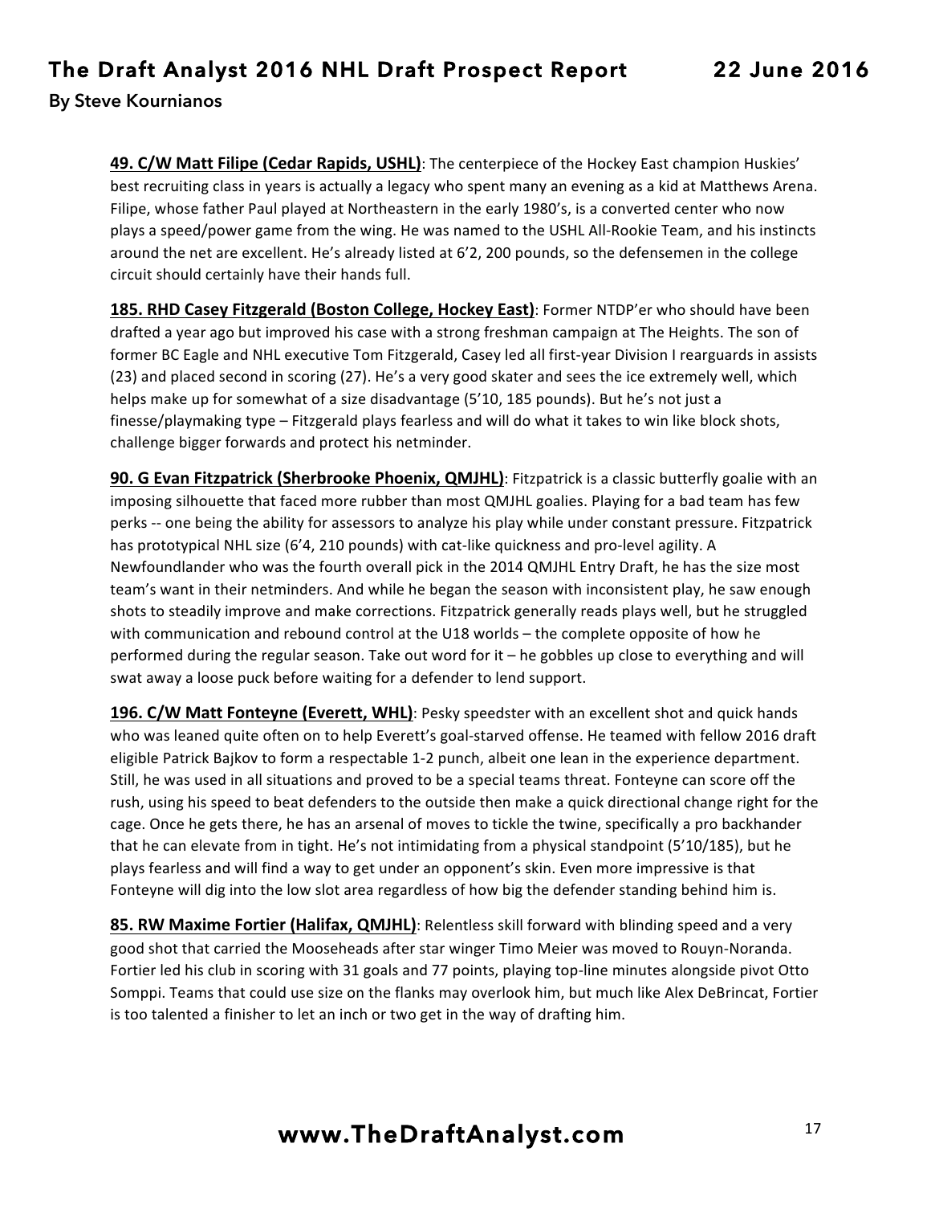**49. C/W Matt Filipe (Cedar Rapids, USHL)**: The centerpiece of the Hockey East champion Huskies' best recruiting class in years is actually a legacy who spent many an evening as a kid at Matthews Arena. Filipe, whose father Paul played at Northeastern in the early 1980's, is a converted center who now plays a speed/power game from the wing. He was named to the USHL All-Rookie Team, and his instincts around the net are excellent. He's already listed at 6'2, 200 pounds, so the defensemen in the college circuit should certainly have their hands full.

**185. RHD Casey Fitzgerald (Boston College, Hockey East)**: Former NTDP'er who should have been drafted a year ago but improved his case with a strong freshman campaign at The Heights. The son of former BC Eagle and NHL executive Tom Fitzgerald, Casey led all first-year Division I rearguards in assists (23) and placed second in scoring (27). He's a very good skater and sees the ice extremely well, which helps make up for somewhat of a size disadvantage (5'10, 185 pounds). But he's not just a finesse/playmaking type – Fitzgerald plays fearless and will do what it takes to win like block shots, challenge bigger forwards and protect his netminder.

**90. G Evan Fitzpatrick (Sherbrooke Phoenix, QMJHL)**: Fitzpatrick is a classic butterfly goalie with an imposing silhouette that faced more rubber than most QMJHL goalies. Playing for a bad team has few perks -- one being the ability for assessors to analyze his play while under constant pressure. Fitzpatrick has prototypical NHL size (6'4, 210 pounds) with cat-like quickness and pro-level agility. A Newfoundlander who was the fourth overall pick in the 2014 QMJHL Entry Draft, he has the size most team's want in their netminders. And while he began the season with inconsistent play, he saw enough shots to steadily improve and make corrections. Fitzpatrick generally reads plays well, but he struggled with communication and rebound control at the U18 worlds – the complete opposite of how he performed during the regular season. Take out word for it – he gobbles up close to everything and will swat away a loose puck before waiting for a defender to lend support.

**196. C/W Matt Fonteyne (Everett, WHL)**: Pesky speedster with an excellent shot and quick hands who was leaned quite often on to help Everett's goal-starved offense. He teamed with fellow 2016 draft eligible Patrick Bajkov to form a respectable 1-2 punch, albeit one lean in the experience department. Still, he was used in all situations and proved to be a special teams threat. Fonteyne can score off the rush, using his speed to beat defenders to the outside then make a quick directional change right for the cage. Once he gets there, he has an arsenal of moves to tickle the twine, specifically a pro backhander that he can elevate from in tight. He's not intimidating from a physical standpoint (5'10/185), but he plays fearless and will find a way to get under an opponent's skin. Even more impressive is that Fonteyne will dig into the low slot area regardless of how big the defender standing behind him is.

**85. RW Maxime Fortier (Halifax, QMJHL)**: Relentless skill forward with blinding speed and a very good shot that carried the Mooseheads after star winger Timo Meier was moved to Rouyn-Noranda. Fortier led his club in scoring with 31 goals and 77 points, playing top-line minutes alongside pivot Otto Somppi. Teams that could use size on the flanks may overlook him, but much like Alex DeBrincat, Fortier is too talented a finisher to let an inch or two get in the way of drafting him.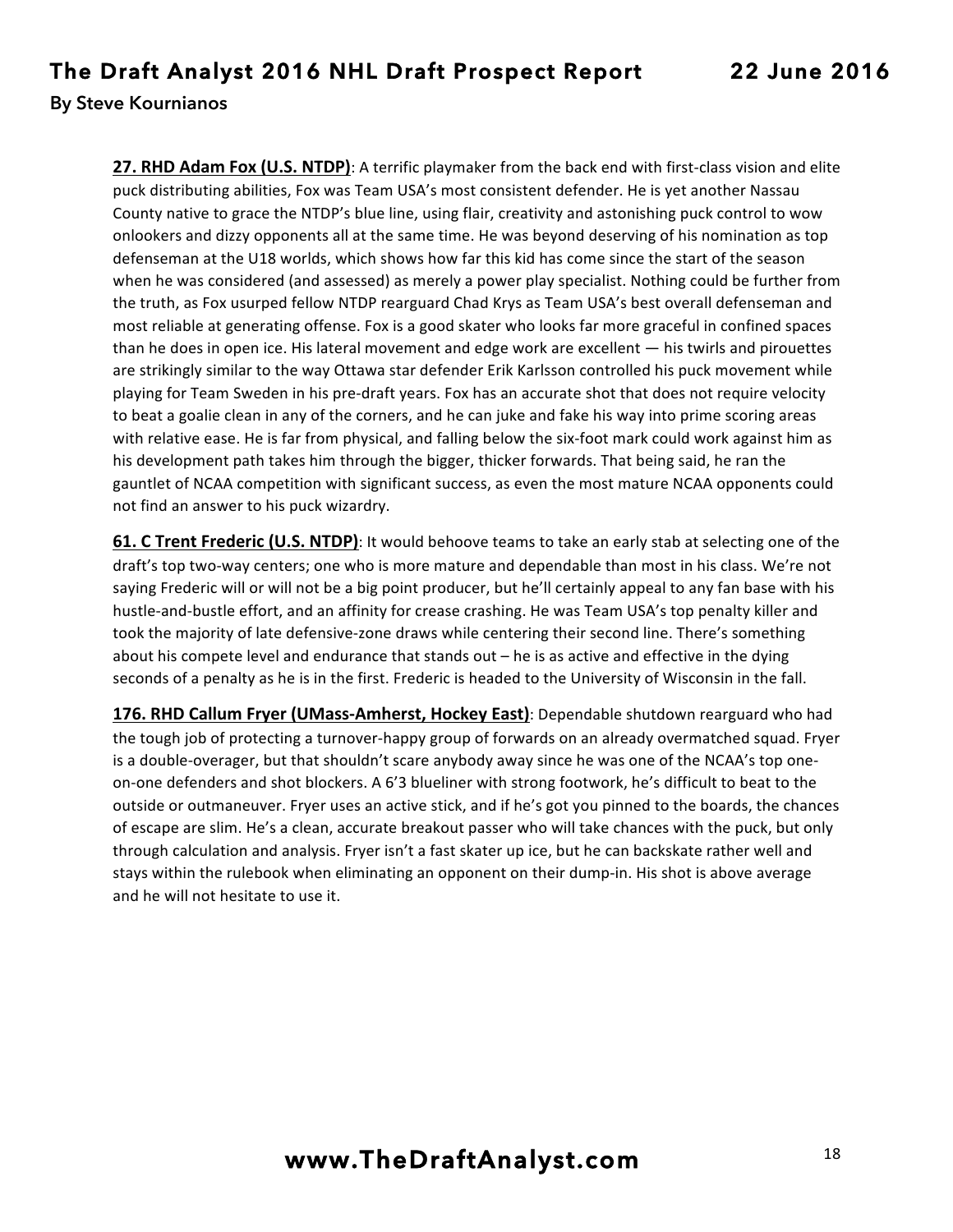**27. RHD Adam Fox (U.S. NTDP)**: A terrific playmaker from the back end with first-class vision and elite puck distributing abilities, Fox was Team USA's most consistent defender. He is yet another Nassau County native to grace the NTDP's blue line, using flair, creativity and astonishing puck control to wow onlookers and dizzy opponents all at the same time. He was beyond deserving of his nomination as top defenseman at the U18 worlds, which shows how far this kid has come since the start of the season when he was considered (and assessed) as merely a power play specialist. Nothing could be further from the truth, as Fox usurped fellow NTDP rearguard Chad Krys as Team USA's best overall defenseman and most reliable at generating offense. Fox is a good skater who looks far more graceful in confined spaces than he does in open ice. His lateral movement and edge work are excellent — his twirls and pirouettes are strikingly similar to the way Ottawa star defender Erik Karlsson controlled his puck movement while playing for Team Sweden in his pre-draft years. Fox has an accurate shot that does not require velocity to beat a goalie clean in any of the corners, and he can juke and fake his way into prime scoring areas with relative ease. He is far from physical, and falling below the six-foot mark could work against him as his development path takes him through the bigger, thicker forwards. That being said, he ran the gauntlet of NCAA competition with significant success, as even the most mature NCAA opponents could not find an answer to his puck wizardry.

**61. C Trent Frederic (U.S. NTDP)**: It would behoove teams to take an early stab at selecting one of the draft's top two-way centers; one who is more mature and dependable than most in his class. We're not saying Frederic will or will not be a big point producer, but he'll certainly appeal to any fan base with his hustle-and-bustle effort, and an affinity for crease crashing. He was Team USA's top penalty killer and took the majority of late defensive-zone draws while centering their second line. There's something about his compete level and endurance that stands out – he is as active and effective in the dying seconds of a penalty as he is in the first. Frederic is headed to the University of Wisconsin in the fall.

**176. RHD Callum Fryer (UMass-Amherst, Hockey East)**: Dependable shutdown rearguard who had the tough job of protecting a turnover-happy group of forwards on an already overmatched squad. Fryer is a double-overager, but that shouldn't scare anybody away since he was one of the NCAA's top one-on-one defenders and shot blockers. A 6'3 blueliner with strong footwork, he's difficult to beat to the outside or outmaneuver. Fryer uses an active stick, and if he's got you pinned to the boards, the chances of escape are slim. He's a clean, accurate breakout passer who will take chances with the puck, but only through calculation and analysis. Fryer isn't a fast skater up ice, but he can backskate rather well and stays within the rulebook when eliminating an opponent on their dump-in. His shot is above average and he will not hesitate to use it.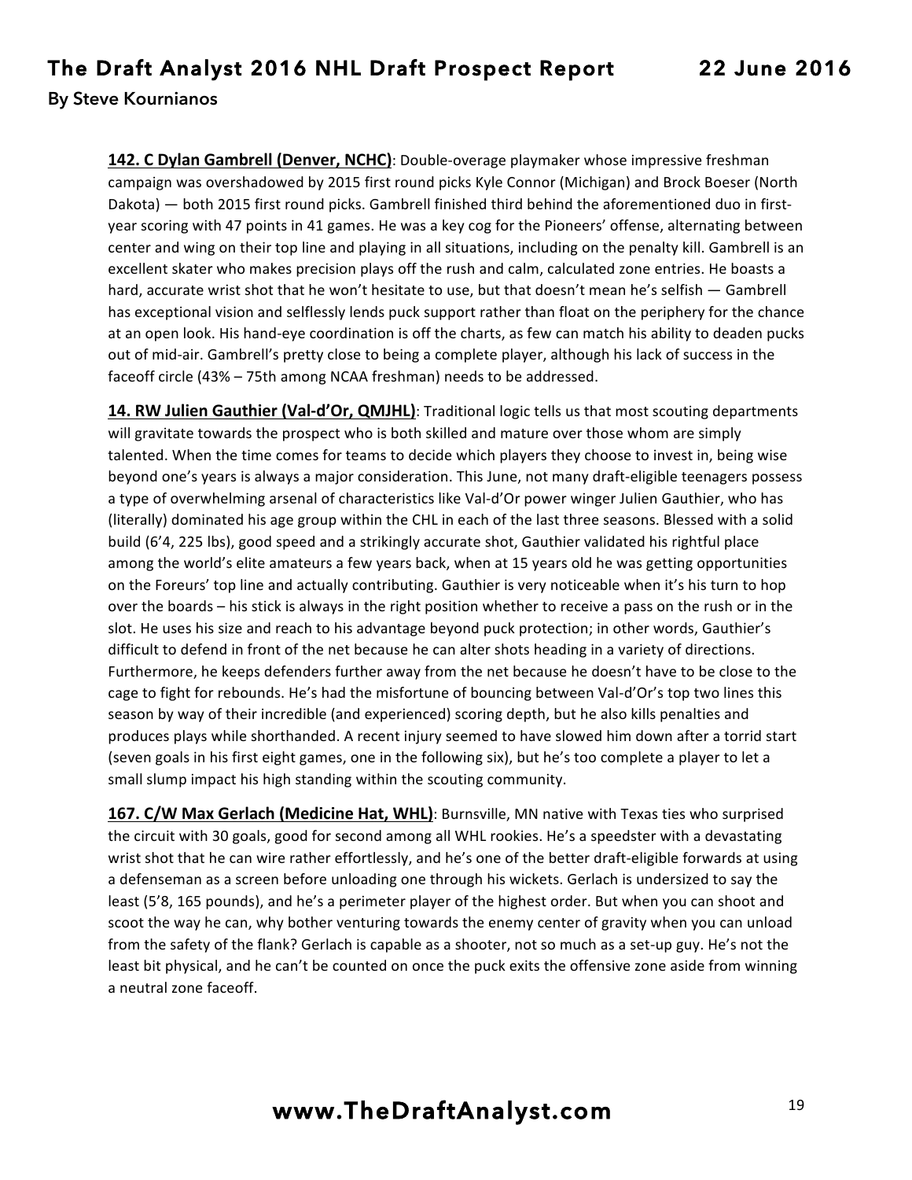**142. C Dylan Gambrell (Denver, NCHC)**: Double-overage playmaker whose impressive freshman campaign was overshadowed by 2015 first round picks Kyle Connor (Michigan) and Brock Boeser (North Dakota) — both 2015 first round picks. Gambrell finished third behind the aforementioned duo in first-year scoring with 47 points in 41 games. He was a key cog for the Pioneers' offense, alternating between center and wing on their top line and playing in all situations, including on the penalty kill. Gambrell is an excellent skater who makes precision plays off the rush and calm, calculated zone entries. He boasts a hard, accurate wrist shot that he won't hesitate to use, but that doesn't mean he's selfish — Gambrell has exceptional vision and selflessly lends puck support rather than float on the periphery for the chance at an open look. His hand-eye coordination is off the charts, as few can match his ability to deaden pucks out of mid-air. Gambrell's pretty close to being a complete player, although his lack of success in the faceoff circle (43% – 75th among NCAA freshman) needs to be addressed.

**14. RW Julien Gauthier (Val-d'Or, QMJHL)**: Traditional logic tells us that most scouting departments will gravitate towards the prospect who is both skilled and mature over those whom are simply talented. When the time comes for teams to decide which players they choose to invest in, being wise beyond one's years is always a major consideration. This June, not many draft-eligible teenagers possess a type of overwhelming arsenal of characteristics like Val-d'Or power winger Julien Gauthier, who has (literally) dominated his age group within the CHL in each of the last three seasons. Blessed with a solid build (6'4, 225 lbs), good speed and a strikingly accurate shot, Gauthier validated his rightful place among the world's elite amateurs a few years back, when at 15 years old he was getting opportunities on the Foreurs' top line and actually contributing. Gauthier is very noticeable when it's his turn to hop over the boards – his stick is always in the right position whether to receive a pass on the rush or in the slot. He uses his size and reach to his advantage beyond puck protection; in other words, Gauthier's difficult to defend in front of the net because he can alter shots heading in a variety of directions. Furthermore, he keeps defenders further away from the net because he doesn't have to be close to the cage to fight for rebounds. He's had the misfortune of bouncing between Val-d'Or's top two lines this season by way of their incredible (and experienced) scoring depth, but he also kills penalties and produces plays while shorthanded. A recent injury seemed to have slowed him down after a torrid start (seven goals in his first eight games, one in the following six), but he's too complete a player to let a small slump impact his high standing within the scouting community.

**167. C/W Max Gerlach (Medicine Hat, WHL)**: Burnsville, MN native with Texas ties who surprised the circuit with 30 goals, good for second among all WHL rookies. He's a speedster with a devastating wrist shot that he can wire rather effortlessly, and he's one of the better draft-eligible forwards at using a defenseman as a screen before unloading one through his wickets. Gerlach is undersized to say the least (5'8, 165 pounds), and he's a perimeter player of the highest order. But when you can shoot and scoot the way he can, why bother venturing towards the enemy center of gravity when you can unload from the safety of the flank? Gerlach is capable as a shooter, not so much as a set-up guy. He's not the least bit physical, and he can't be counted on once the puck exits the offensive zone aside from winning a neutral zone faceoff.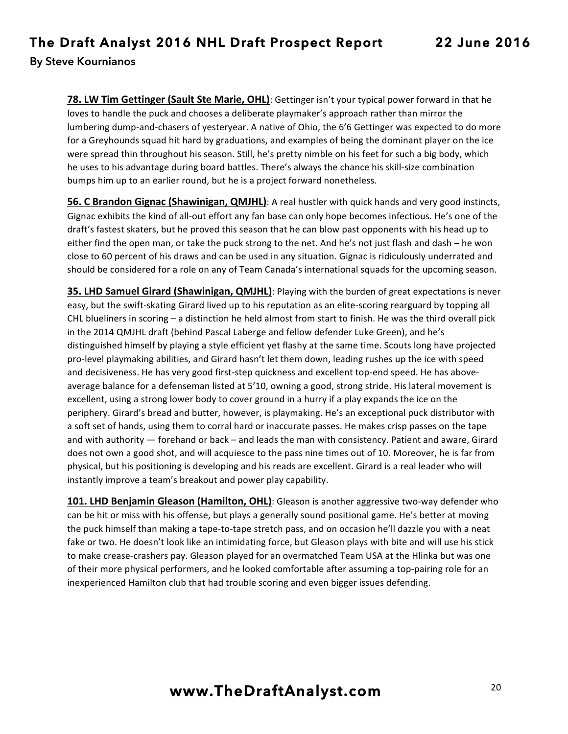**78. LW Tim Gettinger (Sault Ste Marie, OHL)**: Gettinger isn't your typical power forward in that he loves to handle the puck and chooses a deliberate playmaker's approach rather than mirror the lumbering dump-and-chasers of yesteryear. A native of Ohio, the 6'6 Gettinger was expected to do more for a Greyhounds squad hit hard by graduations, and examples of being the dominant player on the ice were spread thin throughout his season. Still, he's pretty nimble on his feet for such a big body, which he uses to his advantage during board battles. There's always the chance his skill-size combination bumps him up to an earlier round, but he is a project forward nonetheless.

**56. C Brandon Gignac (Shawinigan, QMJHL)**: A real hustler with quick hands and very good instincts, Gignac exhibits the kind of all-out effort any fan base can only hope becomes infectious. He's one of the draft's fastest skaters, but he proved this season that he can blow past opponents with his head up to either find the open man, or take the puck strong to the net. And he's not just flash and dash – he won close to 60 percent of his draws and can be used in any situation. Gignac is ridiculously underrated and should be considered for a role on any of Team Canada's international squads for the upcoming season.

**35. LHD Samuel Girard (Shawinigan, QMJHL)**: Playing with the burden of great expectations is never easy, but the swift-skating Girard lived up to his reputation as an elite-scoring rearguard by topping all CHL blueliners in scoring – a distinction he held almost from start to finish. He was the third overall pick in the 2014 QMJHL draft (behind Pascal Laberge and fellow defender Luke Green), and he's distinguished himself by playing a style efficient yet flashy at the same time. Scouts long have projected pro-level playmaking abilities, and Girard hasn't let them down, leading rushes up the ice with speed and decisiveness. He has very good first-step quickness and excellent top-end speed. He has above-average balance for a defenseman listed at 5'10, owning a good, strong stride. His lateral movement is excellent, using a strong lower body to cover ground in a hurry if a play expands the ice on the periphery. Girard's bread and butter, however, is playmaking. He's an exceptional puck distributor with a soft set of hands, using them to corral hard or inaccurate passes. He makes crisp passes on the tape and with authority — forehand or back – and leads the man with consistency. Patient and aware, Girard does not own a good shot, and will acquiesce to the pass nine times out of 10. Moreover, he is far from physical, but his positioning is developing and his reads are excellent. Girard is a real leader who will instantly improve a team's breakout and power play capability.

**101. LHD Benjamin Gleason (Hamilton, OHL)**: Gleason is another aggressive two-way defender who can be hit or miss with his offense, but plays a generally sound positional game. He's better at moving the puck himself than making a tape-to-tape stretch pass, and on occasion he'll dazzle you with a neat fake or two. He doesn't look like an intimidating force, but Gleason plays with bite and will use his stick to make crease-crashers pay. Gleason played for an overmatched Team USA at the Hlinka but was one of their more physical performers, and he looked comfortable after assuming a top-pairing role for an inexperienced Hamilton club that had trouble scoring and even bigger issues defending.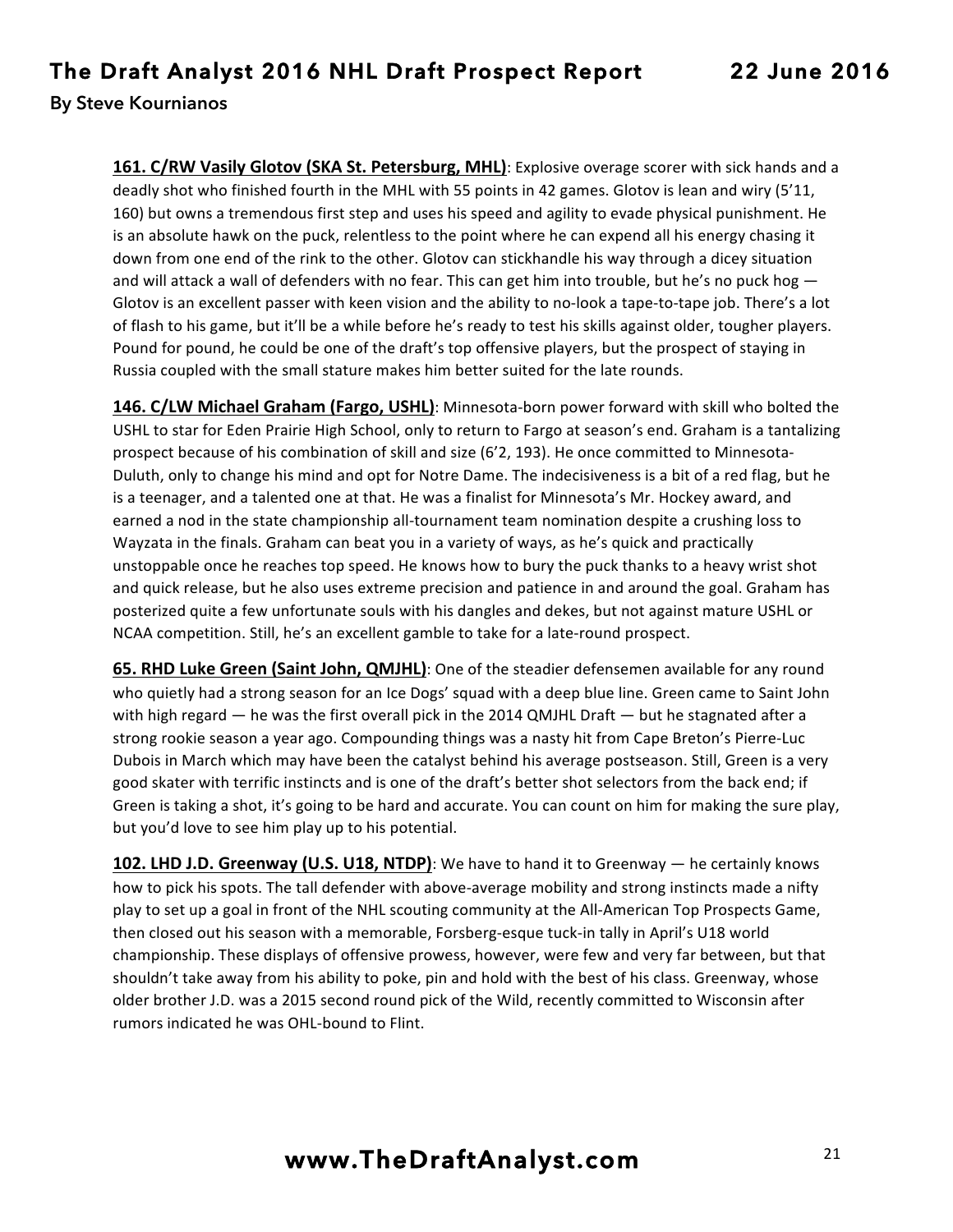**161. C/RW Vasily Glotov (SKA St. Petersburg, MHL)**: Explosive overage scorer with sick hands and a deadly shot who finished fourth in the MHL with 55 points in 42 games. Glotov is lean and wiry (5'11, 160) but owns a tremendous first step and uses his speed and agility to evade physical punishment. He is an absolute hawk on the puck, relentless to the point where he can expend all his energy chasing it down from one end of the rink to the other. Glotov can stickhandle his way through a dicey situation and will attack a wall of defenders with no fear. This can get him into trouble, but he's no puck hog — Glotov is an excellent passer with keen vision and the ability to no-look a tape-to-tape job. There's a lot of flash to his game, but it'll be a while before he's ready to test his skills against older, tougher players. Pound for pound, he could be one of the draft's top offensive players, but the prospect of staying in Russia coupled with the small stature makes him better suited for the late rounds.

**146. C/LW Michael Graham (Fargo, USHL)**: Minnesota-born power forward with skill who bolted the USHL to star for Eden Prairie High School, only to return to Fargo at season's end. Graham is a tantalizing prospect because of his combination of skill and size (6'2, 193). He once committed to Minnesota-Duluth, only to change his mind and opt for Notre Dame. The indecisiveness is a bit of a red flag, but he is a teenager, and a talented one at that. He was a finalist for Minnesota's Mr. Hockey award, and earned a nod in the state championship all-tournament team nomination despite a crushing loss to Wayzata in the finals. Graham can beat you in a variety of ways, as he's quick and practically unstoppable once he reaches top speed. He knows how to bury the puck thanks to a heavy wrist shot and quick release, but he also uses extreme precision and patience in and around the goal. Graham has posterized quite a few unfortunate souls with his dangles and dekes, but not against mature USHL or NCAA competition. Still, he's an excellent gamble to take for a late-round prospect.

**65. RHD Luke Green (Saint John, QMJHL)**: One of the steadier defensemen available for any round who quietly had a strong season for an Ice Dogs' squad with a deep blue line. Green came to Saint John with high regard — he was the first overall pick in the 2014 QMJHL Draft — but he stagnated after a strong rookie season a year ago. Compounding things was a nasty hit from Cape Breton's Pierre-Luc Dubois in March which may have been the catalyst behind his average postseason. Still, Green is a very good skater with terrific instincts and is one of the draft's better shot selectors from the back end; if Green is taking a shot, it's going to be hard and accurate. You can count on him for making the sure play, but you'd love to see him play up to his potential.

**102. LHD J.D. Greenway (U.S. U18, NTDP)**: We have to hand it to Greenway — he certainly knows how to pick his spots. The tall defender with above-average mobility and strong instincts made a nifty play to set up a goal in front of the NHL scouting community at the All-American Top Prospects Game, then closed out his season with a memorable, Forsberg-esque tuck-in tally in April's U18 world championship. These displays of offensive prowess, however, were few and very far between, but that shouldn't take away from his ability to poke, pin and hold with the best of his class. Greenway, whose older brother J.D. was a 2015 second round pick of the Wild, recently committed to Wisconsin after rumors indicated he was OHL-bound to Flint.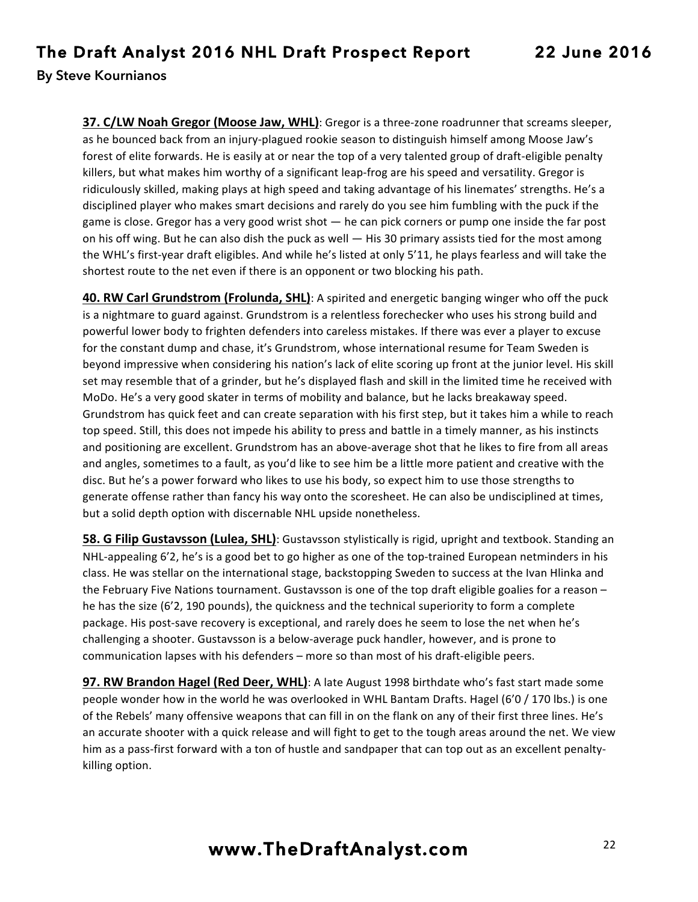**37. C/LW Noah Gregor (Moose Jaw, WHL)**: Gregor is a three-zone roadrunner that screams sleeper, as he bounced back from an injury-plagued rookie season to distinguish himself among Moose Jaw's forest of elite forwards. He is easily at or near the top of a very talented group of draft-eligible penalty killers, but what makes him worthy of a significant leap-frog are his speed and versatility. Gregor is ridiculously skilled, making plays at high speed and taking advantage of his linemates' strengths. He's a disciplined player who makes smart decisions and rarely do you see him fumbling with the puck if the game is close. Gregor has a very good wrist shot — he can pick corners or pump one inside the far post on his off wing. But he can also dish the puck as well — His 30 primary assists tied for the most among the WHL's first-year draft eligibles. And while he's listed at only 5'11, he plays fearless and will take the shortest route to the net even if there is an opponent or two blocking his path.

**40. RW Carl Grundstrom (Frolunda, SHL)**: A spirited and energetic banging winger who off the puck is a nightmare to guard against. Grundstrom is a relentless forechecker who uses his strong build and powerful lower body to frighten defenders into careless mistakes. If there was ever a player to excuse for the constant dump and chase, it's Grundstrom, whose international resume for Team Sweden is beyond impressive when considering his nation's lack of elite scoring up front at the junior level. His skill set may resemble that of a grinder, but he's displayed flash and skill in the limited time he received with MoDo. He's a very good skater in terms of mobility and balance, but he lacks breakaway speed. Grundstrom has quick feet and can create separation with his first step, but it takes him a while to reach top speed. Still, this does not impede his ability to press and battle in a timely manner, as his instincts and positioning are excellent. Grundstrom has an above-average shot that he likes to fire from all areas and angles, sometimes to a fault, as you'd like to see him be a little more patient and creative with the disc. But he's a power forward who likes to use his body, so expect him to use those strengths to generate offense rather than fancy his way onto the scoresheet. He can also be undisciplined at times, but a solid depth option with discernable NHL upside nonetheless.

**58. G Filip Gustavsson (Lulea, SHL)**: Gustavsson stylistically is rigid, upright and textbook. Standing an NHL-appealing 6'2, he's is a good bet to go higher as one of the top-trained European netminders in his class. He was stellar on the international stage, backstopping Sweden to success at the Ivan Hlinka and the February Five Nations tournament. Gustavsson is one of the top draft eligible goalies for a reason – he has the size (6'2, 190 pounds), the quickness and the technical superiority to form a complete package. His post-save recovery is exceptional, and rarely does he seem to lose the net when he's challenging a shooter. Gustavsson is a below-average puck handler, however, and is prone to communication lapses with his defenders – more so than most of his draft-eligible peers.

**97. RW Brandon Hagel (Red Deer, WHL)**: A late August 1998 birthdate who's fast start made some people wonder how in the world he was overlooked in WHL Bantam Drafts. Hagel (6'0 / 170 lbs.) is one of the Rebels' many offensive weapons that can fill in on the flank on any of their first three lines. He's an accurate shooter with a quick release and will fight to get to the tough areas around the net. We view him as a pass-first forward with a ton of hustle and sandpaper that can top out as an excellent penalty-killing option.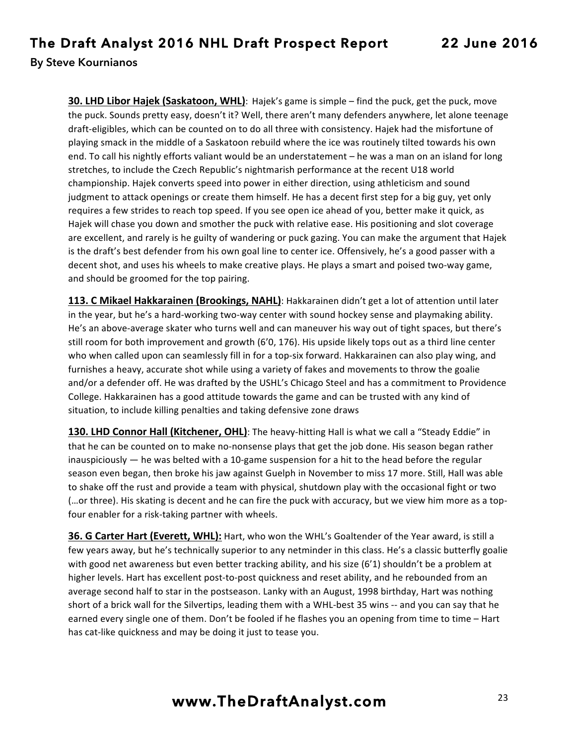**30. LHD Libor Hajek (Saskatoon, WHL)**: Hajek's game is simple – find the puck, get the puck, move the puck. Sounds pretty easy, doesn't it? Well, there aren't many defenders anywhere, let alone teenage draft-eligibles, which can be counted on to do all three with consistency. Hajek had the misfortune of playing smack in the middle of a Saskatoon rebuild where the ice was routinely tilted towards his own end. To call his nightly efforts valiant would be an understatement – he was a man on an island for long stretches, to include the Czech Republic's nightmarish performance at the recent U18 world championship. Hajek converts speed into power in either direction, using athleticism and sound judgment to attack openings or create them himself. He has a decent first step for a big guy, yet only requires a few strides to reach top speed. If you see open ice ahead of you, better make it quick, as Hajek will chase you down and smother the puck with relative ease. His positioning and slot coverage are excellent, and rarely is he guilty of wandering or puck gazing. You can make the argument that Hajek is the draft's best defender from his own goal line to center ice. Offensively, he's a good passer with a decent shot, and uses his wheels to make creative plays. He plays a smart and poised two-way game, and should be groomed for the top pairing.

**113. C Mikael Hakkarainen (Brookings, NAHL)**: Hakkarainen didn't get a lot of attention until later in the year, but he's a hard-working two-way center with sound hockey sense and playmaking ability. He's an above-average skater who turns well and can maneuver his way out of tight spaces, but there's still room for both improvement and growth (6'0, 176). His upside likely tops out as a third line center who when called upon can seamlessly fill in for a top-six forward. Hakkarainen can also play wing, and furnishes a heavy, accurate shot while using a variety of fakes and movements to throw the goalie and/or a defender off. He was drafted by the USHL's Chicago Steel and has a commitment to Providence College. Hakkarainen has a good attitude towards the game and can be trusted with any kind of situation, to include killing penalties and taking defensive zone draws

**130. LHD Connor Hall (Kitchener, OHL)**: The heavy-hitting Hall is what we call a "Steady Eddie" in that he can be counted on to make no-nonsense plays that get the job done. His season began rather inauspiciously — he was belted with a 10-game suspension for a hit to the head before the regular season even began, then broke his jaw against Guelph in November to miss 17 more. Still, Hall was able to shake off the rust and provide a team with physical, shutdown play with the occasional fight or two (…or three). His skating is decent and he can fire the puck with accuracy, but we view him more as a top-four enabler for a risk-taking partner with wheels.

**36. G Carter Hart (Everett, WHL):** Hart, who won the WHL's Goaltender of the Year award, is still a few years away, but he's technically superior to any netminder in this class. He's a classic butterfly goalie with good net awareness but even better tracking ability, and his size (6'1) shouldn't be a problem at higher levels. Hart has excellent post-to-post quickness and reset ability, and he rebounded from an average second half to star in the postseason. Lanky with an August, 1998 birthday, Hart was nothing short of a brick wall for the Silvertips, leading them with a WHL-best 35 wins -- and you can say that he earned every single one of them. Don't be fooled if he flashes you an opening from time to time – Hart has cat-like quickness and may be doing it just to tease you.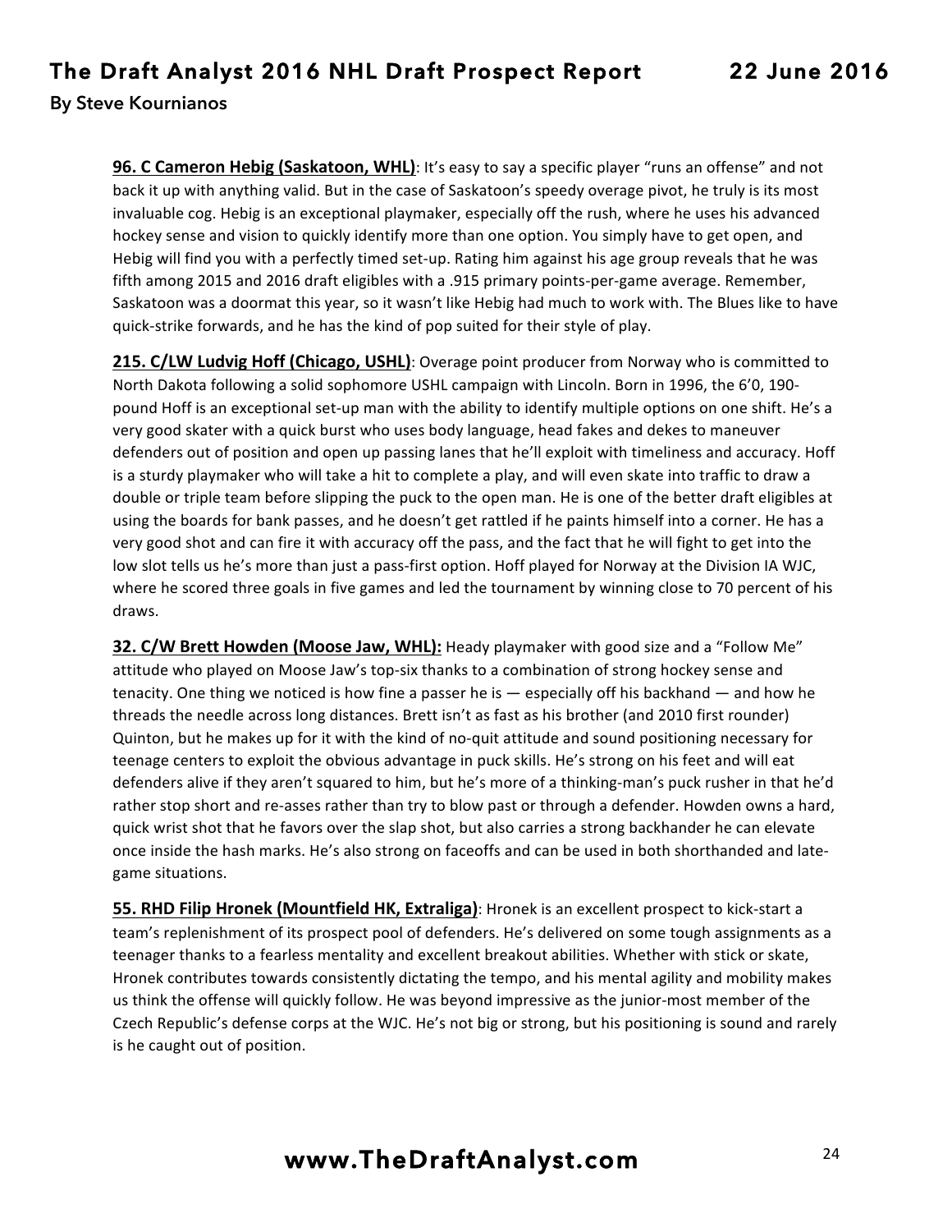**96. C Cameron Hebig (Saskatoon, WHL)**: It's easy to say a specific player "runs an offense" and not back it up with anything valid. But in the case of Saskatoon's speedy overage pivot, he truly is its most invaluable cog. Hebig is an exceptional playmaker, especially off the rush, where he uses his advanced hockey sense and vision to quickly identify more than one option. You simply have to get open, and Hebig will find you with a perfectly timed set-up. Rating him against his age group reveals that he was fifth among 2015 and 2016 draft eligibles with a .915 primary points-per-game average. Remember, Saskatoon was a doormat this year, so it wasn't like Hebig had much to work with. The Blues like to have quick-strike forwards, and he has the kind of pop suited for their style of play.

**215. C/LW Ludvig Hoff (Chicago, USHL)**: Overage point producer from Norway who is committed to North Dakota following a solid sophomore USHL campaign with Lincoln. Born in 1996, the 6'0, 190-pound Hoff is an exceptional set-up man with the ability to identify multiple options on one shift. He's a very good skater with a quick burst who uses body language, head fakes and dekes to maneuver defenders out of position and open up passing lanes that he'll exploit with timeliness and accuracy. Hoff is a sturdy playmaker who will take a hit to complete a play, and will even skate into traffic to draw a double or triple team before slipping the puck to the open man. He is one of the better draft eligibles at using the boards for bank passes, and he doesn't get rattled if he paints himself into a corner. He has a very good shot and can fire it with accuracy off the pass, and the fact that he will fight to get into the low slot tells us he's more than just a pass-first option. Hoff played for Norway at the Division IA WJC, where he scored three goals in five games and led the tournament by winning close to 70 percent of his draws.

**32. C/W Brett Howden (Moose Jaw, WHL):** Heady playmaker with good size and a "Follow Me" attitude who played on Moose Jaw's top-six thanks to a combination of strong hockey sense and tenacity. One thing we noticed is how fine a passer he is — especially off his backhand — and how he threads the needle across long distances. Brett isn't as fast as his brother (and 2010 first rounder) Quinton, but he makes up for it with the kind of no-quit attitude and sound positioning necessary for teenage centers to exploit the obvious advantage in puck skills. He's strong on his feet and will eat defenders alive if they aren't squared to him, but he's more of a thinking-man's puck rusher in that he'd rather stop short and re-asses rather than try to blow past or through a defender. Howden owns a hard, quick wrist shot that he favors over the slap shot, but also carries a strong backhander he can elevate once inside the hash marks. He's also strong on faceoffs and can be used in both shorthanded and late-game situations.

**55. RHD Filip Hronek (Mountfield HK, Extraliga)**: Hronek is an excellent prospect to kick-start a team's replenishment of its prospect pool of defenders. He's delivered on some tough assignments as a teenager thanks to a fearless mentality and excellent breakout abilities. Whether with stick or skate, Hronek contributes towards consistently dictating the tempo, and his mental agility and mobility makes us think the offense will quickly follow. He was beyond impressive as the junior-most member of the Czech Republic's defense corps at the WJC. He's not big or strong, but his positioning is sound and rarely is he caught out of position.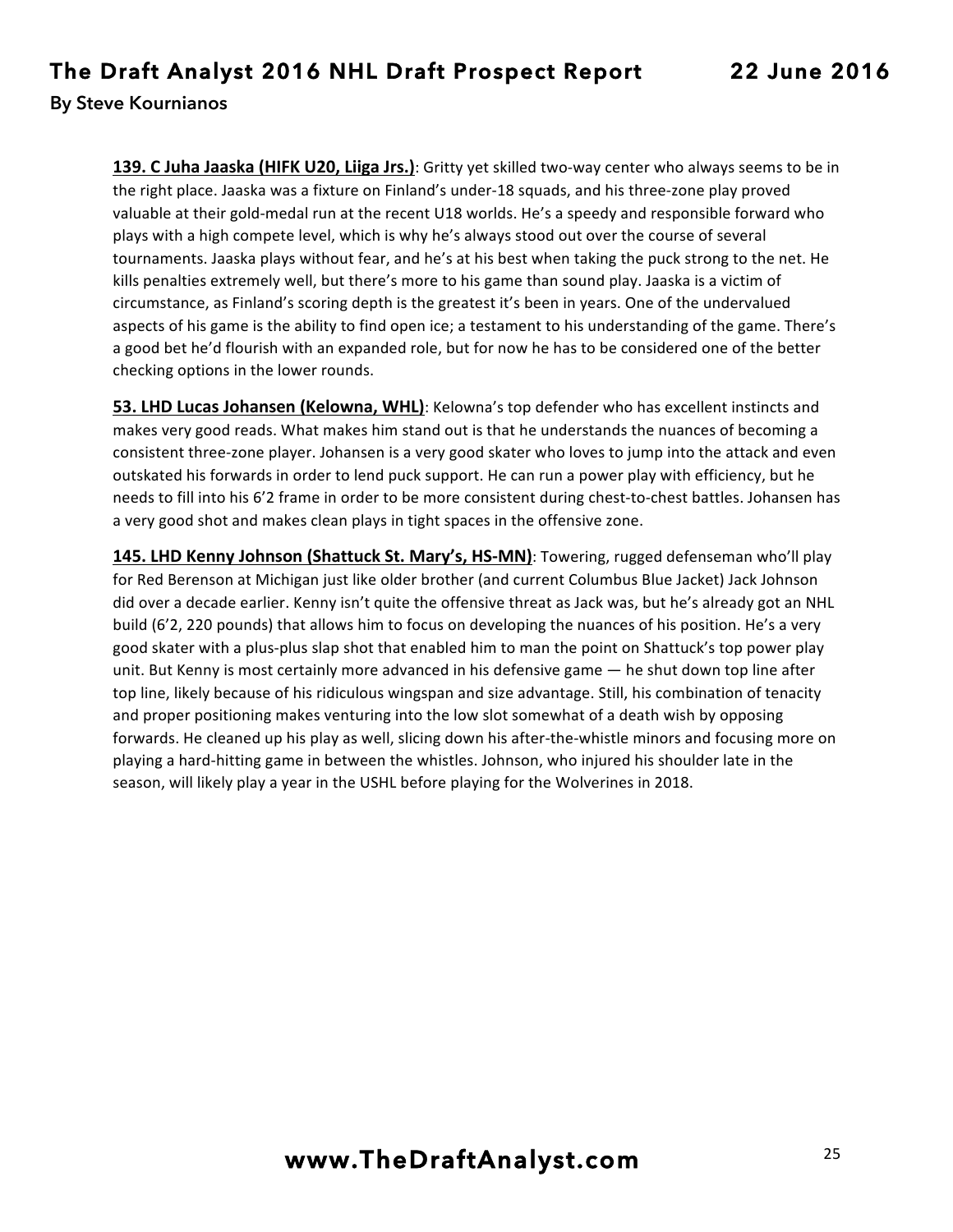**139. C Juha Jaaska (HIFK U20, Liiga Jrs.)**: Gritty yet skilled two-way center who always seems to be in the right place. Jaaska was a fixture on Finland's under-18 squads, and his three-zone play proved valuable at their gold-medal run at the recent U18 worlds. He's a speedy and responsible forward who plays with a high compete level, which is why he's always stood out over the course of several tournaments. Jaaska plays without fear, and he's at his best when taking the puck strong to the net. He kills penalties extremely well, but there's more to his game than sound play. Jaaska is a victim of circumstance, as Finland's scoring depth is the greatest it's been in years. One of the undervalued aspects of his game is the ability to find open ice; a testament to his understanding of the game. There's a good bet he'd flourish with an expanded role, but for now he has to be considered one of the better checking options in the lower rounds.

**53. LHD Lucas Johansen (Kelowna, WHL)**: Kelowna's top defender who has excellent instincts and makes very good reads. What makes him stand out is that he understands the nuances of becoming a consistent three-zone player. Johansen is a very good skater who loves to jump into the attack and even outskated his forwards in order to lend puck support. He can run a power play with efficiency, but he needs to fill into his 6'2 frame in order to be more consistent during chest-to-chest battles. Johansen has a very good shot and makes clean plays in tight spaces in the offensive zone.

**145. LHD Kenny Johnson (Shattuck St. Mary's, HS-MN)**: Towering, rugged defenseman who'll play for Red Berenson at Michigan just like older brother (and current Columbus Blue Jacket) Jack Johnson did over a decade earlier. Kenny isn't quite the offensive threat as Jack was, but he's already got an NHL build (6'2, 220 pounds) that allows him to focus on developing the nuances of his position. He's a very good skater with a plus-plus slap shot that enabled him to man the point on Shattuck's top power play unit. But Kenny is most certainly more advanced in his defensive game — he shut down top line after top line, likely because of his ridiculous wingspan and size advantage. Still, his combination of tenacity and proper positioning makes venturing into the low slot somewhat of a death wish by opposing forwards. He cleaned up his play as well, slicing down his after-the-whistle minors and focusing more on playing a hard-hitting game in between the whistles. Johnson, who injured his shoulder late in the season, will likely play a year in the USHL before playing for the Wolverines in 2018.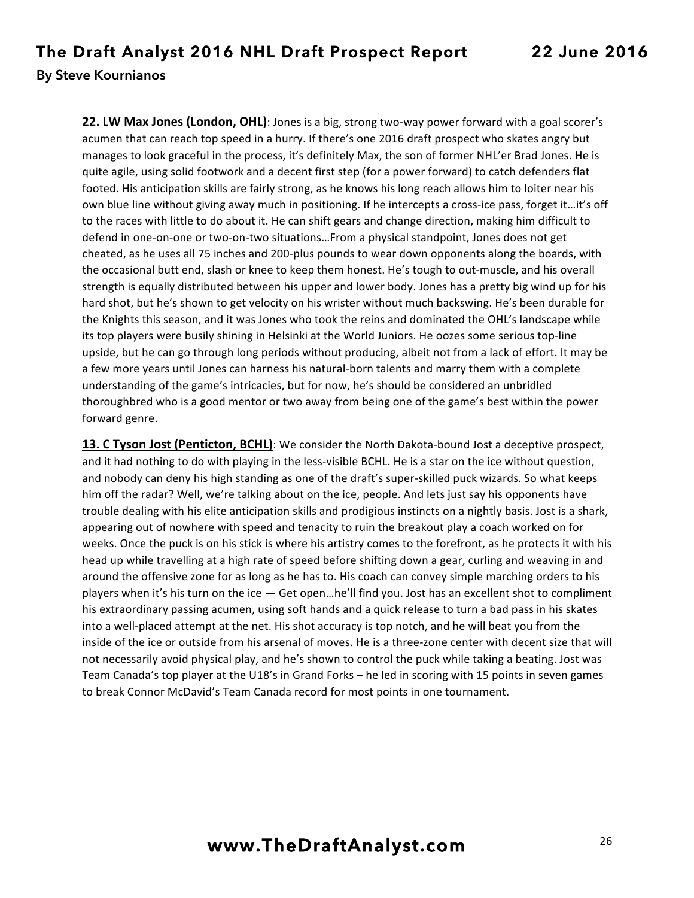**22. LW Max Jones (London, OHL)**: Jones is a big, strong two-way power forward with a goal scorer's acumen that can reach top speed in a hurry. If there's one 2016 draft prospect who skates angry but manages to look graceful in the process, it's definitely Max, the son of former NHL'er Brad Jones. He is quite agile, using solid footwork and a decent first step (for a power forward) to catch defenders flat footed. His anticipation skills are fairly strong, as he knows his long reach allows him to loiter near his own blue line without giving away much in positioning. If he intercepts a cross-ice pass, forget it…it's off to the races with little to do about it. He can shift gears and change direction, making him difficult to defend in one-on-one or two-on-two situations…From a physical standpoint, Jones does not get cheated, as he uses all 75 inches and 200-plus pounds to wear down opponents along the boards, with the occasional butt end, slash or knee to keep them honest. He's tough to out-muscle, and his overall strength is equally distributed between his upper and lower body. Jones has a pretty big wind up for his hard shot, but he's shown to get velocity on his wrister without much backswing. He's been durable for the Knights this season, and it was Jones who took the reins and dominated the OHL's landscape while its top players were busily shining in Helsinki at the World Juniors. He oozes some serious top-line upside, but he can go through long periods without producing, albeit not from a lack of effort. It may be a few more years until Jones can harness his natural-born talents and marry them with a complete understanding of the game's intricacies, but for now, he's should be considered an unbridled thoroughbred who is a good mentor or two away from being one of the game's best within the power forward genre.

**13. C Tyson Jost (Penticton, BCHL)**: We consider the North Dakota-bound Jost a deceptive prospect, and it had nothing to do with playing in the less-visible BCHL. He is a star on the ice without question, and nobody can deny his high standing as one of the draft's super-skilled puck wizards. So what keeps him off the radar? Well, we're talking about on the ice, people. And lets just say his opponents have trouble dealing with his elite anticipation skills and prodigious instincts on a nightly basis. Jost is a shark, appearing out of nowhere with speed and tenacity to ruin the breakout play a coach worked on for weeks. Once the puck is on his stick is where his artistry comes to the forefront, as he protects it with his head up while travelling at a high rate of speed before shifting down a gear, curling and weaving in and around the offensive zone for as long as he has to. His coach can convey simple marching orders to his players when it's his turn on the ice — Get open…he'll find you. Jost has an excellent shot to compliment his extraordinary passing acumen, using soft hands and a quick release to turn a bad pass in his skates into a well-placed attempt at the net. His shot accuracy is top notch, and he will beat you from the inside of the ice or outside from his arsenal of moves. He is a three-zone center with decent size that will not necessarily avoid physical play, and he's shown to control the puck while taking a beating. Jost was Team Canada's top player at the U18's in Grand Forks – he led in scoring with 15 points in seven games to break Connor McDavid's Team Canada record for most points in one tournament.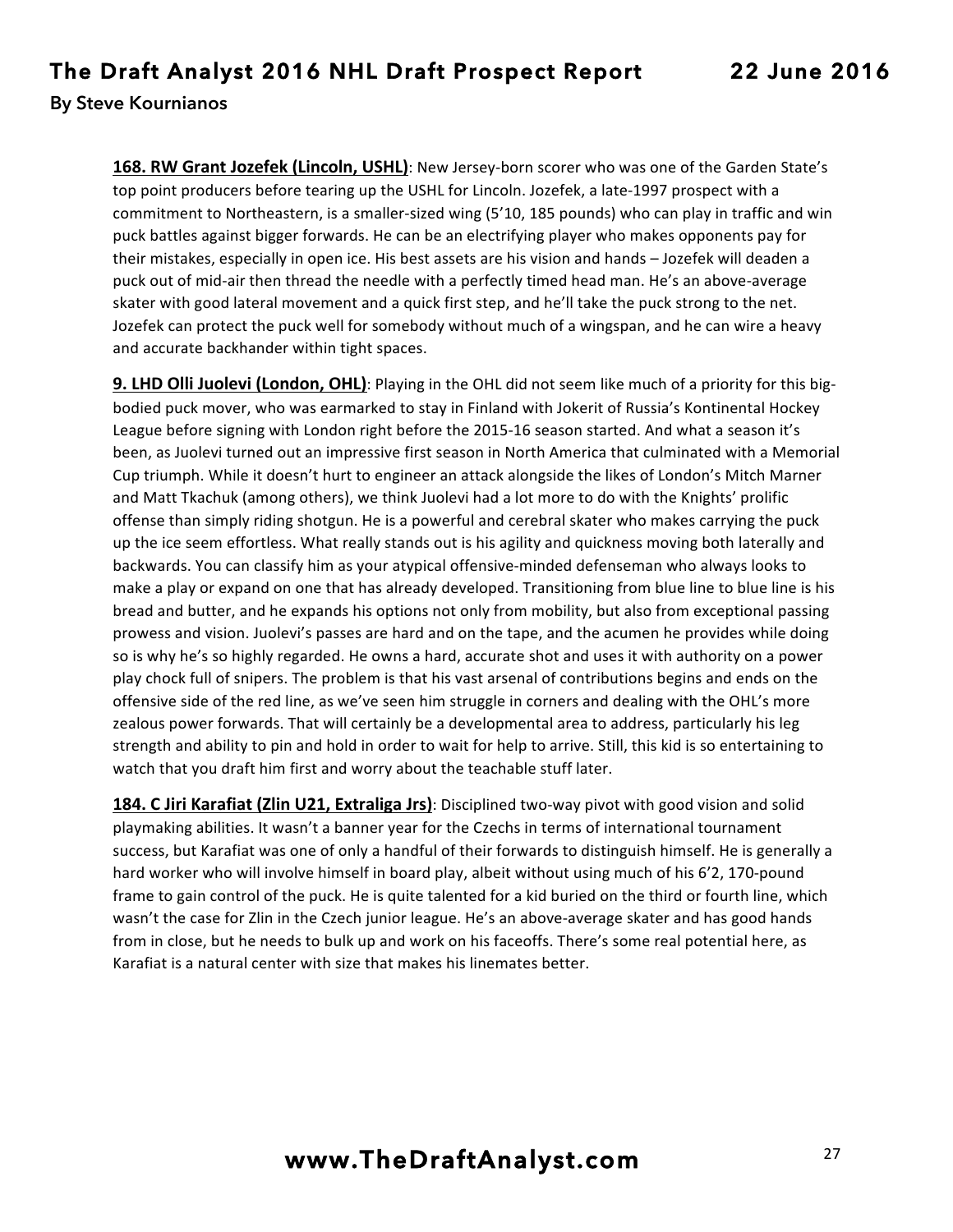**168. RW Grant Jozefek (Lincoln, USHL)**: New Jersey-born scorer who was one of the Garden State's top point producers before tearing up the USHL for Lincoln. Jozefek, a late-1997 prospect with a commitment to Northeastern, is a smaller-sized wing (5'10, 185 pounds) who can play in traffic and win puck battles against bigger forwards. He can be an electrifying player who makes opponents pay for their mistakes, especially in open ice. His best assets are his vision and hands – Jozefek will deaden a puck out of mid-air then thread the needle with a perfectly timed head man. He's an above-average skater with good lateral movement and a quick first step, and he'll take the puck strong to the net. Jozefek can protect the puck well for somebody without much of a wingspan, and he can wire a heavy and accurate backhander within tight spaces.

**9. LHD Olli Juolevi (London, OHL)**: Playing in the OHL did not seem like much of a priority for this big-bodied puck mover, who was earmarked to stay in Finland with Jokerit of Russia's Kontinental Hockey League before signing with London right before the 2015-16 season started. And what a season it's been, as Juolevi turned out an impressive first season in North America that culminated with a Memorial Cup triumph. While it doesn't hurt to engineer an attack alongside the likes of London's Mitch Marner and Matt Tkachuk (among others), we think Juolevi had a lot more to do with the Knights' prolific offense than simply riding shotgun. He is a powerful and cerebral skater who makes carrying the puck up the ice seem effortless. What really stands out is his agility and quickness moving both laterally and backwards. You can classify him as your atypical offensive-minded defenseman who always looks to make a play or expand on one that has already developed. Transitioning from blue line to blue line is his bread and butter, and he expands his options not only from mobility, but also from exceptional passing prowess and vision. Juolevi's passes are hard and on the tape, and the acumen he provides while doing so is why he's so highly regarded. He owns a hard, accurate shot and uses it with authority on a power play chock full of snipers. The problem is that his vast arsenal of contributions begins and ends on the offensive side of the red line, as we've seen him struggle in corners and dealing with the OHL's more zealous power forwards. That will certainly be a developmental area to address, particularly his leg strength and ability to pin and hold in order to wait for help to arrive. Still, this kid is so entertaining to watch that you draft him first and worry about the teachable stuff later.

**184. C Jiri Karafiat (Zlin U21, Extraliga Jrs)**: Disciplined two-way pivot with good vision and solid playmaking abilities. It wasn't a banner year for the Czechs in terms of international tournament success, but Karafiat was one of only a handful of their forwards to distinguish himself. He is generally a hard worker who will involve himself in board play, albeit without using much of his 6'2, 170-pound frame to gain control of the puck. He is quite talented for a kid buried on the third or fourth line, which wasn't the case for Zlin in the Czech junior league. He's an above-average skater and has good hands from in close, but he needs to bulk up and work on his faceoffs. There's some real potential here, as Karafiat is a natural center with size that makes his linemates better.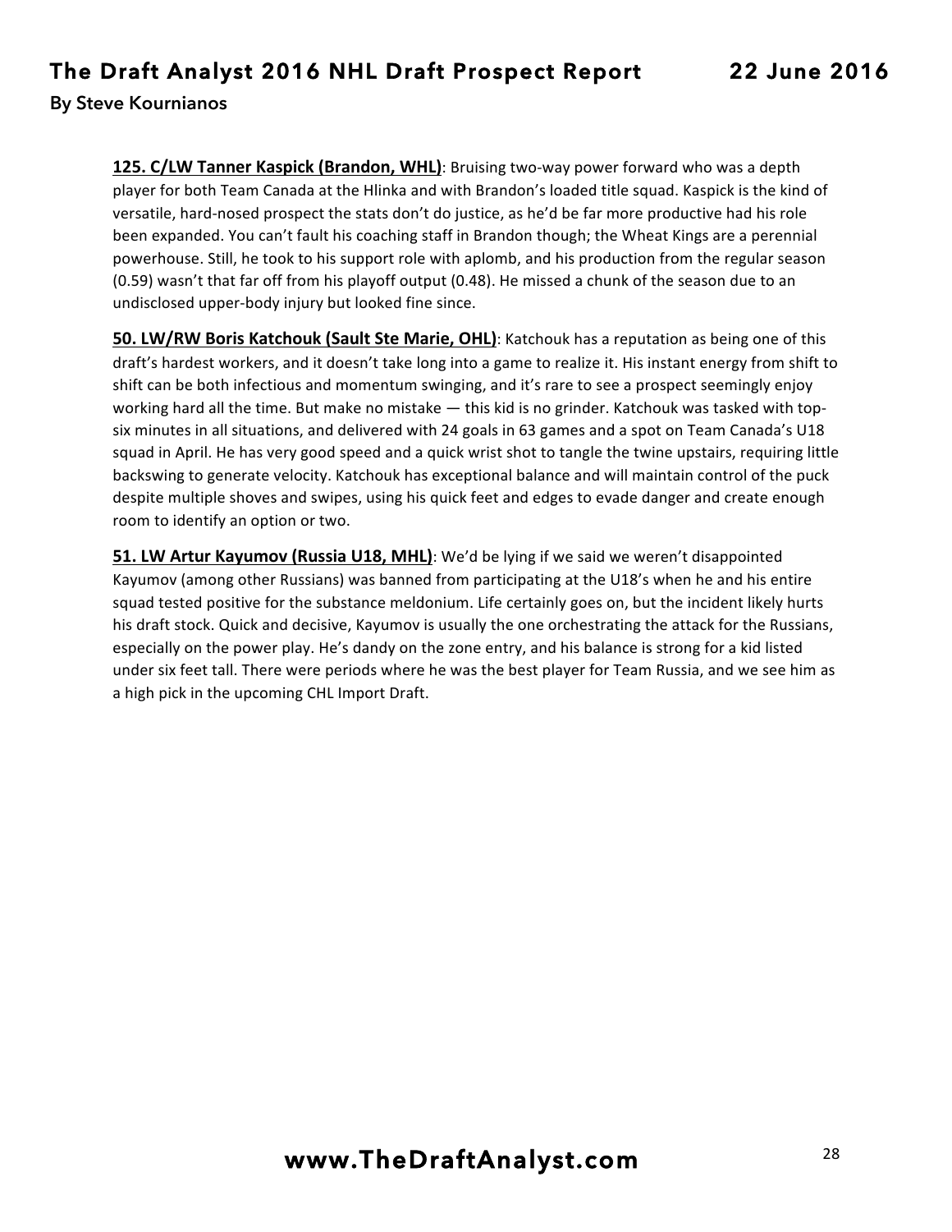**125. C/LW Tanner Kaspick (Brandon, WHL)**: Bruising two-way power forward who was a depth player for both Team Canada at the Hlinka and with Brandon's loaded title squad. Kaspick is the kind of versatile, hard-nosed prospect the stats don't do justice, as he'd be far more productive had his role been expanded. You can't fault his coaching staff in Brandon though; the Wheat Kings are a perennial powerhouse. Still, he took to his support role with aplomb, and his production from the regular season (0.59) wasn't that far off from his playoff output (0.48). He missed a chunk of the season due to an undisclosed upper-body injury but looked fine since.

**50. LW/RW Boris Katchouk (Sault Ste Marie, OHL)**: Katchouk has a reputation as being one of this draft's hardest workers, and it doesn't take long into a game to realize it. His instant energy from shift to shift can be both infectious and momentum swinging, and it's rare to see a prospect seemingly enjoy working hard all the time. But make no mistake — this kid is no grinder. Katchouk was tasked with top-six minutes in all situations, and delivered with 24 goals in 63 games and a spot on Team Canada's U18 squad in April. He has very good speed and a quick wrist shot to tangle the twine upstairs, requiring little backswing to generate velocity. Katchouk has exceptional balance and will maintain control of the puck despite multiple shoves and swipes, using his quick feet and edges to evade danger and create enough room to identify an option or two.

**51. LW Artur Kayumov (Russia U18, MHL)**: We'd be lying if we said we weren't disappointed Kayumov (among other Russians) was banned from participating at the U18's when he and his entire squad tested positive for the substance meldonium. Life certainly goes on, but the incident likely hurts his draft stock. Quick and decisive, Kayumov is usually the one orchestrating the attack for the Russians, especially on the power play. He's dandy on the zone entry, and his balance is strong for a kid listed under six feet tall. There were periods where he was the best player for Team Russia, and we see him as a high pick in the upcoming CHL Import Draft.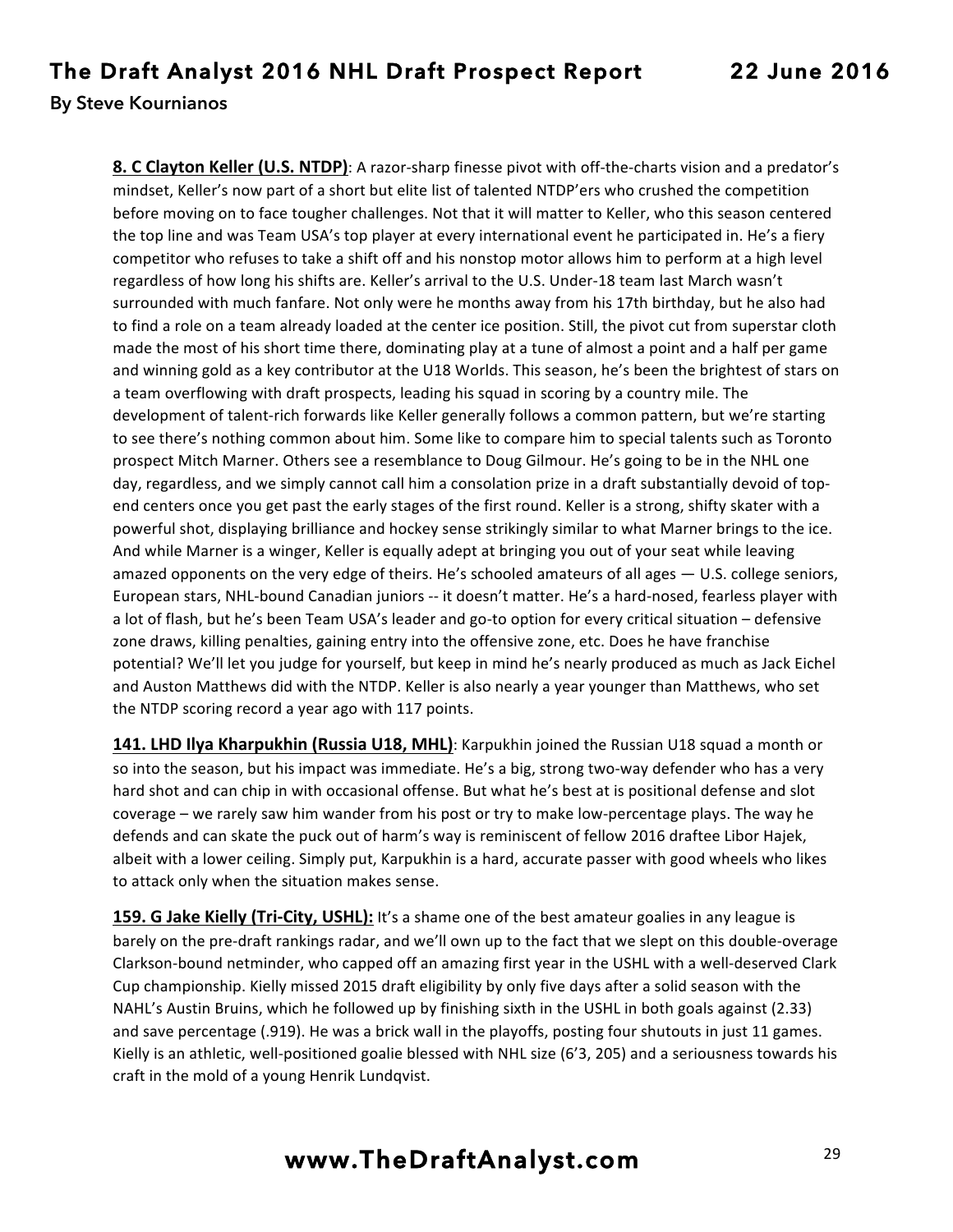**8. C Clayton Keller (U.S. NTDP)**: A razor-sharp finesse pivot with off-the-charts vision and a predator's mindset, Keller's now part of a short but elite list of talented NTDP'ers who crushed the competition before moving on to face tougher challenges. Not that it will matter to Keller, who this season centered the top line and was Team USA's top player at every international event he participated in. He's a fiery competitor who refuses to take a shift off and his nonstop motor allows him to perform at a high level regardless of how long his shifts are. Keller's arrival to the U.S. Under-18 team last March wasn't surrounded with much fanfare. Not only were he months away from his 17th birthday, but he also had to find a role on a team already loaded at the center ice position. Still, the pivot cut from superstar cloth made the most of his short time there, dominating play at a tune of almost a point and a half per game and winning gold as a key contributor at the U18 Worlds. This season, he's been the brightest of stars on a team overflowing with draft prospects, leading his squad in scoring by a country mile. The development of talent-rich forwards like Keller generally follows a common pattern, but we're starting to see there's nothing common about him. Some like to compare him to special talents such as Toronto prospect Mitch Marner. Others see a resemblance to Doug Gilmour. He's going to be in the NHL one day, regardless, and we simply cannot call him a consolation prize in a draft substantially devoid of top-end centers once you get past the early stages of the first round. Keller is a strong, shifty skater with a powerful shot, displaying brilliance and hockey sense strikingly similar to what Marner brings to the ice. And while Marner is a winger, Keller is equally adept at bringing you out of your seat while leaving amazed opponents on the very edge of theirs. He's schooled amateurs of all ages — U.S. college seniors, European stars, NHL-bound Canadian juniors -- it doesn't matter. He's a hard-nosed, fearless player with a lot of flash, but he's been Team USA's leader and go-to option for every critical situation – defensive zone draws, killing penalties, gaining entry into the offensive zone, etc. Does he have franchise potential? We'll let you judge for yourself, but keep in mind he's nearly produced as much as Jack Eichel and Auston Matthews did with the NTDP. Keller is also nearly a year younger than Matthews, who set the NTDP scoring record a year ago with 117 points.

**141. LHD Ilya Kharpukhin (Russia U18, MHL)**: Karpukhin joined the Russian U18 squad a month or so into the season, but his impact was immediate. He's a big, strong two-way defender who has a very hard shot and can chip in with occasional offense. But what he's best at is positional defense and slot coverage – we rarely saw him wander from his post or try to make low-percentage plays. The way he defends and can skate the puck out of harm's way is reminiscent of fellow 2016 draftee Libor Hajek, albeit with a lower ceiling. Simply put, Karpukhin is a hard, accurate passer with good wheels who likes to attack only when the situation makes sense.

**159. G Jake Kielly (Tri-City, USHL):** It's a shame one of the best amateur goalies in any league is barely on the pre-draft rankings radar, and we'll own up to the fact that we slept on this double-overage Clarkson-bound netminder, who capped off an amazing first year in the USHL with a well-deserved Clark Cup championship. Kielly missed 2015 draft eligibility by only five days after a solid season with the NAHL's Austin Bruins, which he followed up by finishing sixth in the USHL in both goals against (2.33) and save percentage (.919). He was a brick wall in the playoffs, posting four shutouts in just 11 games. Kielly is an athletic, well-positioned goalie blessed with NHL size (6'3, 205) and a seriousness towards his craft in the mold of a young Henrik Lundqvist.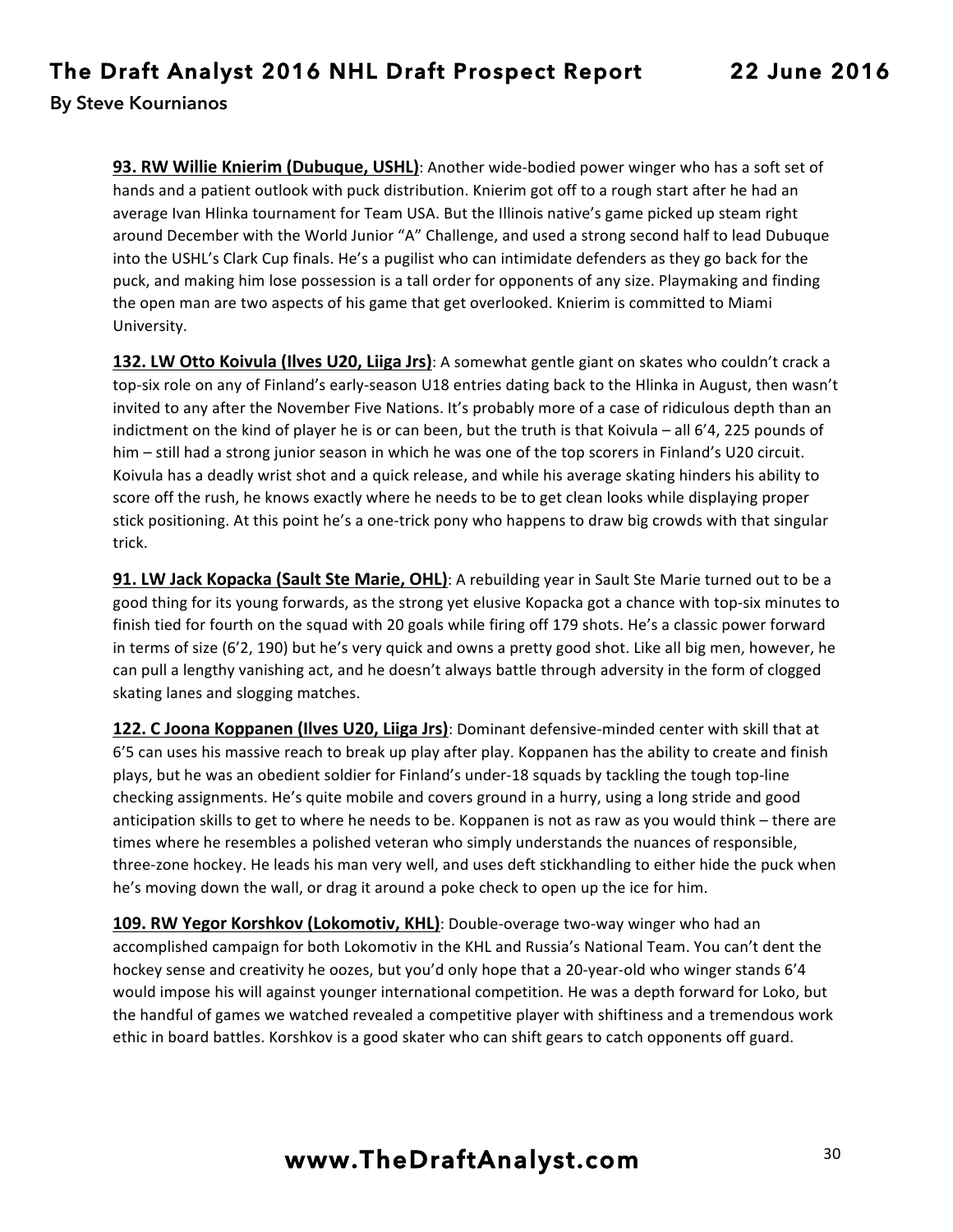**93. RW Willie Knierim (Dubuque, USHL)**: Another wide-bodied power winger who has a soft set of hands and a patient outlook with puck distribution. Knierim got off to a rough start after he had an average Ivan Hlinka tournament for Team USA. But the Illinois native's game picked up steam right around December with the World Junior "A" Challenge, and used a strong second half to lead Dubuque into the USHL's Clark Cup finals. He's a pugilist who can intimidate defenders as they go back for the puck, and making him lose possession is a tall order for opponents of any size. Playmaking and finding the open man are two aspects of his game that get overlooked. Knierim is committed to Miami University.

**132. LW Otto Koivula (Ilves U20, Liiga Jrs)**: A somewhat gentle giant on skates who couldn't crack a top-six role on any of Finland's early-season U18 entries dating back to the Hlinka in August, then wasn't invited to any after the November Five Nations. It's probably more of a case of ridiculous depth than an indictment on the kind of player he is or can been, but the truth is that Koivula – all 6'4, 225 pounds of him – still had a strong junior season in which he was one of the top scorers in Finland's U20 circuit. Koivula has a deadly wrist shot and a quick release, and while his average skating hinders his ability to score off the rush, he knows exactly where he needs to be to get clean looks while displaying proper stick positioning. At this point he's a one-trick pony who happens to draw big crowds with that singular trick.

**91. LW Jack Kopacka (Sault Ste Marie, OHL)**: A rebuilding year in Sault Ste Marie turned out to be a good thing for its young forwards, as the strong yet elusive Kopacka got a chance with top-six minutes to finish tied for fourth on the squad with 20 goals while firing off 179 shots. He's a classic power forward in terms of size (6'2, 190) but he's very quick and owns a pretty good shot. Like all big men, however, he can pull a lengthy vanishing act, and he doesn't always battle through adversity in the form of clogged skating lanes and slogging matches.

**122. C Joona Koppanen (Ilves U20, Liiga Jrs)**: Dominant defensive-minded center with skill that at 6'5 can uses his massive reach to break up play after play. Koppanen has the ability to create and finish plays, but he was an obedient soldier for Finland's under-18 squads by tackling the tough top-line checking assignments. He's quite mobile and covers ground in a hurry, using a long stride and good anticipation skills to get to where he needs to be. Koppanen is not as raw as you would think – there are times where he resembles a polished veteran who simply understands the nuances of responsible, three-zone hockey. He leads his man very well, and uses deft stickhandling to either hide the puck when he's moving down the wall, or drag it around a poke check to open up the ice for him.

**109. RW Yegor Korshkov (Lokomotiv, KHL)**: Double-overage two-way winger who had an accomplished campaign for both Lokomotiv in the KHL and Russia's National Team. You can't dent the hockey sense and creativity he oozes, but you'd only hope that a 20-year-old who winger stands 6'4 would impose his will against younger international competition. He was a depth forward for Loko, but the handful of games we watched revealed a competitive player with shiftiness and a tremendous work ethic in board battles. Korshkov is a good skater who can shift gears to catch opponents off guard.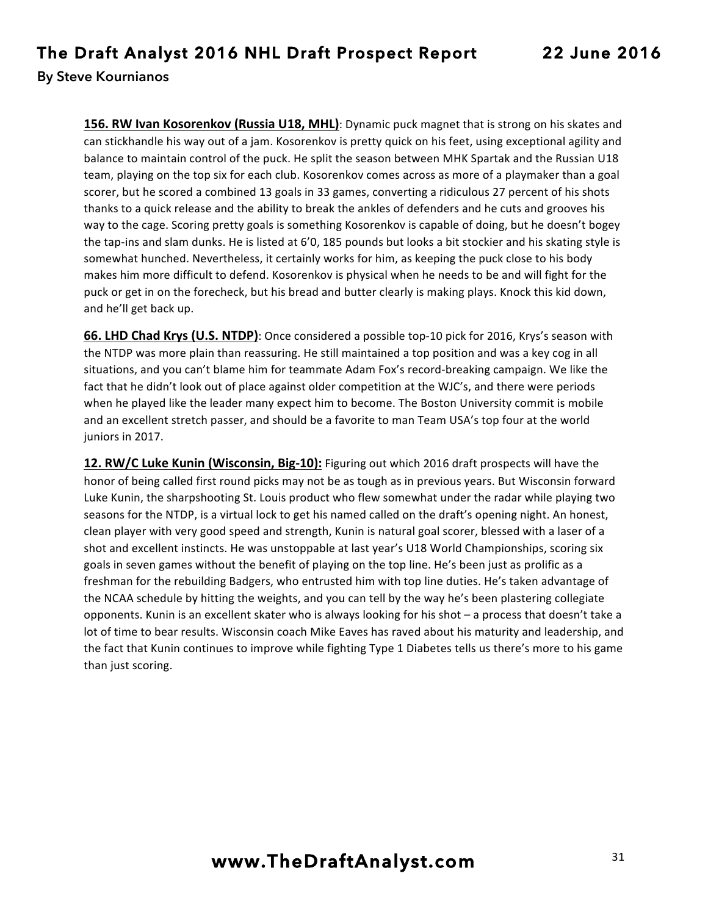**156. RW Ivan Kosorenkov (Russia U18, MHL)**: Dynamic puck magnet that is strong on his skates and can stickhandle his way out of a jam. Kosorenkov is pretty quick on his feet, using exceptional agility and balance to maintain control of the puck. He split the season between MHK Spartak and the Russian U18 team, playing on the top six for each club. Kosorenkov comes across as more of a playmaker than a goal scorer, but he scored a combined 13 goals in 33 games, converting a ridiculous 27 percent of his shots thanks to a quick release and the ability to break the ankles of defenders and he cuts and grooves his way to the cage. Scoring pretty goals is something Kosorenkov is capable of doing, but he doesn't bogey the tap-ins and slam dunks. He is listed at 6'0, 185 pounds but looks a bit stockier and his skating style is somewhat hunched. Nevertheless, it certainly works for him, as keeping the puck close to his body makes him more difficult to defend. Kosorenkov is physical when he needs to be and will fight for the puck or get in on the forecheck, but his bread and butter clearly is making plays. Knock this kid down, and he'll get back up.

**66. LHD Chad Krys (U.S. NTDP)**: Once considered a possible top-10 pick for 2016, Krys's season with the NTDP was more plain than reassuring. He still maintained a top position and was a key cog in all situations, and you can't blame him for teammate Adam Fox's record-breaking campaign. We like the fact that he didn't look out of place against older competition at the WJC's, and there were periods when he played like the leader many expect him to become. The Boston University commit is mobile and an excellent stretch passer, and should be a favorite to man Team USA's top four at the world juniors in 2017.

**12. RW/C Luke Kunin (Wisconsin, Big-10):** Figuring out which 2016 draft prospects will have the honor of being called first round picks may not be as tough as in previous years. But Wisconsin forward Luke Kunin, the sharpshooting St. Louis product who flew somewhat under the radar while playing two seasons for the NTDP, is a virtual lock to get his named called on the draft's opening night. An honest, clean player with very good speed and strength, Kunin is natural goal scorer, blessed with a laser of a shot and excellent instincts. He was unstoppable at last year's U18 World Championships, scoring six goals in seven games without the benefit of playing on the top line. He's been just as prolific as a freshman for the rebuilding Badgers, who entrusted him with top line duties. He's taken advantage of the NCAA schedule by hitting the weights, and you can tell by the way he's been plastering collegiate opponents. Kunin is an excellent skater who is always looking for his shot – a process that doesn't take a lot of time to bear results. Wisconsin coach Mike Eaves has raved about his maturity and leadership, and the fact that Kunin continues to improve while fighting Type 1 Diabetes tells us there's more to his game than just scoring.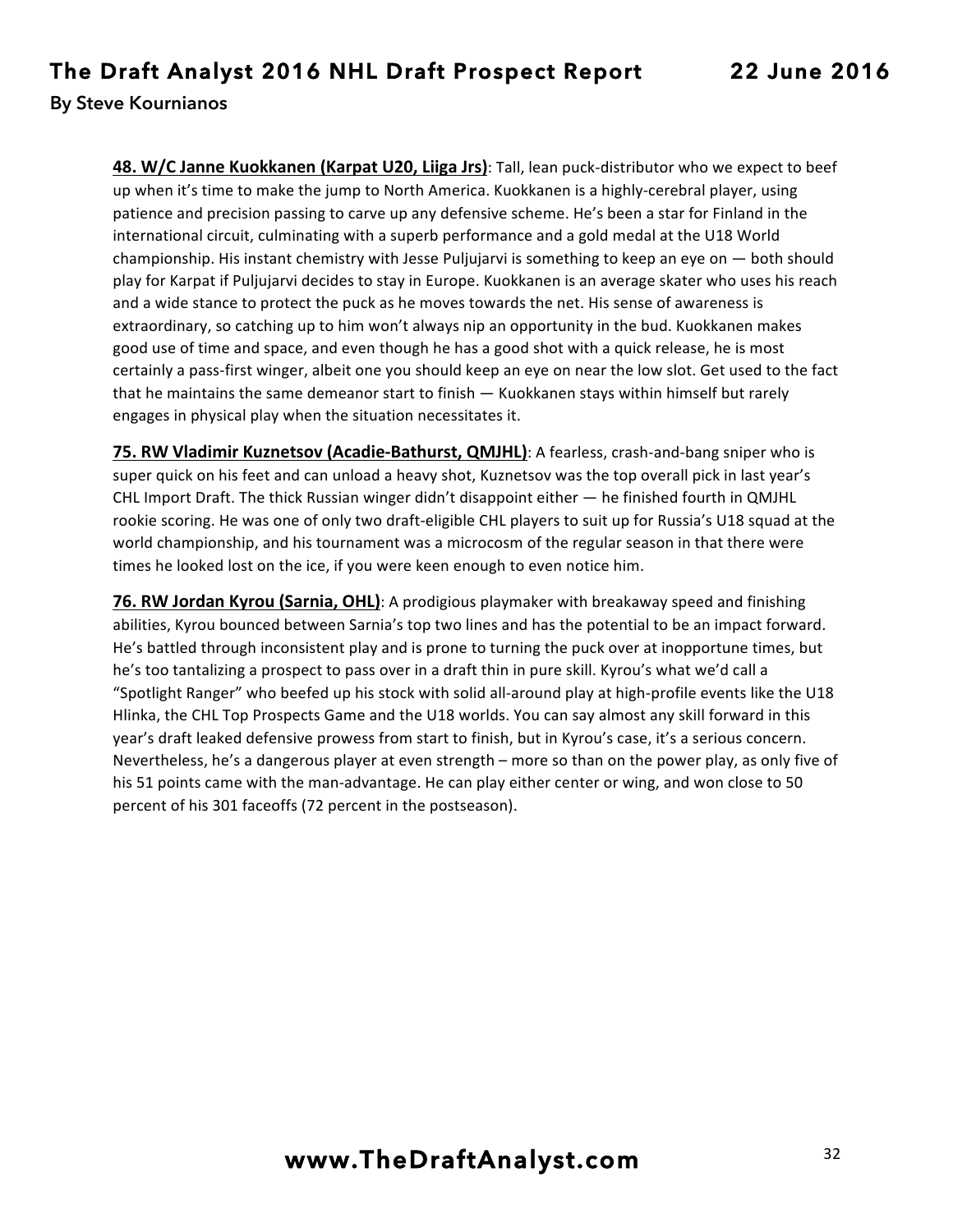**48. W/C Janne Kuokkanen (Karpat U20, Liiga Jrs)**: Tall, lean puck-distributor who we expect to beef up when it's time to make the jump to North America. Kuokkanen is a highly-cerebral player, using patience and precision passing to carve up any defensive scheme. He's been a star for Finland in the international circuit, culminating with a superb performance and a gold medal at the U18 World championship. His instant chemistry with Jesse Puljujarvi is something to keep an eye on — both should play for Karpat if Puljujarvi decides to stay in Europe. Kuokkanen is an average skater who uses his reach and a wide stance to protect the puck as he moves towards the net. His sense of awareness is extraordinary, so catching up to him won't always nip an opportunity in the bud. Kuokkanen makes good use of time and space, and even though he has a good shot with a quick release, he is most certainly a pass-first winger, albeit one you should keep an eye on near the low slot. Get used to the fact that he maintains the same demeanor start to finish — Kuokkanen stays within himself but rarely engages in physical play when the situation necessitates it.

**75. RW Vladimir Kuznetsov (Acadie-Bathurst, QMJHL)**: A fearless, crash-and-bang sniper who is super quick on his feet and can unload a heavy shot, Kuznetsov was the top overall pick in last year's CHL Import Draft. The thick Russian winger didn't disappoint either — he finished fourth in QMJHL rookie scoring. He was one of only two draft-eligible CHL players to suit up for Russia's U18 squad at the world championship, and his tournament was a microcosm of the regular season in that there were times he looked lost on the ice, if you were keen enough to even notice him.

**76. RW Jordan Kyrou (Sarnia, OHL)**: A prodigious playmaker with breakaway speed and finishing abilities, Kyrou bounced between Sarnia's top two lines and has the potential to be an impact forward. He's battled through inconsistent play and is prone to turning the puck over at inopportune times, but he's too tantalizing a prospect to pass over in a draft thin in pure skill. Kyrou's what we'd call a "Spotlight Ranger" who beefed up his stock with solid all-around play at high-profile events like the U18 Hlinka, the CHL Top Prospects Game and the U18 worlds. You can say almost any skill forward in this year's draft leaked defensive prowess from start to finish, but in Kyrou's case, it's a serious concern. Nevertheless, he's a dangerous player at even strength – more so than on the power play, as only five of his 51 points came with the man-advantage. He can play either center or wing, and won close to 50 percent of his 301 faceoffs (72 percent in the postseason).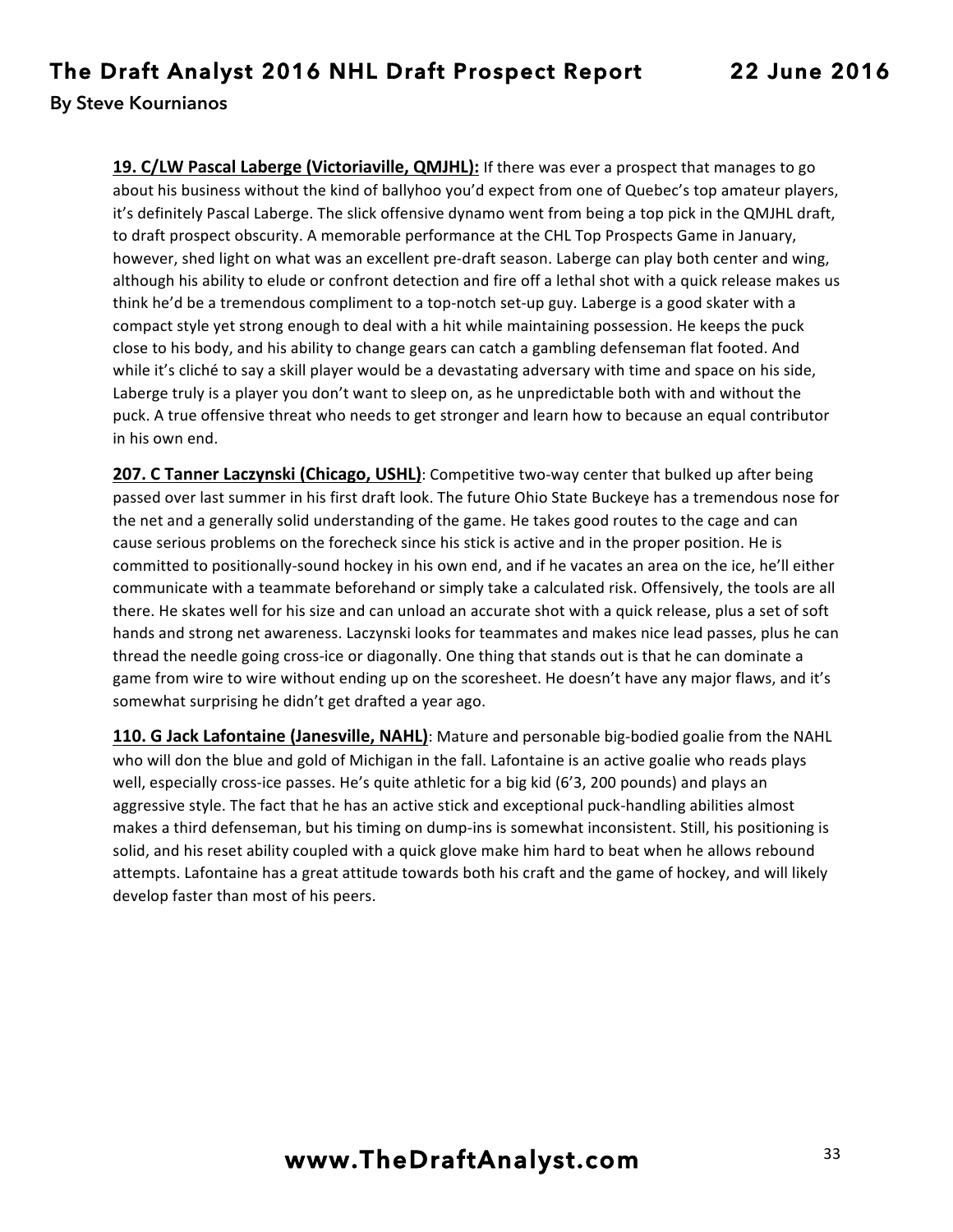**19. C/LW Pascal Laberge (Victoriaville, QMJHL):** If there was ever a prospect that manages to go about his business without the kind of ballyhoo you'd expect from one of Quebec's top amateur players, it's definitely Pascal Laberge. The slick offensive dynamo went from being a top pick in the QMJHL draft, to draft prospect obscurity. A memorable performance at the CHL Top Prospects Game in January, however, shed light on what was an excellent pre-draft season. Laberge can play both center and wing, although his ability to elude or confront detection and fire off a lethal shot with a quick release makes us think he'd be a tremendous compliment to a top-notch set-up guy. Laberge is a good skater with a compact style yet strong enough to deal with a hit while maintaining possession. He keeps the puck close to his body, and his ability to change gears can catch a gambling defenseman flat footed. And while it's cliché to say a skill player would be a devastating adversary with time and space on his side, Laberge truly is a player you don't want to sleep on, as he unpredictable both with and without the puck. A true offensive threat who needs to get stronger and learn how to because an equal contributor in his own end.

**207. C Tanner Laczynski (Chicago, USHL)**: Competitive two-way center that bulked up after being passed over last summer in his first draft look. The future Ohio State Buckeye has a tremendous nose for the net and a generally solid understanding of the game. He takes good routes to the cage and can cause serious problems on the forecheck since his stick is active and in the proper position. He is committed to positionally-sound hockey in his own end, and if he vacates an area on the ice, he'll either communicate with a teammate beforehand or simply take a calculated risk. Offensively, the tools are all there. He skates well for his size and can unload an accurate shot with a quick release, plus a set of soft hands and strong net awareness. Laczynski looks for teammates and makes nice lead passes, plus he can thread the needle going cross-ice or diagonally. One thing that stands out is that he can dominate a game from wire to wire without ending up on the scoresheet. He doesn't have any major flaws, and it's somewhat surprising he didn't get drafted a year ago.

**110. G Jack Lafontaine (Janesville, NAHL)**: Mature and personable big-bodied goalie from the NAHL who will don the blue and gold of Michigan in the fall. Lafontaine is an active goalie who reads plays well, especially cross-ice passes. He's quite athletic for a big kid (6'3, 200 pounds) and plays an aggressive style. The fact that he has an active stick and exceptional puck-handling abilities almost makes a third defenseman, but his timing on dump-ins is somewhat inconsistent. Still, his positioning is solid, and his reset ability coupled with a quick glove make him hard to beat when he allows rebound attempts. Lafontaine has a great attitude towards both his craft and the game of hockey, and will likely develop faster than most of his peers.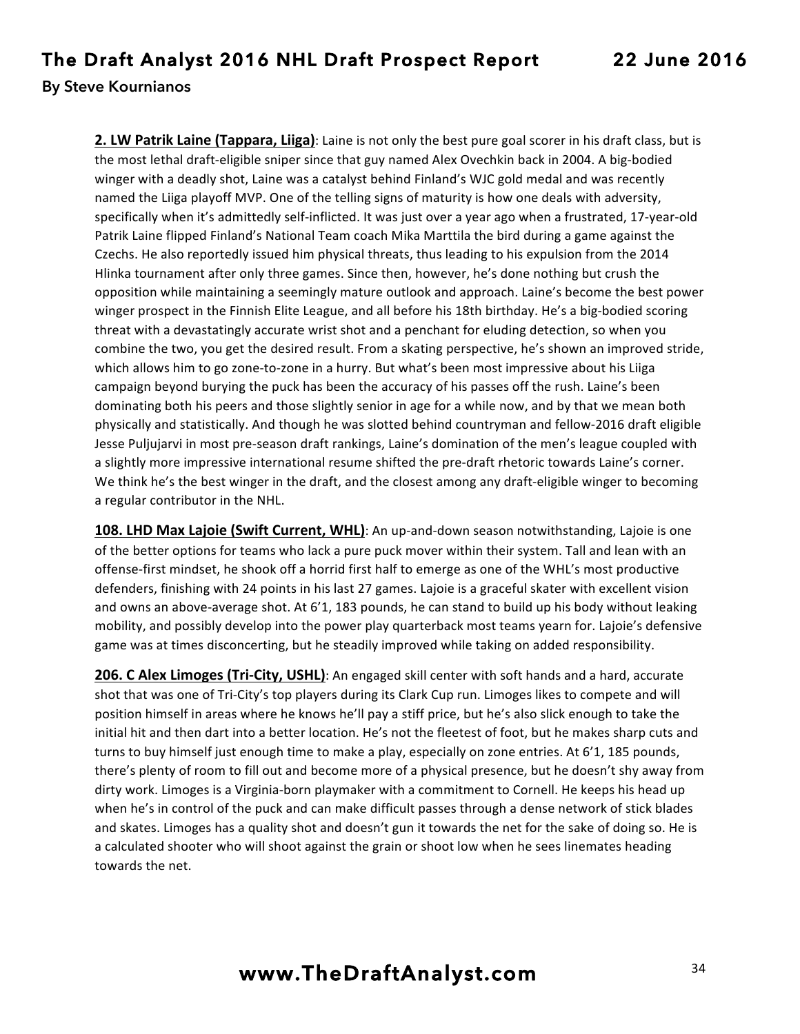**2. LW Patrik Laine (Tappara, Liiga)**: Laine is not only the best pure goal scorer in his draft class, but is the most lethal draft-eligible sniper since that guy named Alex Ovechkin back in 2004. A big-bodied winger with a deadly shot, Laine was a catalyst behind Finland's WJC gold medal and was recently named the Liiga playoff MVP. One of the telling signs of maturity is how one deals with adversity, specifically when it's admittedly self-inflicted. It was just over a year ago when a frustrated, 17-year-old Patrik Laine flipped Finland's National Team coach Mika Marttila the bird during a game against the Czechs. He also reportedly issued him physical threats, thus leading to his expulsion from the 2014 Hlinka tournament after only three games. Since then, however, he's done nothing but crush the opposition while maintaining a seemingly mature outlook and approach. Laine's become the best power winger prospect in the Finnish Elite League, and all before his 18th birthday. He's a big-bodied scoring threat with a devastatingly accurate wrist shot and a penchant for eluding detection, so when you combine the two, you get the desired result. From a skating perspective, he's shown an improved stride, which allows him to go zone-to-zone in a hurry. But what's been most impressive about his Liiga campaign beyond burying the puck has been the accuracy of his passes off the rush. Laine's been dominating both his peers and those slightly senior in age for a while now, and by that we mean both physically and statistically. And though he was slotted behind countryman and fellow-2016 draft eligible Jesse Puljujarvi in most pre-season draft rankings, Laine's domination of the men's league coupled with a slightly more impressive international resume shifted the pre-draft rhetoric towards Laine's corner. We think he's the best winger in the draft, and the closest among any draft-eligible winger to becoming a regular contributor in the NHL.

**108. LHD Max Lajoie (Swift Current, WHL)**: An up-and-down season notwithstanding, Lajoie is one of the better options for teams who lack a pure puck mover within their system. Tall and lean with an offense-first mindset, he shook off a horrid first half to emerge as one of the WHL's most productive defenders, finishing with 24 points in his last 27 games. Lajoie is a graceful skater with excellent vision and owns an above-average shot. At 6'1, 183 pounds, he can stand to build up his body without leaking mobility, and possibly develop into the power play quarterback most teams yearn for. Lajoie's defensive game was at times disconcerting, but he steadily improved while taking on added responsibility.

**206. C Alex Limoges (Tri-City, USHL)**: An engaged skill center with soft hands and a hard, accurate shot that was one of Tri-City's top players during its Clark Cup run. Limoges likes to compete and will position himself in areas where he knows he'll pay a stiff price, but he's also slick enough to take the initial hit and then dart into a better location. He's not the fleetest of foot, but he makes sharp cuts and turns to buy himself just enough time to make a play, especially on zone entries. At 6'1, 185 pounds, there's plenty of room to fill out and become more of a physical presence, but he doesn't shy away from dirty work. Limoges is a Virginia-born playmaker with a commitment to Cornell. He keeps his head up when he's in control of the puck and can make difficult passes through a dense network of stick blades and skates. Limoges has a quality shot and doesn't gun it towards the net for the sake of doing so. He is a calculated shooter who will shoot against the grain or shoot low when he sees linemates heading towards the net.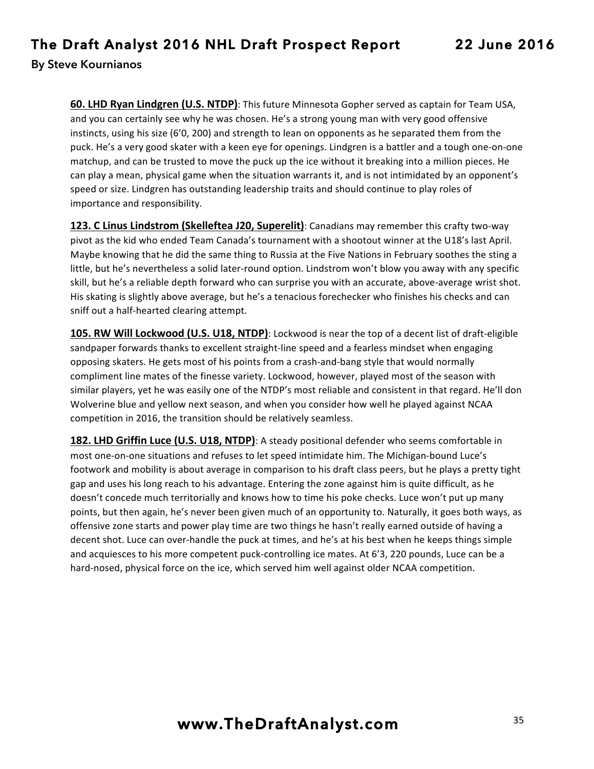**60. LHD Ryan Lindgren (U.S. NTDP)**: This future Minnesota Gopher served as captain for Team USA, and you can certainly see why he was chosen. He's a strong young man with very good offensive instincts, using his size (6'0, 200) and strength to lean on opponents as he separated them from the puck. He's a very good skater with a keen eye for openings. Lindgren is a battler and a tough one-on-one matchup, and can be trusted to move the puck up the ice without it breaking into a million pieces. He can play a mean, physical game when the situation warrants it, and is not intimidated by an opponent's speed or size. Lindgren has outstanding leadership traits and should continue to play roles of importance and responsibility.

**123. C Linus Lindstrom (Skelleftea J20, Superelit)**: Canadians may remember this crafty two-way pivot as the kid who ended Team Canada's tournament with a shootout winner at the U18's last April. Maybe knowing that he did the same thing to Russia at the Five Nations in February soothes the sting a little, but he's nevertheless a solid later-round option. Lindstrom won't blow you away with any specific skill, but he's a reliable depth forward who can surprise you with an accurate, above-average wrist shot. His skating is slightly above average, but he's a tenacious forechecker who finishes his checks and can sniff out a half-hearted clearing attempt.

**105. RW Will Lockwood (U.S. U18, NTDP)**: Lockwood is near the top of a decent list of draft-eligible sandpaper forwards thanks to excellent straight-line speed and a fearless mindset when engaging opposing skaters. He gets most of his points from a crash-and-bang style that would normally compliment line mates of the finesse variety. Lockwood, however, played most of the season with similar players, yet he was easily one of the NTDP's most reliable and consistent in that regard. He'll don Wolverine blue and yellow next season, and when you consider how well he played against NCAA competition in 2016, the transition should be relatively seamless.

**182. LHD Griffin Luce (U.S. U18, NTDP)**: A steady positional defender who seems comfortable in most one-on-one situations and refuses to let speed intimidate him. The Michigan-bound Luce's footwork and mobility is about average in comparison to his draft class peers, but he plays a pretty tight gap and uses his long reach to his advantage. Entering the zone against him is quite difficult, as he doesn't concede much territorially and knows how to time his poke checks. Luce won't put up many points, but then again, he's never been given much of an opportunity to. Naturally, it goes both ways, as offensive zone starts and power play time are two things he hasn't really earned outside of having a decent shot. Luce can over-handle the puck at times, and he's at his best when he keeps things simple and acquiesces to his more competent puck-controlling ice mates. At 6'3, 220 pounds, Luce can be a hard-nosed, physical force on the ice, which served him well against older NCAA competition.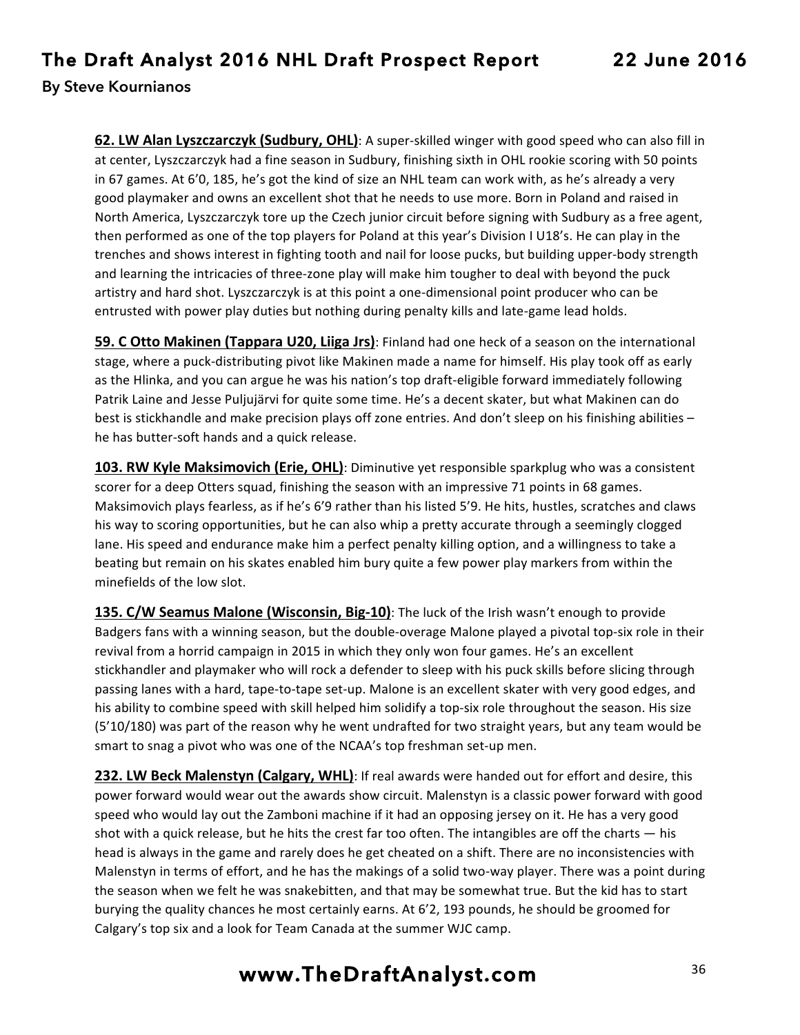**62. LW Alan Lyszczarczyk (Sudbury, OHL)**: A super-skilled winger with good speed who can also fill in at center, Lyszczarczyk had a fine season in Sudbury, finishing sixth in OHL rookie scoring with 50 points in 67 games. At 6'0, 185, he's got the kind of size an NHL team can work with, as he's already a very good playmaker and owns an excellent shot that he needs to use more. Born in Poland and raised in North America, Lyszczarczyk tore up the Czech junior circuit before signing with Sudbury as a free agent, then performed as one of the top players for Poland at this year's Division I U18's. He can play in the trenches and shows interest in fighting tooth and nail for loose pucks, but building upper-body strength and learning the intricacies of three-zone play will make him tougher to deal with beyond the puck artistry and hard shot. Lyszczarczyk is at this point a one-dimensional point producer who can be entrusted with power play duties but nothing during penalty kills and late-game lead holds.

**59. C Otto Makinen (Tappara U20, Liiga Jrs)**: Finland had one heck of a season on the international stage, where a puck-distributing pivot like Makinen made a name for himself. His play took off as early as the Hlinka, and you can argue he was his nation's top draft-eligible forward immediately following Patrik Laine and Jesse Puljujärvi for quite some time. He's a decent skater, but what Makinen can do best is stickhandle and make precision plays off zone entries. And don't sleep on his finishing abilities – he has butter-soft hands and a quick release.

**103. RW Kyle Maksimovich (Erie, OHL)**: Diminutive yet responsible sparkplug who was a consistent scorer for a deep Otters squad, finishing the season with an impressive 71 points in 68 games. Maksimovich plays fearless, as if he's 6'9 rather than his listed 5'9. He hits, hustles, scratches and claws his way to scoring opportunities, but he can also whip a pretty accurate through a seemingly clogged lane. His speed and endurance make him a perfect penalty killing option, and a willingness to take a beating but remain on his skates enabled him bury quite a few power play markers from within the minefields of the low slot.

**135. C/W Seamus Malone (Wisconsin, Big-10)**: The luck of the Irish wasn't enough to provide Badgers fans with a winning season, but the double-overage Malone played a pivotal top-six role in their revival from a horrid campaign in 2015 in which they only won four games. He's an excellent stickhandler and playmaker who will rock a defender to sleep with his puck skills before slicing through passing lanes with a hard, tape-to-tape set-up. Malone is an excellent skater with very good edges, and his ability to combine speed with skill helped him solidify a top-six role throughout the season. His size (5'10/180) was part of the reason why he went undrafted for two straight years, but any team would be smart to snag a pivot who was one of the NCAA's top freshman set-up men.

**232. LW Beck Malenstyn (Calgary, WHL)**: If real awards were handed out for effort and desire, this power forward would wear out the awards show circuit. Malenstyn is a classic power forward with good speed who would lay out the Zamboni machine if it had an opposing jersey on it. He has a very good shot with a quick release, but he hits the crest far too often. The intangibles are off the charts — his head is always in the game and rarely does he get cheated on a shift. There are no inconsistencies with Malenstyn in terms of effort, and he has the makings of a solid two-way player. There was a point during the season when we felt he was snakebitten, and that may be somewhat true. But the kid has to start burying the quality chances he most certainly earns. At 6'2, 193 pounds, he should be groomed for Calgary's top six and a look for Team Canada at the summer WJC camp.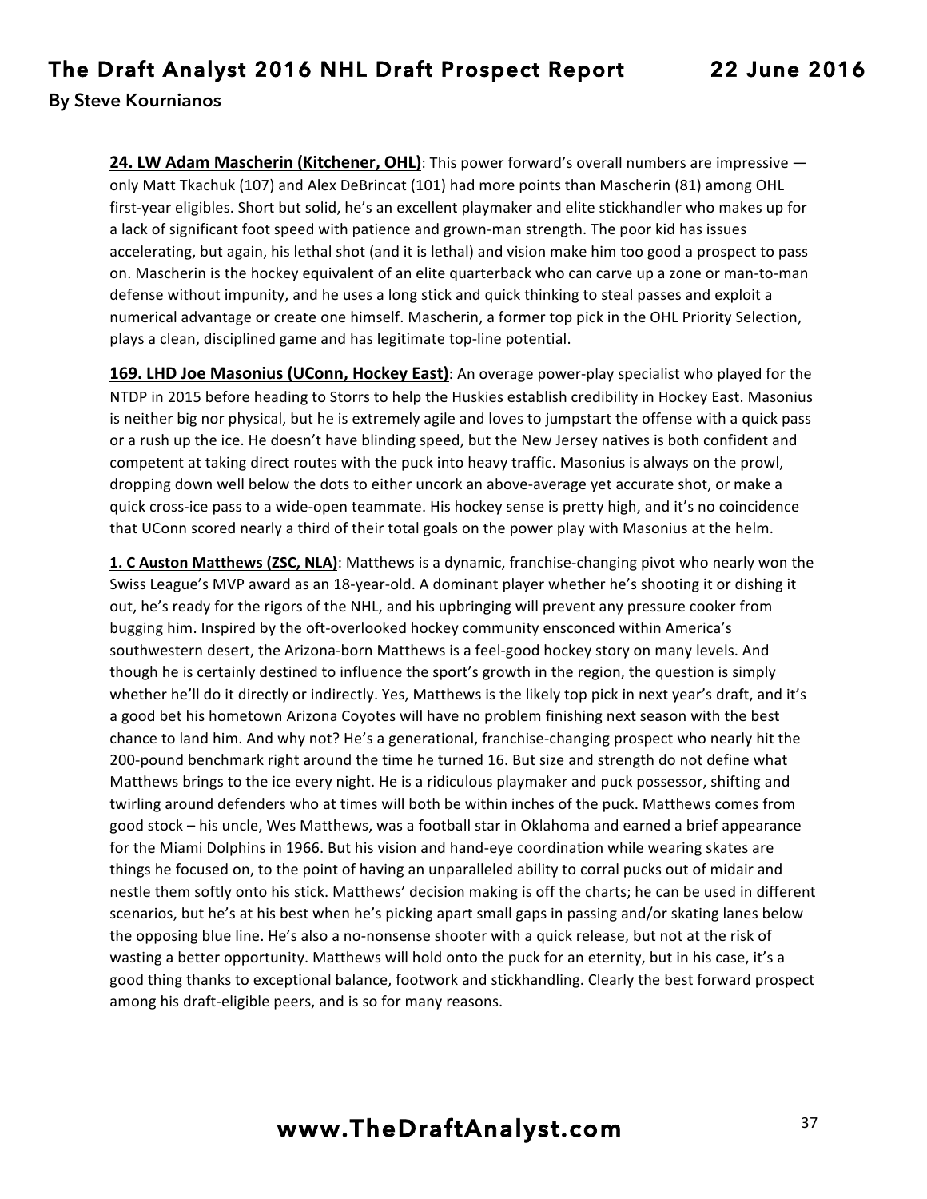**24. LW Adam Mascherin (Kitchener, OHL)**: This power forward's overall numbers are impressive — only Matt Tkachuk (107) and Alex DeBrincat (101) had more points than Mascherin (81) among OHL first-year eligibles. Short but solid, he's an excellent playmaker and elite stickhandler who makes up for a lack of significant foot speed with patience and grown-man strength. The poor kid has issues accelerating, but again, his lethal shot (and it is lethal) and vision make him too good a prospect to pass on. Mascherin is the hockey equivalent of an elite quarterback who can carve up a zone or man-to-man defense without impunity, and he uses a long stick and quick thinking to steal passes and exploit a numerical advantage or create one himself. Mascherin, a former top pick in the OHL Priority Selection, plays a clean, disciplined game and has legitimate top-line potential.

**169. LHD Joe Masonius (UConn, Hockey East)**: An overage power-play specialist who played for the NTDP in 2015 before heading to Storrs to help the Huskies establish credibility in Hockey East. Masonius is neither big nor physical, but he is extremely agile and loves to jumpstart the offense with a quick pass or a rush up the ice. He doesn't have blinding speed, but the New Jersey natives is both confident and competent at taking direct routes with the puck into heavy traffic. Masonius is always on the prowl, dropping down well below the dots to either uncork an above-average yet accurate shot, or make a quick cross-ice pass to a wide-open teammate. His hockey sense is pretty high, and it's no coincidence that UConn scored nearly a third of their total goals on the power play with Masonius at the helm.

**1. C Auston Matthews (ZSC, NLA)**: Matthews is a dynamic, franchise-changing pivot who nearly won the Swiss League's MVP award as an 18-year-old. A dominant player whether he's shooting it or dishing it out, he's ready for the rigors of the NHL, and his upbringing will prevent any pressure cooker from bugging him. Inspired by the oft-overlooked hockey community ensconced within America's southwestern desert, the Arizona-born Matthews is a feel-good hockey story on many levels. And though he is certainly destined to influence the sport's growth in the region, the question is simply whether he'll do it directly or indirectly. Yes, Matthews is the likely top pick in next year's draft, and it's a good bet his hometown Arizona Coyotes will have no problem finishing next season with the best chance to land him. And why not? He's a generational, franchise-changing prospect who nearly hit the 200-pound benchmark right around the time he turned 16. But size and strength do not define what Matthews brings to the ice every night. He is a ridiculous playmaker and puck possessor, shifting and twirling around defenders who at times will both be within inches of the puck. Matthews comes from good stock – his uncle, Wes Matthews, was a football star in Oklahoma and earned a brief appearance for the Miami Dolphins in 1966. But his vision and hand-eye coordination while wearing skates are things he focused on, to the point of having an unparalleled ability to corral pucks out of midair and nestle them softly onto his stick. Matthews' decision making is off the charts; he can be used in different scenarios, but he's at his best when he's picking apart small gaps in passing and/or skating lanes below the opposing blue line. He's also a no-nonsense shooter with a quick release, but not at the risk of wasting a better opportunity. Matthews will hold onto the puck for an eternity, but in his case, it's a good thing thanks to exceptional balance, footwork and stickhandling. Clearly the best forward prospect among his draft-eligible peers, and is so for many reasons.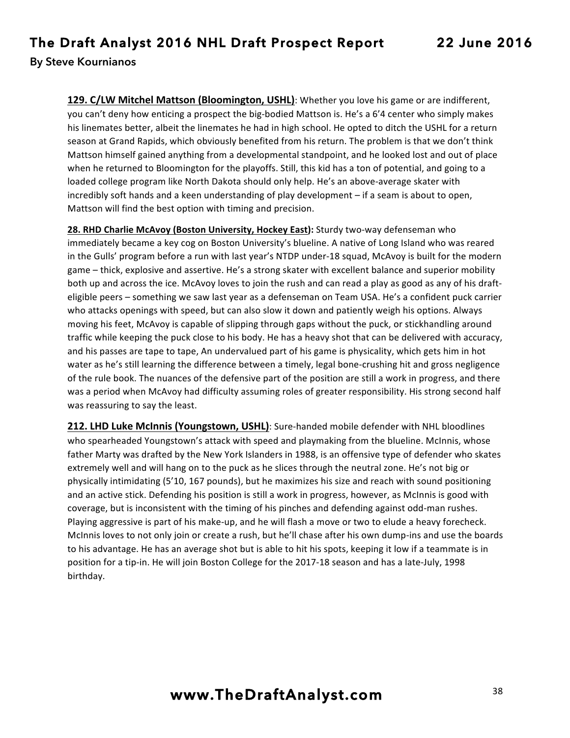**129. C/LW Mitchel Mattson (Bloomington, USHL)**: Whether you love his game or are indifferent, you can't deny how enticing a prospect the big-bodied Mattson is. He's a 6'4 center who simply makes his linemates better, albeit the linemates he had in high school. He opted to ditch the USHL for a return season at Grand Rapids, which obviously benefited from his return. The problem is that we don't think Mattson himself gained anything from a developmental standpoint, and he looked lost and out of place when he returned to Bloomington for the playoffs. Still, this kid has a ton of potential, and going to a loaded college program like North Dakota should only help. He's an above-average skater with incredibly soft hands and a keen understanding of play development – if a seam is about to open, Mattson will find the best option with timing and precision.

**28. RHD Charlie McAvoy (Boston University, Hockey East):** Sturdy two-way defenseman who immediately became a key cog on Boston University's blueline. A native of Long Island who was reared in the Gulls' program before a run with last year's NTDP under-18 squad, McAvoy is built for the modern game – thick, explosive and assertive. He's a strong skater with excellent balance and superior mobility both up and across the ice. McAvoy loves to join the rush and can read a play as good as any of his draft-eligible peers – something we saw last year as a defenseman on Team USA. He's a confident puck carrier who attacks openings with speed, but can also slow it down and patiently weigh his options. Always moving his feet, McAvoy is capable of slipping through gaps without the puck, or stickhandling around traffic while keeping the puck close to his body. He has a heavy shot that can be delivered with accuracy, and his passes are tape to tape, An undervalued part of his game is physicality, which gets him in hot water as he's still learning the difference between a timely, legal bone-crushing hit and gross negligence of the rule book. The nuances of the defensive part of the position are still a work in progress, and there was a period when McAvoy had difficulty assuming roles of greater responsibility. His strong second half was reassuring to say the least.

**212. LHD Luke McInnis (Youngstown, USHL)**: Sure-handed mobile defender with NHL bloodlines who spearheaded Youngstown's attack with speed and playmaking from the blueline. McInnis, whose father Marty was drafted by the New York Islanders in 1988, is an offensive type of defender who skates extremely well and will hang on to the puck as he slices through the neutral zone. He's not big or physically intimidating (5'10, 167 pounds), but he maximizes his size and reach with sound positioning and an active stick. Defending his position is still a work in progress, however, as McInnis is good with coverage, but is inconsistent with the timing of his pinches and defending against odd-man rushes. Playing aggressive is part of his make-up, and he will flash a move or two to elude a heavy forecheck. McInnis loves to not only join or create a rush, but he'll chase after his own dump-ins and use the boards to his advantage. He has an average shot but is able to hit his spots, keeping it low if a teammate is in position for a tip-in. He will join Boston College for the 2017-18 season and has a late-July, 1998 birthday.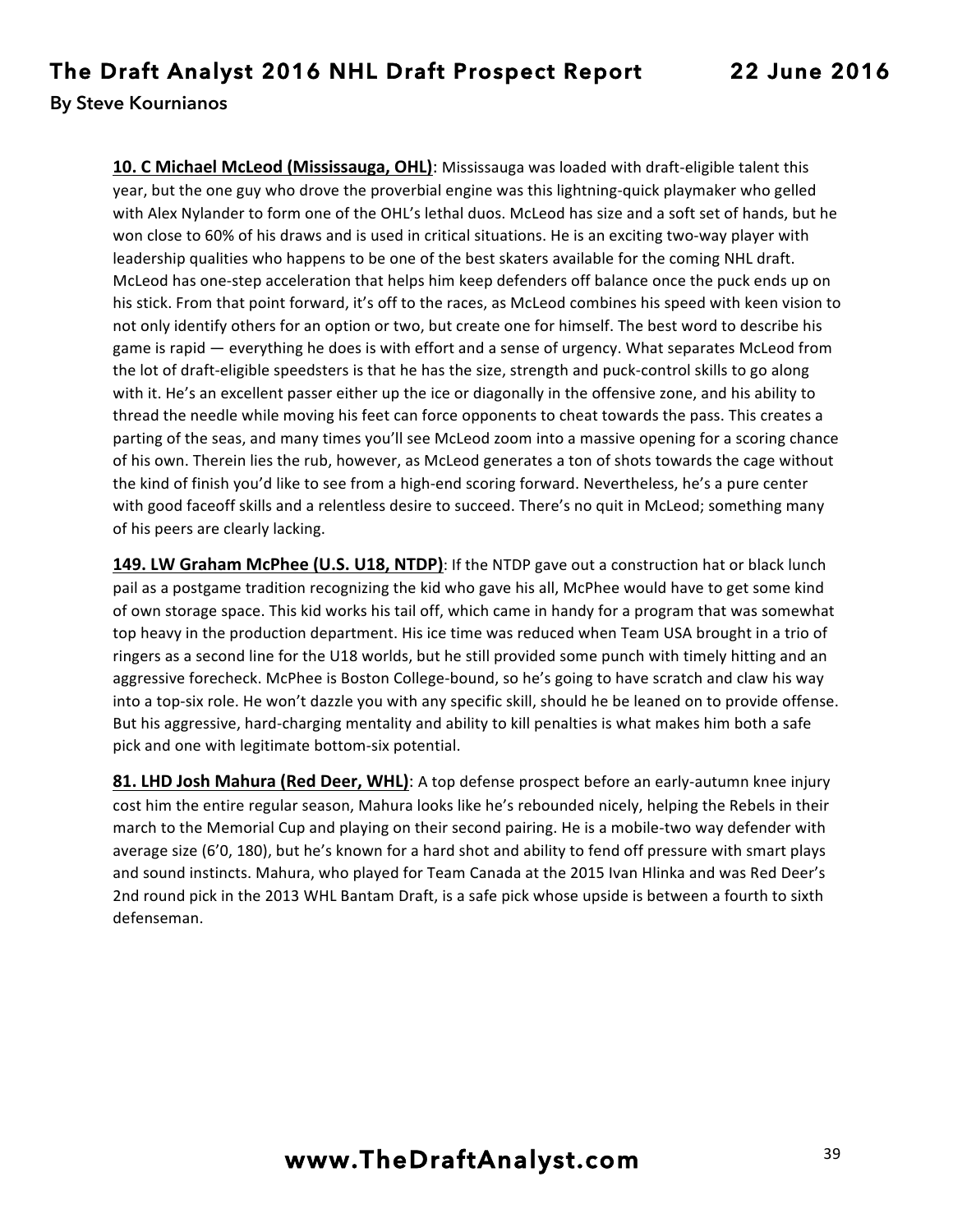**10. C Michael McLeod (Mississauga, OHL)**: Mississauga was loaded with draft-eligible talent this year, but the one guy who drove the proverbial engine was this lightning-quick playmaker who gelled with Alex Nylander to form one of the OHL's lethal duos. McLeod has size and a soft set of hands, but he won close to 60% of his draws and is used in critical situations. He is an exciting two-way player with leadership qualities who happens to be one of the best skaters available for the coming NHL draft. McLeod has one-step acceleration that helps him keep defenders off balance once the puck ends up on his stick. From that point forward, it's off to the races, as McLeod combines his speed with keen vision to not only identify others for an option or two, but create one for himself. The best word to describe his game is rapid — everything he does is with effort and a sense of urgency. What separates McLeod from the lot of draft-eligible speedsters is that he has the size, strength and puck-control skills to go along with it. He's an excellent passer either up the ice or diagonally in the offensive zone, and his ability to thread the needle while moving his feet can force opponents to cheat towards the pass. This creates a parting of the seas, and many times you'll see McLeod zoom into a massive opening for a scoring chance of his own. Therein lies the rub, however, as McLeod generates a ton of shots towards the cage without the kind of finish you'd like to see from a high-end scoring forward. Nevertheless, he's a pure center with good faceoff skills and a relentless desire to succeed. There's no quit in McLeod; something many of his peers are clearly lacking.

**149. LW Graham McPhee (U.S. U18, NTDP)**: If the NTDP gave out a construction hat or black lunch pail as a postgame tradition recognizing the kid who gave his all, McPhee would have to get some kind of own storage space. This kid works his tail off, which came in handy for a program that was somewhat top heavy in the production department. His ice time was reduced when Team USA brought in a trio of ringers as a second line for the U18 worlds, but he still provided some punch with timely hitting and an aggressive forecheck. McPhee is Boston College-bound, so he's going to have scratch and claw his way into a top-six role. He won't dazzle you with any specific skill, should he be leaned on to provide offense. But his aggressive, hard-charging mentality and ability to kill penalties is what makes him both a safe pick and one with legitimate bottom-six potential.

**81. LHD Josh Mahura (Red Deer, WHL)**: A top defense prospect before an early-autumn knee injury cost him the entire regular season, Mahura looks like he's rebounded nicely, helping the Rebels in their march to the Memorial Cup and playing on their second pairing. He is a mobile-two way defender with average size (6'0, 180), but he's known for a hard shot and ability to fend off pressure with smart plays and sound instincts. Mahura, who played for Team Canada at the 2015 Ivan Hlinka and was Red Deer's 2nd round pick in the 2013 WHL Bantam Draft, is a safe pick whose upside is between a fourth to sixth defenseman.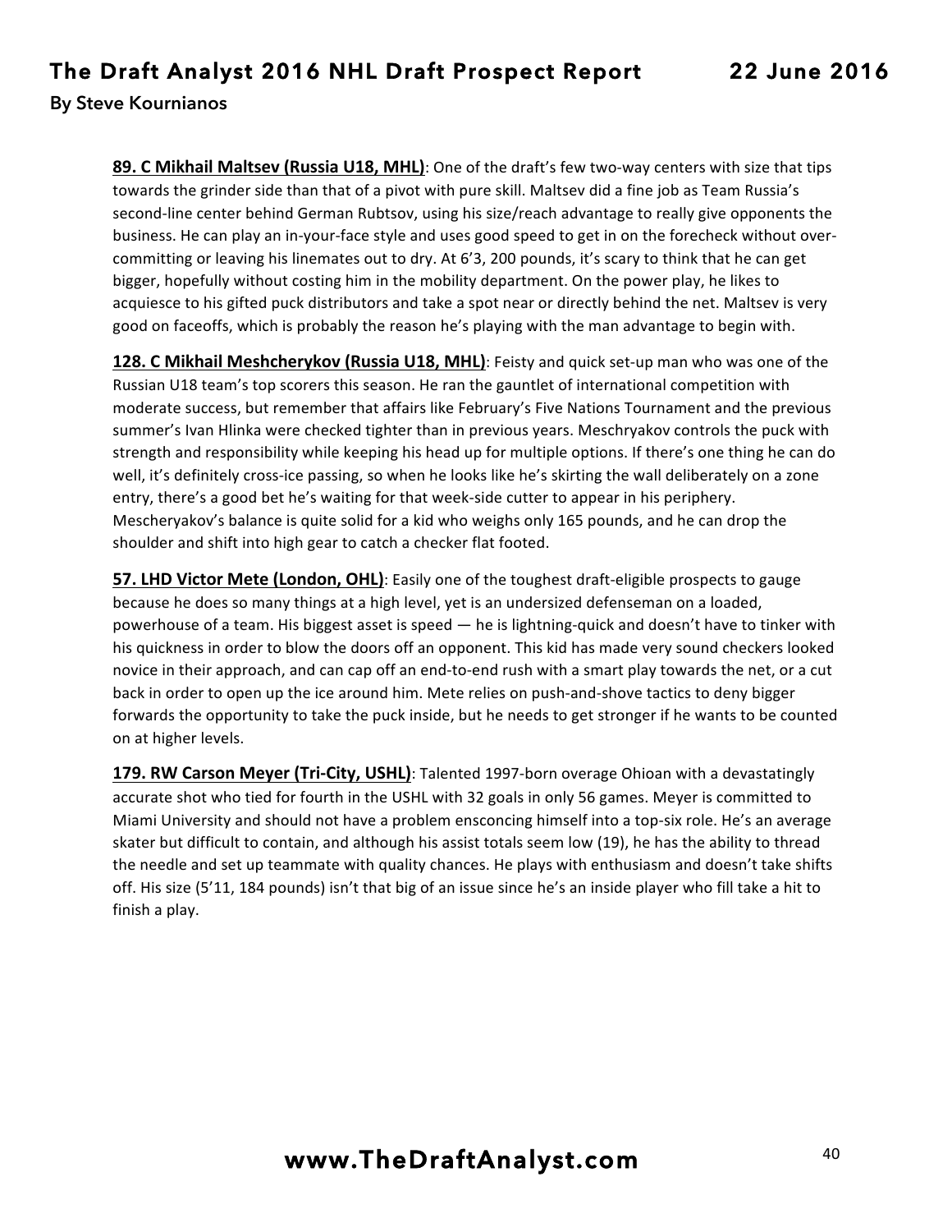**89. C Mikhail Maltsev (Russia U18, MHL)**: One of the draft's few two-way centers with size that tips towards the grinder side than that of a pivot with pure skill. Maltsev did a fine job as Team Russia's second-line center behind German Rubtsov, using his size/reach advantage to really give opponents the business. He can play an in-your-face style and uses good speed to get in on the forecheck without over-committing or leaving his linemates out to dry. At 6'3, 200 pounds, it's scary to think that he can get bigger, hopefully without costing him in the mobility department. On the power play, he likes to acquiesce to his gifted puck distributors and take a spot near or directly behind the net. Maltsev is very good on faceoffs, which is probably the reason he's playing with the man advantage to begin with.

**128. C Mikhail Meshcherykov (Russia U18, MHL)**: Feisty and quick set-up man who was one of the Russian U18 team's top scorers this season. He ran the gauntlet of international competition with moderate success, but remember that affairs like February's Five Nations Tournament and the previous summer's Ivan Hlinka were checked tighter than in previous years. Meschryakov controls the puck with strength and responsibility while keeping his head up for multiple options. If there's one thing he can do well, it's definitely cross-ice passing, so when he looks like he's skirting the wall deliberately on a zone entry, there's a good bet he's waiting for that week-side cutter to appear in his periphery. Mescheryakov's balance is quite solid for a kid who weighs only 165 pounds, and he can drop the shoulder and shift into high gear to catch a checker flat footed.

**57. LHD Victor Mete (London, OHL)**: Easily one of the toughest draft-eligible prospects to gauge because he does so many things at a high level, yet is an undersized defenseman on a loaded, powerhouse of a team. His biggest asset is speed — he is lightning-quick and doesn't have to tinker with his quickness in order to blow the doors off an opponent. This kid has made very sound checkers looked novice in their approach, and can cap off an end-to-end rush with a smart play towards the net, or a cut back in order to open up the ice around him. Mete relies on push-and-shove tactics to deny bigger forwards the opportunity to take the puck inside, but he needs to get stronger if he wants to be counted on at higher levels.

**179. RW Carson Meyer (Tri-City, USHL)**: Talented 1997-born overage Ohioan with a devastatingly accurate shot who tied for fourth in the USHL with 32 goals in only 56 games. Meyer is committed to Miami University and should not have a problem ensconcing himself into a top-six role. He's an average skater but difficult to contain, and although his assist totals seem low (19), he has the ability to thread the needle and set up teammate with quality chances. He plays with enthusiasm and doesn't take shifts off. His size (5'11, 184 pounds) isn't that big of an issue since he's an inside player who fill take a hit to finish a play.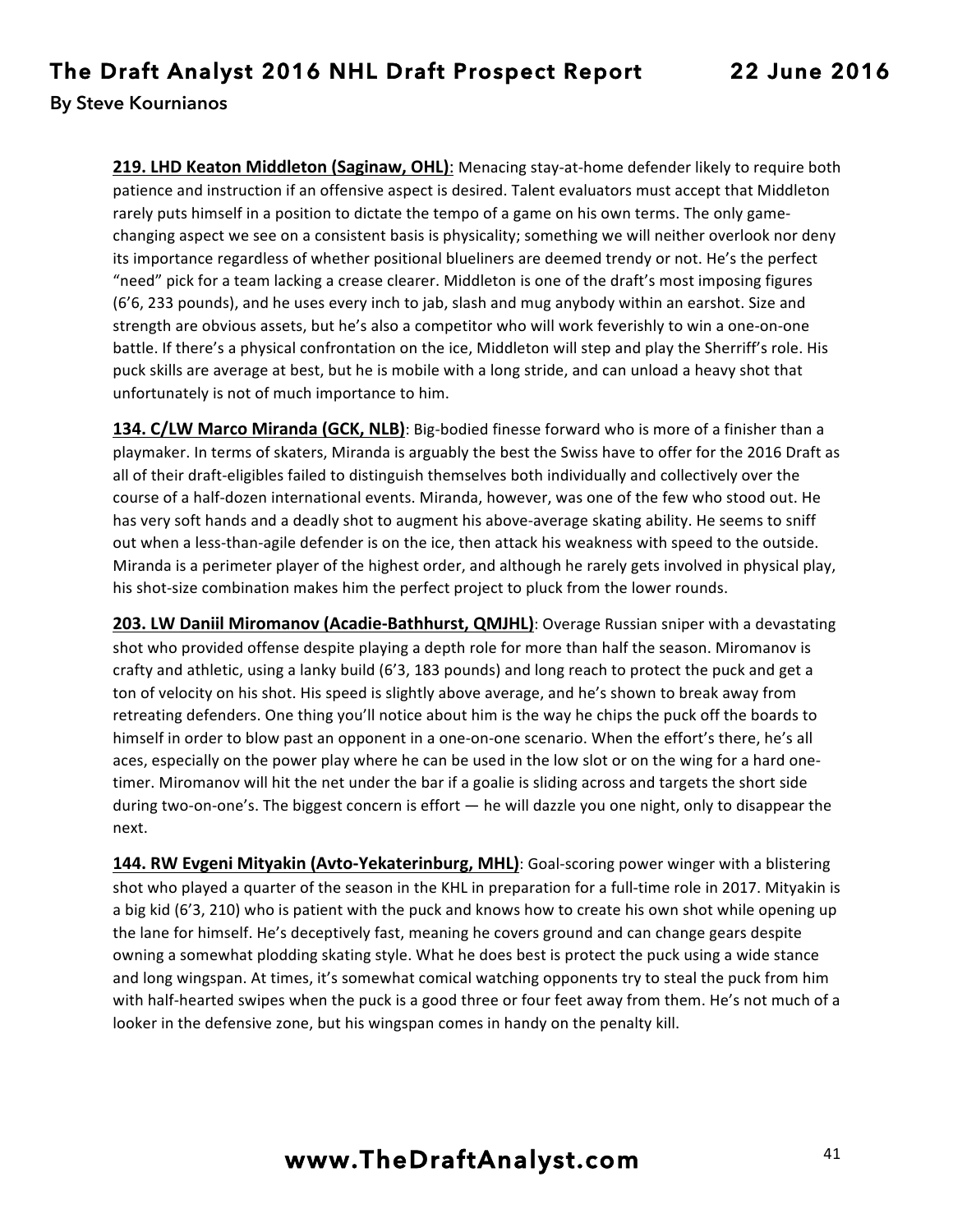**219. LHD Keaton Middleton (Saginaw, OHL)**: Menacing stay-at-home defender likely to require both patience and instruction if an offensive aspect is desired. Talent evaluators must accept that Middleton rarely puts himself in a position to dictate the tempo of a game on his own terms. The only game-changing aspect we see on a consistent basis is physicality; something we will neither overlook nor deny its importance regardless of whether positional blueliners are deemed trendy or not. He's the perfect "need" pick for a team lacking a crease clearer. Middleton is one of the draft's most imposing figures (6'6, 233 pounds), and he uses every inch to jab, slash and mug anybody within an earshot. Size and strength are obvious assets, but he's also a competitor who will work feverishly to win a one-on-one battle. If there's a physical confrontation on the ice, Middleton will step and play the Sherriff's role. His puck skills are average at best, but he is mobile with a long stride, and can unload a heavy shot that unfortunately is not of much importance to him.

**134. C/LW Marco Miranda (GCK, NLB)**: Big-bodied finesse forward who is more of a finisher than a playmaker. In terms of skaters, Miranda is arguably the best the Swiss have to offer for the 2016 Draft as all of their draft-eligibles failed to distinguish themselves both individually and collectively over the course of a half-dozen international events. Miranda, however, was one of the few who stood out. He has very soft hands and a deadly shot to augment his above-average skating ability. He seems to sniff out when a less-than-agile defender is on the ice, then attack his weakness with speed to the outside. Miranda is a perimeter player of the highest order, and although he rarely gets involved in physical play, his shot-size combination makes him the perfect project to pluck from the lower rounds.

**203. LW Daniil Miromanov (Acadie-Bathhurst, QMJHL)**: Overage Russian sniper with a devastating shot who provided offense despite playing a depth role for more than half the season. Miromanov is crafty and athletic, using a lanky build (6'3, 183 pounds) and long reach to protect the puck and get a ton of velocity on his shot. His speed is slightly above average, and he's shown to break away from retreating defenders. One thing you'll notice about him is the way he chips the puck off the boards to himself in order to blow past an opponent in a one-on-one scenario. When the effort's there, he's all aces, especially on the power play where he can be used in the low slot or on the wing for a hard one-timer. Miromanov will hit the net under the bar if a goalie is sliding across and targets the short side during two-on-one's. The biggest concern is effort — he will dazzle you one night, only to disappear the next.

**144. RW Evgeni Mityakin (Avto-Yekaterinburg, MHL)**: Goal-scoring power winger with a blistering shot who played a quarter of the season in the KHL in preparation for a full-time role in 2017. Mityakin is a big kid (6'3, 210) who is patient with the puck and knows how to create his own shot while opening up the lane for himself. He's deceptively fast, meaning he covers ground and can change gears despite owning a somewhat plodding skating style. What he does best is protect the puck using a wide stance and long wingspan. At times, it's somewhat comical watching opponents try to steal the puck from him with half-hearted swipes when the puck is a good three or four feet away from them. He's not much of a looker in the defensive zone, but his wingspan comes in handy on the penalty kill.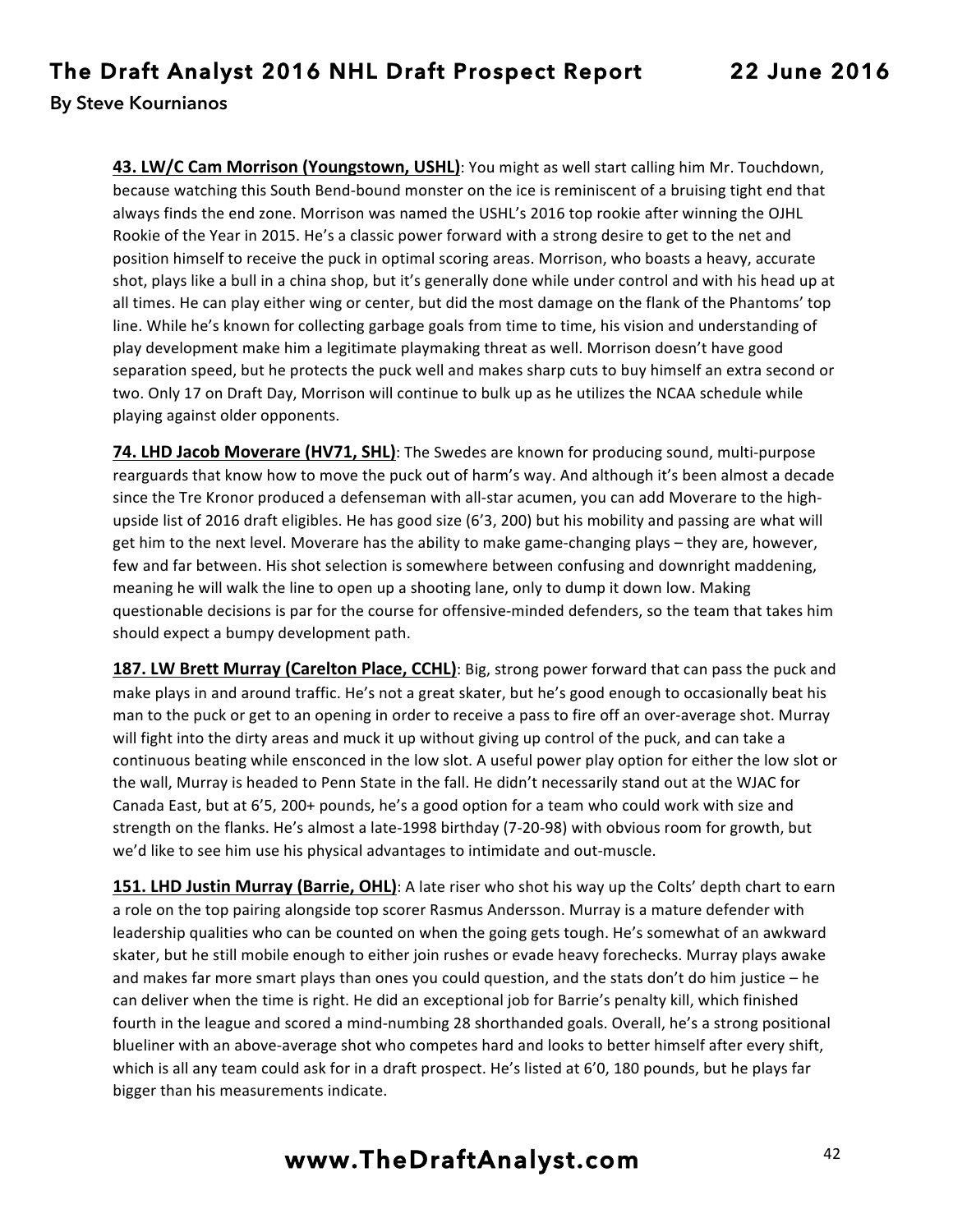**43. LW/C Cam Morrison (Youngstown, USHL)**: You might as well start calling him Mr. Touchdown, because watching this South Bend-bound monster on the ice is reminiscent of a bruising tight end that always finds the end zone. Morrison was named the USHL's 2016 top rookie after winning the OJHL Rookie of the Year in 2015. He's a classic power forward with a strong desire to get to the net and position himself to receive the puck in optimal scoring areas. Morrison, who boasts a heavy, accurate shot, plays like a bull in a china shop, but it's generally done while under control and with his head up at all times. He can play either wing or center, but did the most damage on the flank of the Phantoms' top line. While he's known for collecting garbage goals from time to time, his vision and understanding of play development make him a legitimate playmaking threat as well. Morrison doesn't have good separation speed, but he protects the puck well and makes sharp cuts to buy himself an extra second or two. Only 17 on Draft Day, Morrison will continue to bulk up as he utilizes the NCAA schedule while playing against older opponents.

**74. LHD Jacob Moverare (HV71, SHL)**: The Swedes are known for producing sound, multi-purpose rearguards that know how to move the puck out of harm's way. And although it's been almost a decade since the Tre Kronor produced a defenseman with all-star acumen, you can add Moverare to the high-upside list of 2016 draft eligibles. He has good size (6'3, 200) but his mobility and passing are what will get him to the next level. Moverare has the ability to make game-changing plays – they are, however, few and far between. His shot selection is somewhere between confusing and downright maddening, meaning he will walk the line to open up a shooting lane, only to dump it down low. Making questionable decisions is par for the course for offensive-minded defenders, so the team that takes him should expect a bumpy development path.

**187. LW Brett Murray (Carelton Place, CCHL)**: Big, strong power forward that can pass the puck and make plays in and around traffic. He's not a great skater, but he's good enough to occasionally beat his man to the puck or get to an opening in order to receive a pass to fire off an over-average shot. Murray will fight into the dirty areas and muck it up without giving up control of the puck, and can take a continuous beating while ensconced in the low slot. A useful power play option for either the low slot or the wall, Murray is headed to Penn State in the fall. He didn't necessarily stand out at the WJAC for Canada East, but at 6'5, 200+ pounds, he's a good option for a team who could work with size and strength on the flanks. He's almost a late-1998 birthday (7-20-98) with obvious room for growth, but we'd like to see him use his physical advantages to intimidate and out-muscle.

**151. LHD Justin Murray (Barrie, OHL)**: A late riser who shot his way up the Colts' depth chart to earn a role on the top pairing alongside top scorer Rasmus Andersson. Murray is a mature defender with leadership qualities who can be counted on when the going gets tough. He's somewhat of an awkward skater, but he still mobile enough to either join rushes or evade heavy forechecks. Murray plays awake and makes far more smart plays than ones you could question, and the stats don't do him justice – he can deliver when the time is right. He did an exceptional job for Barrie's penalty kill, which finished fourth in the league and scored a mind-numbing 28 shorthanded goals. Overall, he's a strong positional blueliner with an above-average shot who competes hard and looks to better himself after every shift, which is all any team could ask for in a draft prospect. He's listed at 6'0, 180 pounds, but he plays far bigger than his measurements indicate.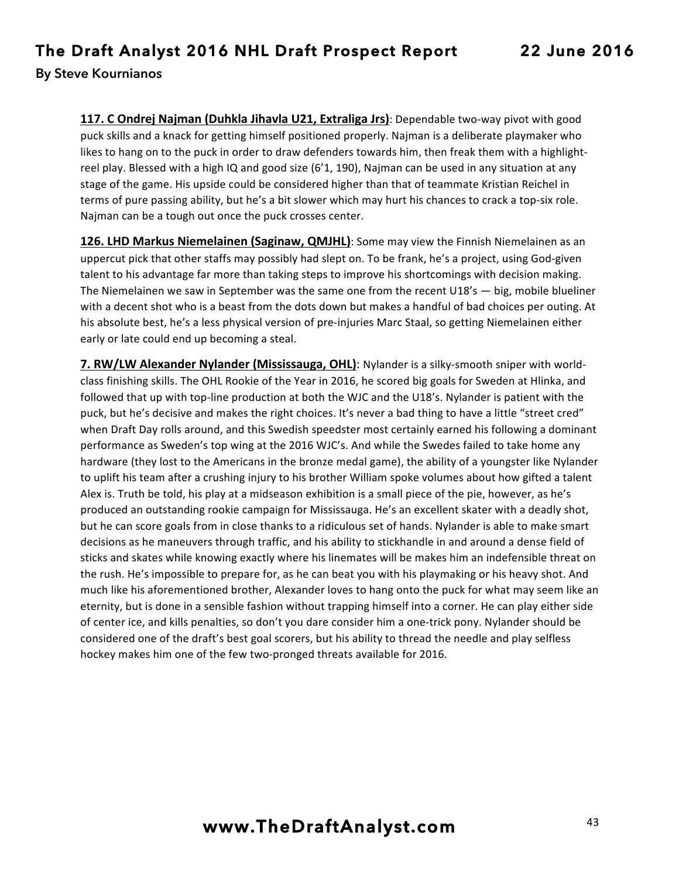**117. C Ondrej Najman (Duhkla Jihavla U21, Extraliga Jrs)**: Dependable two-way pivot with good puck skills and a knack for getting himself positioned properly. Najman is a deliberate playmaker who likes to hang on to the puck in order to draw defenders towards him, then freak them with a highlight-reel play. Blessed with a high IQ and good size (6'1, 190), Najman can be used in any situation at any stage of the game. His upside could be considered higher than that of teammate Kristian Reichel in terms of pure passing ability, but he's a bit slower which may hurt his chances to crack a top-six role. Najman can be a tough out once the puck crosses center.

**126. LHD Markus Niemelainen (Saginaw, QMJHL)**: Some may view the Finnish Niemelainen as an uppercut pick that other staffs may possibly had slept on. To be frank, he's a project, using God-given talent to his advantage far more than taking steps to improve his shortcomings with decision making. The Niemelainen we saw in September was the same one from the recent U18's — big, mobile blueliner with a decent shot who is a beast from the dots down but makes a handful of bad choices per outing. At his absolute best, he's a less physical version of pre-injuries Marc Staal, so getting Niemelainen either early or late could end up becoming a steal.

**7. RW/LW Alexander Nylander (Mississauga, OHL)**: Nylander is a silky-smooth sniper with world-class finishing skills. The OHL Rookie of the Year in 2016, he scored big goals for Sweden at Hlinka, and followed that up with top-line production at both the WJC and the U18's. Nylander is patient with the puck, but he's decisive and makes the right choices. It's never a bad thing to have a little "street cred" when Draft Day rolls around, and this Swedish speedster most certainly earned his following a dominant performance as Sweden's top wing at the 2016 WJC's. And while the Swedes failed to take home any hardware (they lost to the Americans in the bronze medal game), the ability of a youngster like Nylander to uplift his team after a crushing injury to his brother William spoke volumes about how gifted a talent Alex is. Truth be told, his play at a midseason exhibition is a small piece of the pie, however, as he's produced an outstanding rookie campaign for Mississauga. He's an excellent skater with a deadly shot, but he can score goals from in close thanks to a ridiculous set of hands. Nylander is able to make smart decisions as he maneuvers through traffic, and his ability to stickhandle in and around a dense field of sticks and skates while knowing exactly where his linemates will be makes him an indefensible threat on the rush. He's impossible to prepare for, as he can beat you with his playmaking or his heavy shot. And much like his aforementioned brother, Alexander loves to hang onto the puck for what may seem like an eternity, but is done in a sensible fashion without trapping himself into a corner. He can play either side of center ice, and kills penalties, so don't you dare consider him a one-trick pony. Nylander should be considered one of the draft's best goal scorers, but his ability to thread the needle and play selfless hockey makes him one of the few two-pronged threats available for 2016.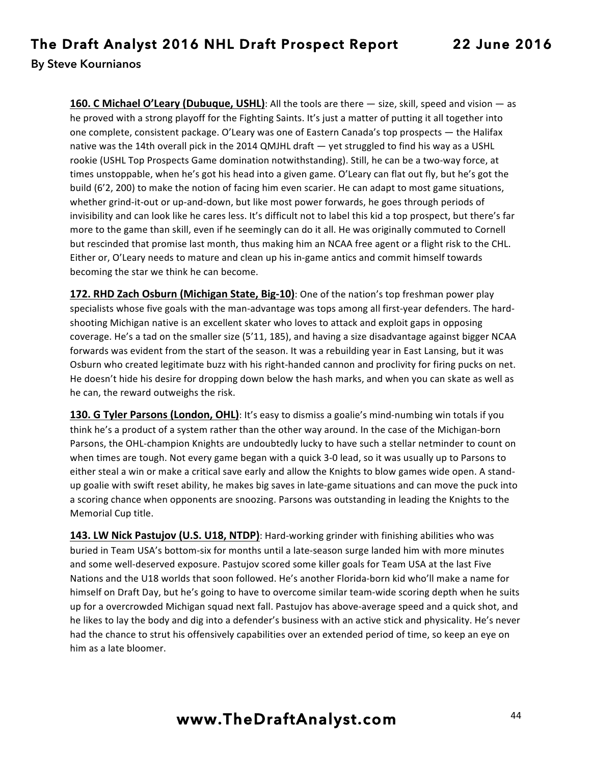**160. C Michael O'Leary (Dubuque, USHL)**: All the tools are there — size, skill, speed and vision — as he proved with a strong playoff for the Fighting Saints. It's just a matter of putting it all together into one complete, consistent package. O'Leary was one of Eastern Canada's top prospects — the Halifax native was the 14th overall pick in the 2014 QMJHL draft — yet struggled to find his way as a USHL rookie (USHL Top Prospects Game domination notwithstanding). Still, he can be a two-way force, at times unstoppable, when he's got his head into a given game. O'Leary can flat out fly, but he's got the build (6'2, 200) to make the notion of facing him even scarier. He can adapt to most game situations, whether grind-it-out or up-and-down, but like most power forwards, he goes through periods of invisibility and can look like he cares less. It's difficult not to label this kid a top prospect, but there's far more to the game than skill, even if he seemingly can do it all. He was originally commuted to Cornell but rescinded that promise last month, thus making him an NCAA free agent or a flight risk to the CHL. Either or, O'Leary needs to mature and clean up his in-game antics and commit himself towards becoming the star we think he can become.

**172. RHD Zach Osburn (Michigan State, Big-10)**: One of the nation's top freshman power play specialists whose five goals with the man-advantage was tops among all first-year defenders. The hard-shooting Michigan native is an excellent skater who loves to attack and exploit gaps in opposing coverage. He's a tad on the smaller size (5'11, 185), and having a size disadvantage against bigger NCAA forwards was evident from the start of the season. It was a rebuilding year in East Lansing, but it was Osburn who created legitimate buzz with his right-handed cannon and proclivity for firing pucks on net. He doesn't hide his desire for dropping down below the hash marks, and when you can skate as well as he can, the reward outweighs the risk.

**130. G Tyler Parsons (London, OHL)**: It's easy to dismiss a goalie's mind-numbing win totals if you think he's a product of a system rather than the other way around. In the case of the Michigan-born Parsons, the OHL-champion Knights are undoubtedly lucky to have such a stellar netminder to count on when times are tough. Not every game began with a quick 3-0 lead, so it was usually up to Parsons to either steal a win or make a critical save early and allow the Knights to blow games wide open. A stand-up goalie with swift reset ability, he makes big saves in late-game situations and can move the puck into a scoring chance when opponents are snoozing. Parsons was outstanding in leading the Knights to the Memorial Cup title.

**143. LW Nick Pastujov (U.S. U18, NTDP)**: Hard-working grinder with finishing abilities who was buried in Team USA's bottom-six for months until a late-season surge landed him with more minutes and some well-deserved exposure. Pastujov scored some killer goals for Team USA at the last Five Nations and the U18 worlds that soon followed. He's another Florida-born kid who'll make a name for himself on Draft Day, but he's going to have to overcome similar team-wide scoring depth when he suits up for a overcrowded Michigan squad next fall. Pastujov has above-average speed and a quick shot, and he likes to lay the body and dig into a defender's business with an active stick and physicality. He's never had the chance to strut his offensively capabilities over an extended period of time, so keep an eye on him as a late bloomer.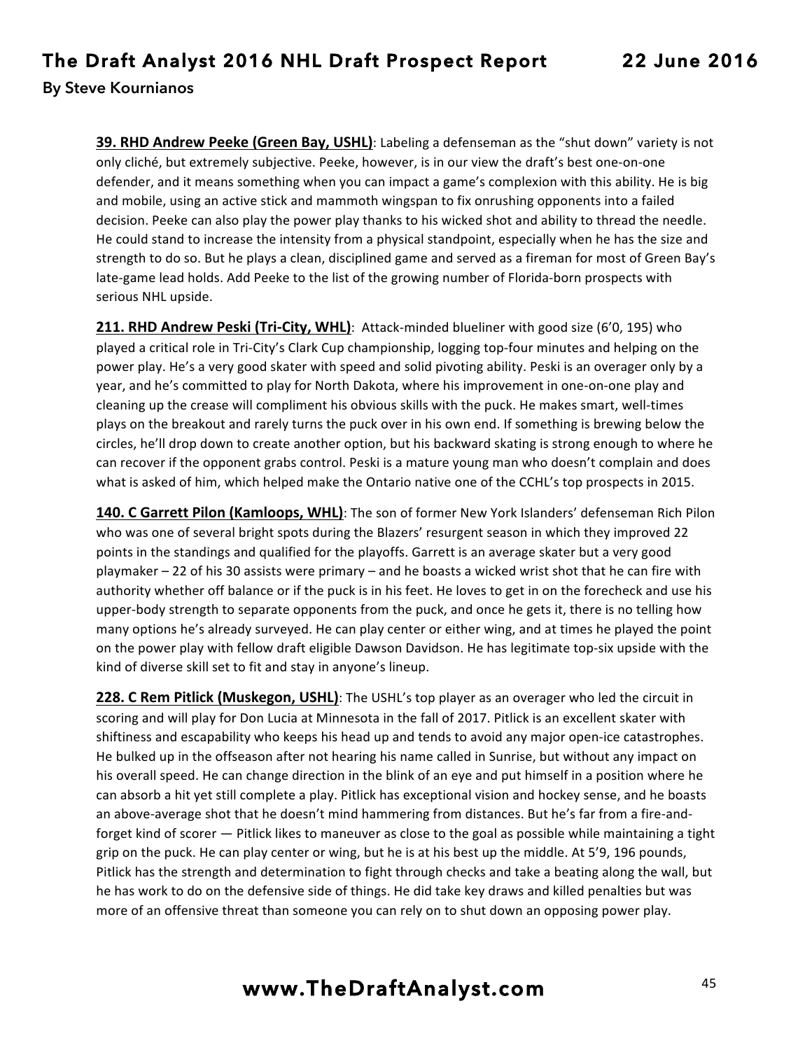**39. RHD Andrew Peeke (Green Bay, USHL)**: Labeling a defenseman as the "shut down" variety is not only cliché, but extremely subjective. Peeke, however, is in our view the draft's best one-on-one defender, and it means something when you can impact a game's complexion with this ability. He is big and mobile, using an active stick and mammoth wingspan to fix onrushing opponents into a failed decision. Peeke can also play the power play thanks to his wicked shot and ability to thread the needle. He could stand to increase the intensity from a physical standpoint, especially when he has the size and strength to do so. But he plays a clean, disciplined game and served as a fireman for most of Green Bay's late-game lead holds. Add Peeke to the list of the growing number of Florida-born prospects with serious NHL upside.

**211. RHD Andrew Peski (Tri-City, WHL)**: Attack-minded blueliner with good size (6'0, 195) who played a critical role in Tri-City's Clark Cup championship, logging top-four minutes and helping on the power play. He's a very good skater with speed and solid pivoting ability. Peski is an overager only by a year, and he's committed to play for North Dakota, where his improvement in one-on-one play and cleaning up the crease will compliment his obvious skills with the puck. He makes smart, well-times plays on the breakout and rarely turns the puck over in his own end. If something is brewing below the circles, he'll drop down to create another option, but his backward skating is strong enough to where he can recover if the opponent grabs control. Peski is a mature young man who doesn't complain and does what is asked of him, which helped make the Ontario native one of the CCHL's top prospects in 2015.

**140. C Garrett Pilon (Kamloops, WHL)**: The son of former New York Islanders' defenseman Rich Pilon who was one of several bright spots during the Blazers' resurgent season in which they improved 22 points in the standings and qualified for the playoffs. Garrett is an average skater but a very good playmaker – 22 of his 30 assists were primary – and he boasts a wicked wrist shot that he can fire with authority whether off balance or if the puck is in his feet. He loves to get in on the forecheck and use his upper-body strength to separate opponents from the puck, and once he gets it, there is no telling how many options he's already surveyed. He can play center or either wing, and at times he played the point on the power play with fellow draft eligible Dawson Davidson. He has legitimate top-six upside with the kind of diverse skill set to fit and stay in anyone's lineup.

**228. C Rem Pitlick (Muskegon, USHL)**: The USHL's top player as an overager who led the circuit in scoring and will play for Don Lucia at Minnesota in the fall of 2017. Pitlick is an excellent skater with shiftiness and escapability who keeps his head up and tends to avoid any major open-ice catastrophes. He bulked up in the offseason after not hearing his name called in Sunrise, but without any impact on his overall speed. He can change direction in the blink of an eye and put himself in a position where he can absorb a hit yet still complete a play. Pitlick has exceptional vision and hockey sense, and he boasts an above-average shot that he doesn't mind hammering from distances. But he's far from a fire-and-forget kind of scorer — Pitlick likes to maneuver as close to the goal as possible while maintaining a tight grip on the puck. He can play center or wing, but he is at his best up the middle. At 5'9, 196 pounds, Pitlick has the strength and determination to fight through checks and take a beating along the wall, but he has work to do on the defensive side of things. He did take key draws and killed penalties but was more of an offensive threat than someone you can rely on to shut down an opposing power play.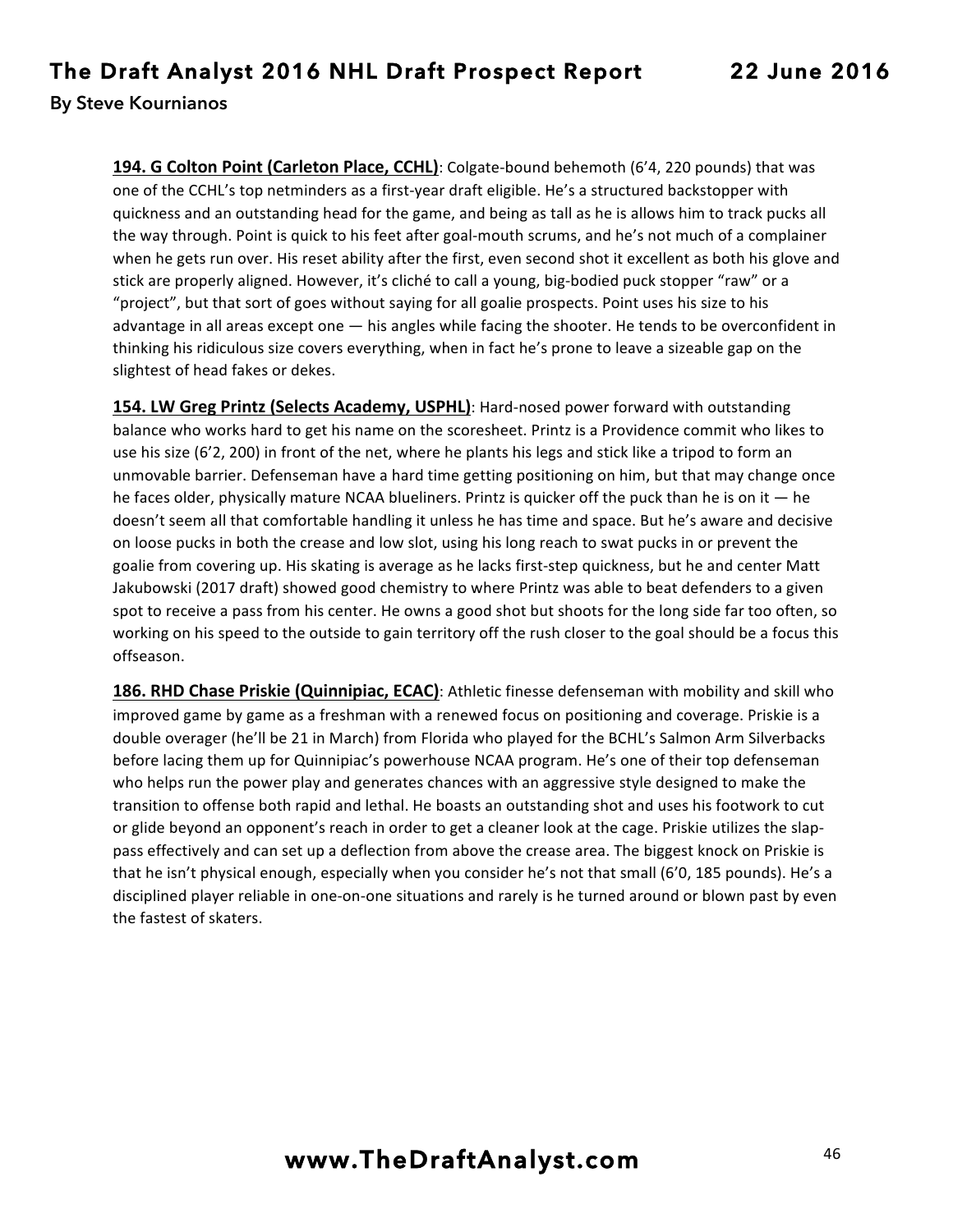**194. G Colton Point (Carleton Place, CCHL)**: Colgate-bound behemoth (6'4, 220 pounds) that was one of the CCHL's top netminders as a first-year draft eligible. He's a structured backstopper with quickness and an outstanding head for the game, and being as tall as he is allows him to track pucks all the way through. Point is quick to his feet after goal-mouth scrums, and he's not much of a complainer when he gets run over. His reset ability after the first, even second shot it excellent as both his glove and stick are properly aligned. However, it's cliché to call a young, big-bodied puck stopper "raw" or a "project", but that sort of goes without saying for all goalie prospects. Point uses his size to his advantage in all areas except one — his angles while facing the shooter. He tends to be overconfident in thinking his ridiculous size covers everything, when in fact he's prone to leave a sizeable gap on the slightest of head fakes or dekes.

**154. LW Greg Printz (Selects Academy, USPHL)**: Hard-nosed power forward with outstanding balance who works hard to get his name on the scoresheet. Printz is a Providence commit who likes to use his size (6'2, 200) in front of the net, where he plants his legs and stick like a tripod to form an unmovable barrier. Defenseman have a hard time getting positioning on him, but that may change once he faces older, physically mature NCAA blueliners. Printz is quicker off the puck than he is on it — he doesn't seem all that comfortable handling it unless he has time and space. But he's aware and decisive on loose pucks in both the crease and low slot, using his long reach to swat pucks in or prevent the goalie from covering up. His skating is average as he lacks first-step quickness, but he and center Matt Jakubowski (2017 draft) showed good chemistry to where Printz was able to beat defenders to a given spot to receive a pass from his center. He owns a good shot but shoots for the long side far too often, so working on his speed to the outside to gain territory off the rush closer to the goal should be a focus this offseason.

**186. RHD Chase Priskie (Quinnipiac, ECAC)**: Athletic finesse defenseman with mobility and skill who improved game by game as a freshman with a renewed focus on positioning and coverage. Priskie is a double overager (he'll be 21 in March) from Florida who played for the BCHL's Salmon Arm Silverbacks before lacing them up for Quinnipiac's powerhouse NCAA program. He's one of their top defenseman who helps run the power play and generates chances with an aggressive style designed to make the transition to offense both rapid and lethal. He boasts an outstanding shot and uses his footwork to cut or glide beyond an opponent's reach in order to get a cleaner look at the cage. Priskie utilizes the slap-pass effectively and can set up a deflection from above the crease area. The biggest knock on Priskie is that he isn't physical enough, especially when you consider he's not that small (6'0, 185 pounds). He's a disciplined player reliable in one-on-one situations and rarely is he turned around or blown past by even the fastest of skaters.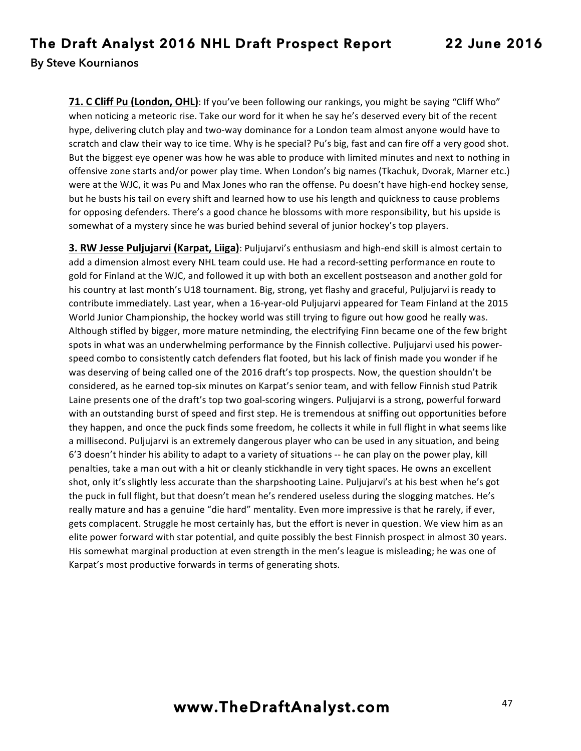**71. C Cliff Pu (London, OHL)**: If you've been following our rankings, you might be saying "Cliff Who" when noticing a meteoric rise. Take our word for it when he say he's deserved every bit of the recent hype, delivering clutch play and two-way dominance for a London team almost anyone would have to scratch and claw their way to ice time. Why is he special? Pu's big, fast and can fire off a very good shot. But the biggest eye opener was how he was able to produce with limited minutes and next to nothing in offensive zone starts and/or power play time. When London's big names (Tkachuk, Dvorak, Marner etc.) were at the WJC, it was Pu and Max Jones who ran the offense. Pu doesn't have high-end hockey sense, but he busts his tail on every shift and learned how to use his length and quickness to cause problems for opposing defenders. There's a good chance he blossoms with more responsibility, but his upside is somewhat of a mystery since he was buried behind several of junior hockey's top players.

**3. RW Jesse Puljujarvi (Karpat, Liiga)**: Puljujarvi's enthusiasm and high-end skill is almost certain to add a dimension almost every NHL team could use. He had a record-setting performance en route to gold for Finland at the WJC, and followed it up with both an excellent postseason and another gold for his country at last month's U18 tournament. Big, strong, yet flashy and graceful, Puljujarvi is ready to contribute immediately. Last year, when a 16-year-old Puljujarvi appeared for Team Finland at the 2015 World Junior Championship, the hockey world was still trying to figure out how good he really was. Although stifled by bigger, more mature netminding, the electrifying Finn became one of the few bright spots in what was an underwhelming performance by the Finnish collective. Puljujarvi used his power-speed combo to consistently catch defenders flat footed, but his lack of finish made you wonder if he was deserving of being called one of the 2016 draft's top prospects. Now, the question shouldn't be considered, as he earned top-six minutes on Karpat's senior team, and with fellow Finnish stud Patrik Laine presents one of the draft's top two goal-scoring wingers. Puljujarvi is a strong, powerful forward with an outstanding burst of speed and first step. He is tremendous at sniffing out opportunities before they happen, and once the puck finds some freedom, he collects it while in full flight in what seems like a millisecond. Puljujarvi is an extremely dangerous player who can be used in any situation, and being 6'3 doesn't hinder his ability to adapt to a variety of situations -- he can play on the power play, kill penalties, take a man out with a hit or cleanly stickhandle in very tight spaces. He owns an excellent shot, only it's slightly less accurate than the sharpshooting Laine. Puljujarvi's at his best when he's got the puck in full flight, but that doesn't mean he's rendered useless during the slogging matches. He's really mature and has a genuine "die hard" mentality. Even more impressive is that he rarely, if ever, gets complacent. Struggle he most certainly has, but the effort is never in question. We view him as an elite power forward with star potential, and quite possibly the best Finnish prospect in almost 30 years. His somewhat marginal production at even strength in the men's league is misleading; he was one of Karpat's most productive forwards in terms of generating shots.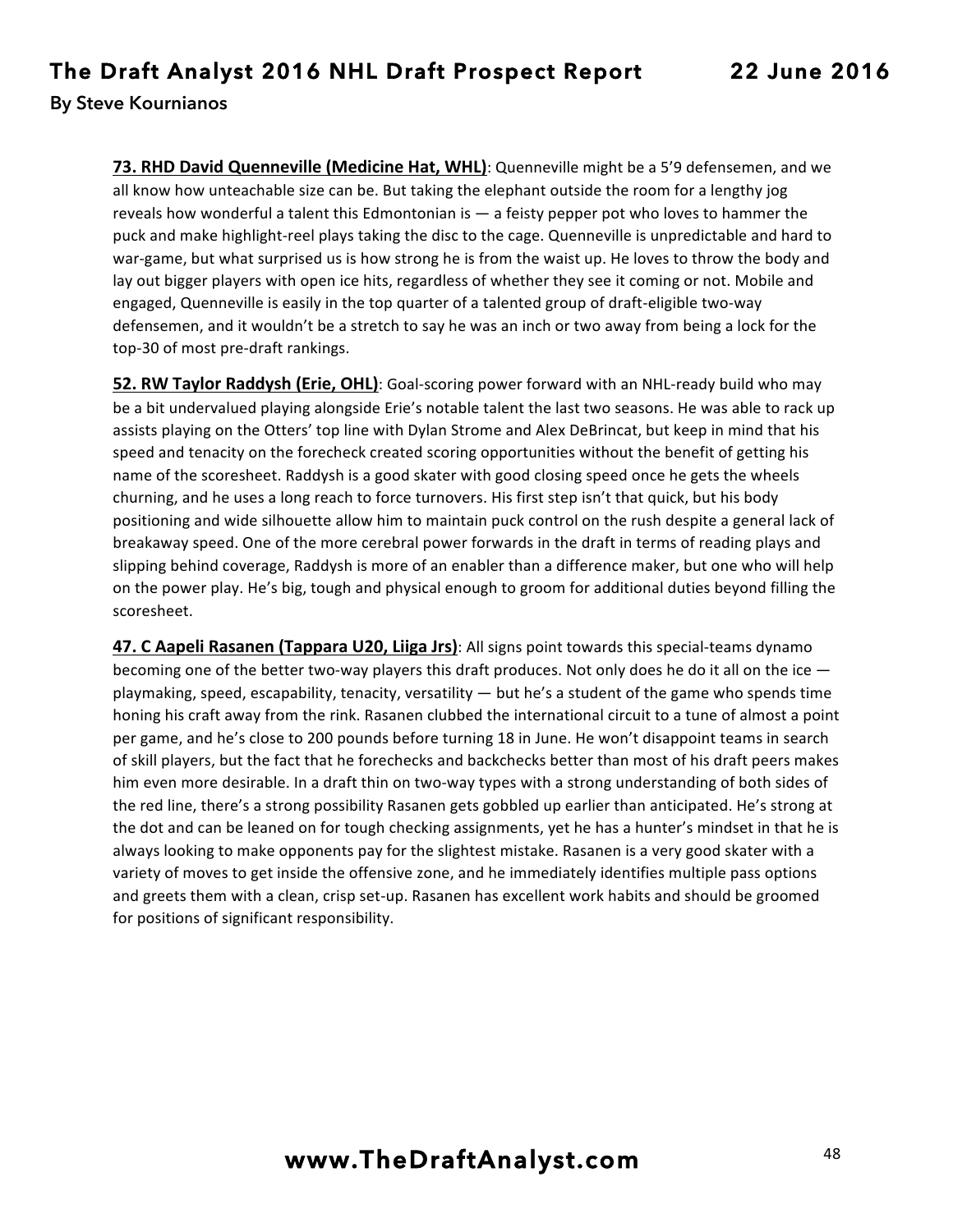**73. RHD David Quenneville (Medicine Hat, WHL)**: Quenneville might be a 5'9 defensemen, and we all know how unteachable size can be. But taking the elephant outside the room for a lengthy jog reveals how wonderful a talent this Edmontonian is — a feisty pepper pot who loves to hammer the puck and make highlight-reel plays taking the disc to the cage. Quenneville is unpredictable and hard to war-game, but what surprised us is how strong he is from the waist up. He loves to throw the body and lay out bigger players with open ice hits, regardless of whether they see it coming or not. Mobile and engaged, Quenneville is easily in the top quarter of a talented group of draft-eligible two-way defensemen, and it wouldn't be a stretch to say he was an inch or two away from being a lock for the top-30 of most pre-draft rankings.

**52. RW Taylor Raddysh (Erie, OHL)**: Goal-scoring power forward with an NHL-ready build who may be a bit undervalued playing alongside Erie's notable talent the last two seasons. He was able to rack up assists playing on the Otters' top line with Dylan Strome and Alex DeBrincat, but keep in mind that his speed and tenacity on the forecheck created scoring opportunities without the benefit of getting his name of the scoresheet. Raddysh is a good skater with good closing speed once he gets the wheels churning, and he uses a long reach to force turnovers. His first step isn't that quick, but his body positioning and wide silhouette allow him to maintain puck control on the rush despite a general lack of breakaway speed. One of the more cerebral power forwards in the draft in terms of reading plays and slipping behind coverage, Raddysh is more of an enabler than a difference maker, but one who will help on the power play. He's big, tough and physical enough to groom for additional duties beyond filling the scoresheet.

**47. C Aapeli Rasanen (Tappara U20, Liiga Jrs)**: All signs point towards this special-teams dynamo becoming one of the better two-way players this draft produces. Not only does he do it all on the ice — playmaking, speed, escapability, tenacity, versatility — but he's a student of the game who spends time honing his craft away from the rink. Rasanen clubbed the international circuit to a tune of almost a point per game, and he's close to 200 pounds before turning 18 in June. He won't disappoint teams in search of skill players, but the fact that he forechecks and backchecks better than most of his draft peers makes him even more desirable. In a draft thin on two-way types with a strong understanding of both sides of the red line, there's a strong possibility Rasanen gets gobbled up earlier than anticipated. He's strong at the dot and can be leaned on for tough checking assignments, yet he has a hunter's mindset in that he is always looking to make opponents pay for the slightest mistake. Rasanen is a very good skater with a variety of moves to get inside the offensive zone, and he immediately identifies multiple pass options and greets them with a clean, crisp set-up. Rasanen has excellent work habits and should be groomed for positions of significant responsibility.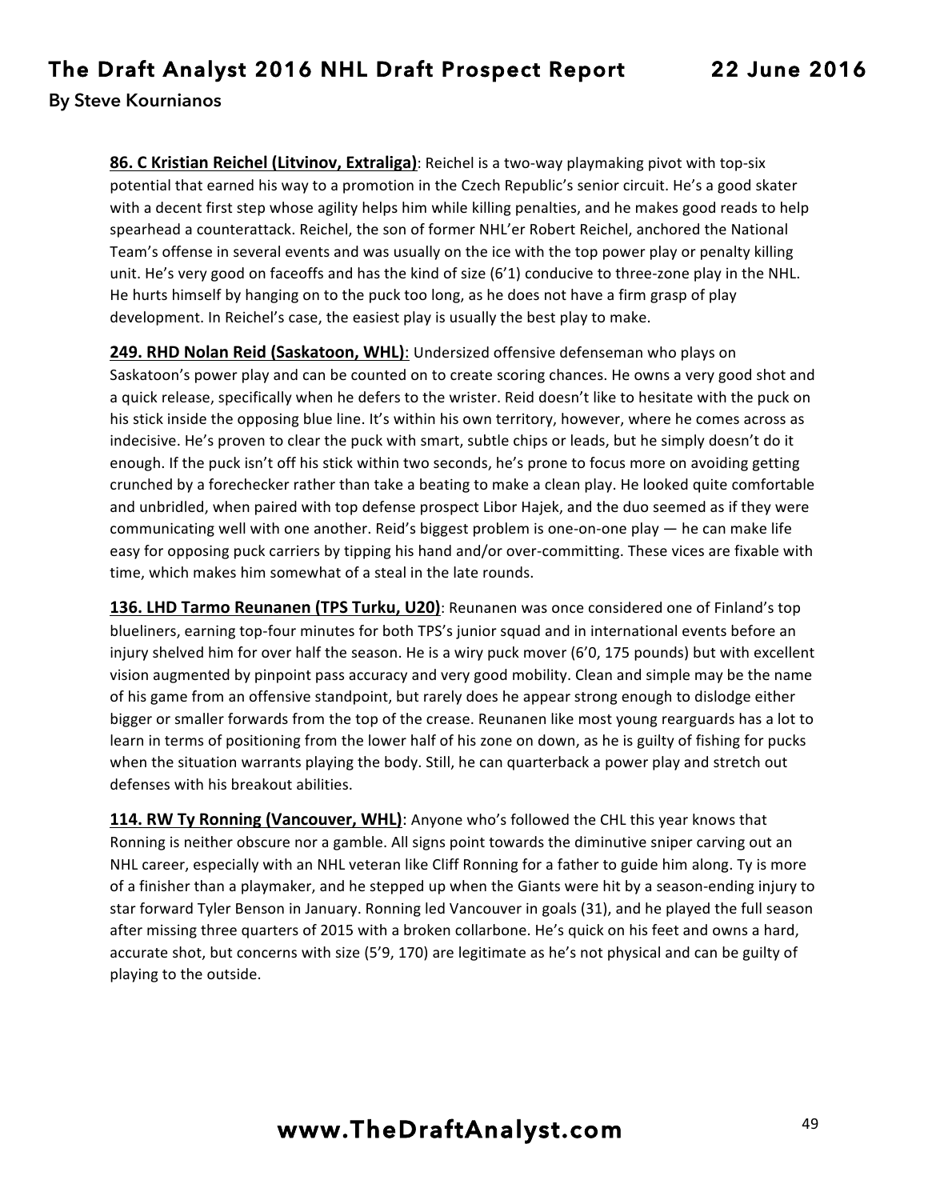**86. C Kristian Reichel (Litvinov, Extraliga)**: Reichel is a two-way playmaking pivot with top-six potential that earned his way to a promotion in the Czech Republic's senior circuit. He's a good skater with a decent first step whose agility helps him while killing penalties, and he makes good reads to help spearhead a counterattack. Reichel, the son of former NHL'er Robert Reichel, anchored the National Team's offense in several events and was usually on the ice with the top power play or penalty killing unit. He's very good on faceoffs and has the kind of size (6'1) conducive to three-zone play in the NHL. He hurts himself by hanging on to the puck too long, as he does not have a firm grasp of play development. In Reichel's case, the easiest play is usually the best play to make.

**249. RHD Nolan Reid (Saskatoon, WHL)**: Undersized offensive defenseman who plays on Saskatoon's power play and can be counted on to create scoring chances. He owns a very good shot and a quick release, specifically when he defers to the wrister. Reid doesn't like to hesitate with the puck on his stick inside the opposing blue line. It's within his own territory, however, where he comes across as indecisive. He's proven to clear the puck with smart, subtle chips or leads, but he simply doesn't do it enough. If the puck isn't off his stick within two seconds, he's prone to focus more on avoiding getting crunched by a forechecker rather than take a beating to make a clean play. He looked quite comfortable and unbridled, when paired with top defense prospect Libor Hajek, and the duo seemed as if they were communicating well with one another. Reid's biggest problem is one-on-one play — he can make life easy for opposing puck carriers by tipping his hand and/or over-committing. These vices are fixable with time, which makes him somewhat of a steal in the late rounds.

**136. LHD Tarmo Reunanen (TPS Turku, U20)**: Reunanen was once considered one of Finland's top blueliners, earning top-four minutes for both TPS's junior squad and in international events before an injury shelved him for over half the season. He is a wiry puck mover (6'0, 175 pounds) but with excellent vision augmented by pinpoint pass accuracy and very good mobility. Clean and simple may be the name of his game from an offensive standpoint, but rarely does he appear strong enough to dislodge either bigger or smaller forwards from the top of the crease. Reunanen like most young rearguards has a lot to learn in terms of positioning from the lower half of his zone on down, as he is guilty of fishing for pucks when the situation warrants playing the body. Still, he can quarterback a power play and stretch out defenses with his breakout abilities.

**114. RW Ty Ronning (Vancouver, WHL)**: Anyone who's followed the CHL this year knows that Ronning is neither obscure nor a gamble. All signs point towards the diminutive sniper carving out an NHL career, especially with an NHL veteran like Cliff Ronning for a father to guide him along. Ty is more of a finisher than a playmaker, and he stepped up when the Giants were hit by a season-ending injury to star forward Tyler Benson in January. Ronning led Vancouver in goals (31), and he played the full season after missing three quarters of 2015 with a broken collarbone. He's quick on his feet and owns a hard, accurate shot, but concerns with size (5'9, 170) are legitimate as he's not physical and can be guilty of playing to the outside.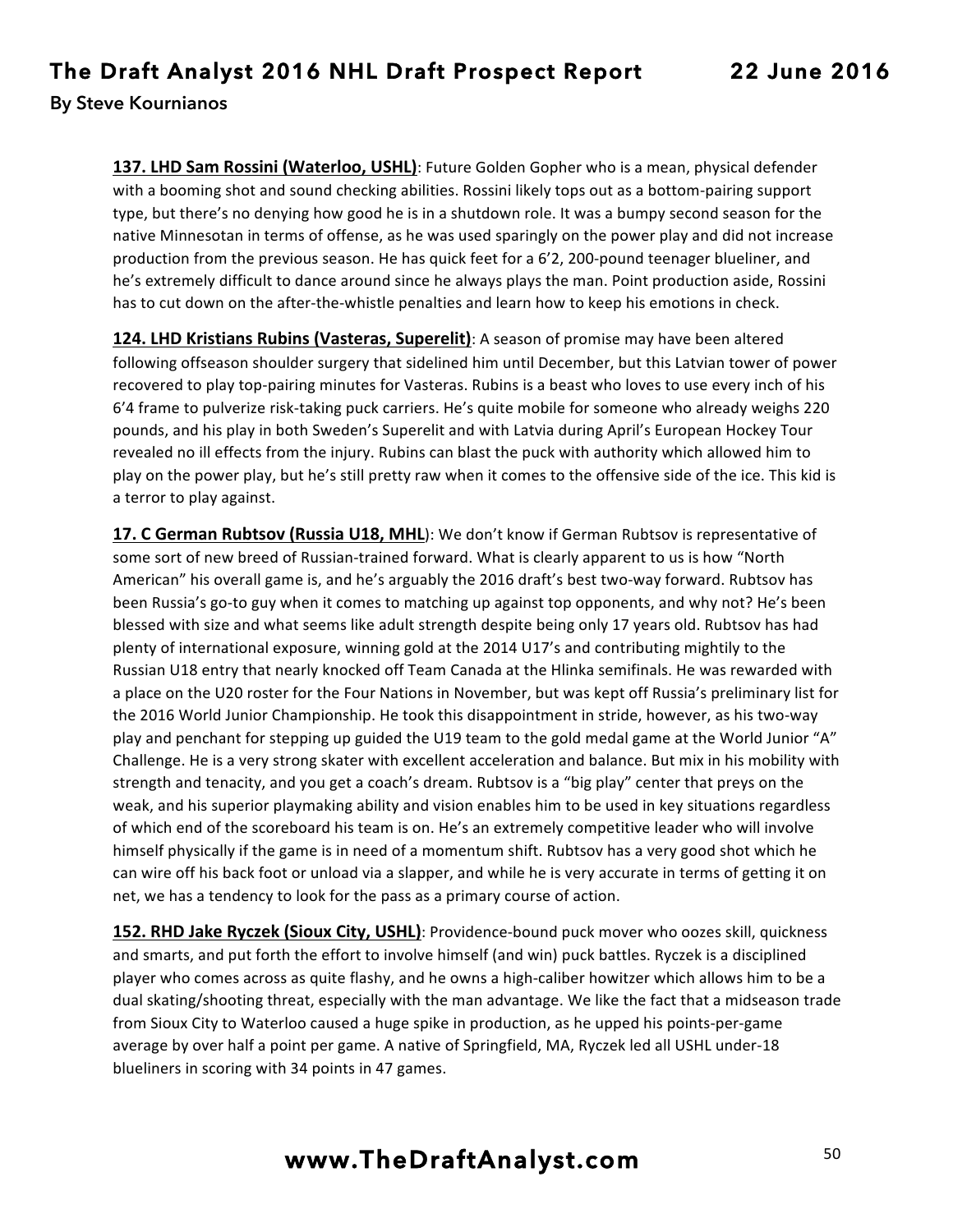**137. LHD Sam Rossini (Waterloo, USHL)**: Future Golden Gopher who is a mean, physical defender with a booming shot and sound checking abilities. Rossini likely tops out as a bottom-pairing support type, but there's no denying how good he is in a shutdown role. It was a bumpy second season for the native Minnesotan in terms of offense, as he was used sparingly on the power play and did not increase production from the previous season. He has quick feet for a 6'2, 200-pound teenager blueliner, and he's extremely difficult to dance around since he always plays the man. Point production aside, Rossini has to cut down on the after-the-whistle penalties and learn how to keep his emotions in check.

**124. LHD Kristians Rubins (Vasteras, Superelit)**: A season of promise may have been altered following offseason shoulder surgery that sidelined him until December, but this Latvian tower of power recovered to play top-pairing minutes for Vasteras. Rubins is a beast who loves to use every inch of his 6'4 frame to pulverize risk-taking puck carriers. He's quite mobile for someone who already weighs 220 pounds, and his play in both Sweden's Superelit and with Latvia during April's European Hockey Tour revealed no ill effects from the injury. Rubins can blast the puck with authority which allowed him to play on the power play, but he's still pretty raw when it comes to the offensive side of the ice. This kid is a terror to play against.

**17. C German Rubtsov (Russia U18, MHL)**: We don't know if German Rubtsov is representative of some sort of new breed of Russian-trained forward. What is clearly apparent to us is how "North American" his overall game is, and he's arguably the 2016 draft's best two-way forward. Rubtsov has been Russia's go-to guy when it comes to matching up against top opponents, and why not? He's been blessed with size and what seems like adult strength despite being only 17 years old. Rubtsov has had plenty of international exposure, winning gold at the 2014 U17's and contributing mightily to the Russian U18 entry that nearly knocked off Team Canada at the Hlinka semifinals. He was rewarded with a place on the U20 roster for the Four Nations in November, but was kept off Russia's preliminary list for the 2016 World Junior Championship. He took this disappointment in stride, however, as his two-way play and penchant for stepping up guided the U19 team to the gold medal game at the World Junior "A" Challenge. He is a very strong skater with excellent acceleration and balance. But mix in his mobility with strength and tenacity, and you get a coach's dream. Rubtsov is a "big play" center that preys on the weak, and his superior playmaking ability and vision enables him to be used in key situations regardless of which end of the scoreboard his team is on. He's an extremely competitive leader who will involve himself physically if the game is in need of a momentum shift. Rubtsov has a very good shot which he can wire off his back foot or unload via a slapper, and while he is very accurate in terms of getting it on net, we has a tendency to look for the pass as a primary course of action.

**152. RHD Jake Ryczek (Sioux City, USHL)**: Providence-bound puck mover who oozes skill, quickness and smarts, and put forth the effort to involve himself (and win) puck battles. Ryczek is a disciplined player who comes across as quite flashy, and he owns a high-caliber howitzer which allows him to be a dual skating/shooting threat, especially with the man advantage. We like the fact that a midseason trade from Sioux City to Waterloo caused a huge spike in production, as he upped his points-per-game average by over half a point per game. A native of Springfield, MA, Ryczek led all USHL under-18 blueliners in scoring with 34 points in 47 games.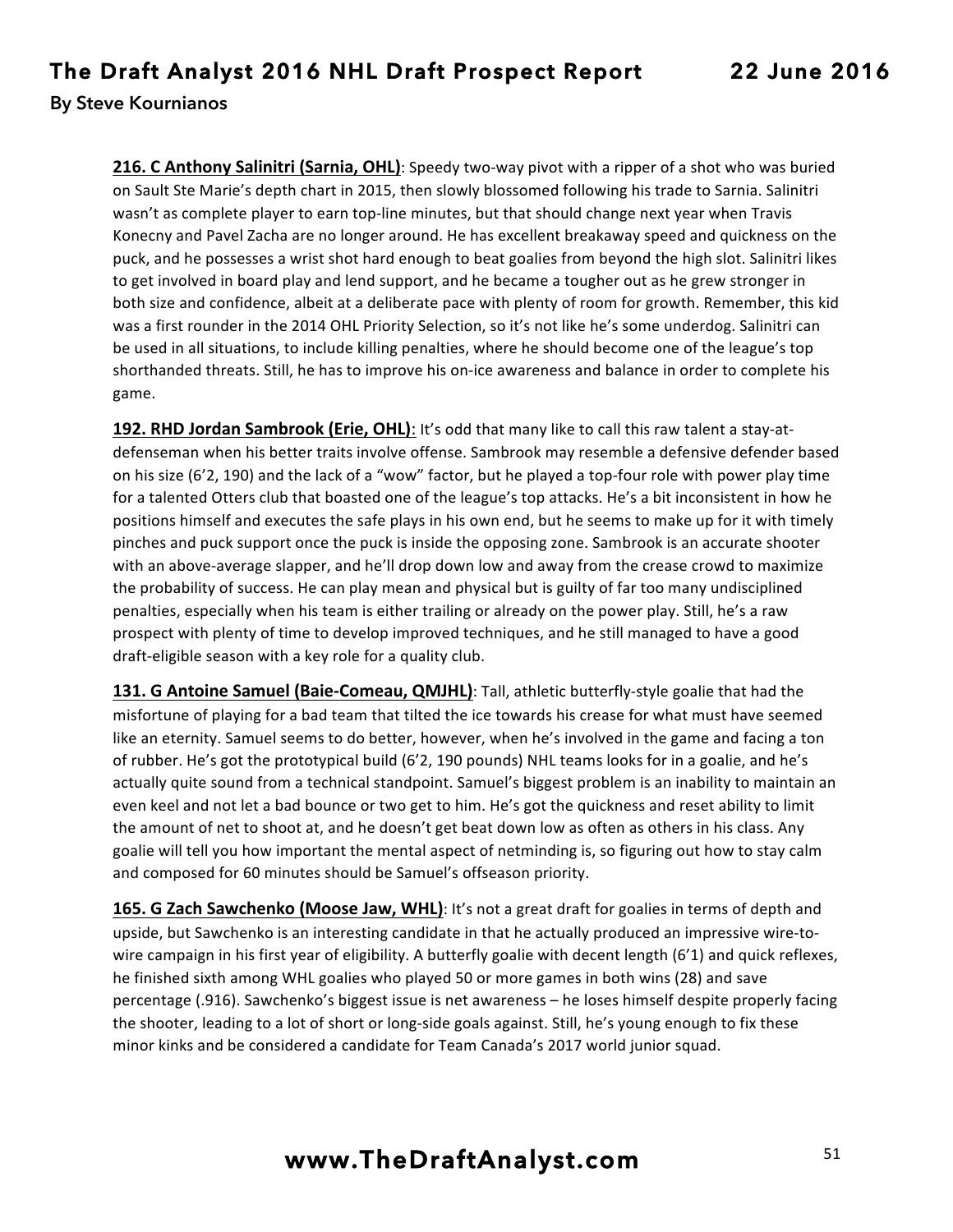**216. C Anthony Salinitri (Sarnia, OHL)**: Speedy two-way pivot with a ripper of a shot who was buried on Sault Ste Marie's depth chart in 2015, then slowly blossomed following his trade to Sarnia. Salinitri wasn't as complete player to earn top-line minutes, but that should change next year when Travis Konecny and Pavel Zacha are no longer around. He has excellent breakaway speed and quickness on the puck, and he possesses a wrist shot hard enough to beat goalies from beyond the high slot. Salinitri likes to get involved in board play and lend support, and he became a tougher out as he grew stronger in both size and confidence, albeit at a deliberate pace with plenty of room for growth. Remember, this kid was a first rounder in the 2014 OHL Priority Selection, so it's not like he's some underdog. Salinitri can be used in all situations, to include killing penalties, where he should become one of the league's top shorthanded threats. Still, he has to improve his on-ice awareness and balance in order to complete his game.

**192. RHD Jordan Sambrook (Erie, OHL)**: It's odd that many like to call this raw talent a stay-at-defenseman when his better traits involve offense. Sambrook may resemble a defensive defender based on his size (6'2, 190) and the lack of a "wow" factor, but he played a top-four role with power play time for a talented Otters club that boasted one of the league's top attacks. He's a bit inconsistent in how he positions himself and executes the safe plays in his own end, but he seems to make up for it with timely pinches and puck support once the puck is inside the opposing zone. Sambrook is an accurate shooter with an above-average slapper, and he'll drop down low and away from the crease crowd to maximize the probability of success. He can play mean and physical but is guilty of far too many undisciplined penalties, especially when his team is either trailing or already on the power play. Still, he's a raw prospect with plenty of time to develop improved techniques, and he still managed to have a good draft-eligible season with a key role for a quality club.

**131. G Antoine Samuel (Baie-Comeau, QMJHL)**: Tall, athletic butterfly-style goalie that had the misfortune of playing for a bad team that tilted the ice towards his crease for what must have seemed like an eternity. Samuel seems to do better, however, when he's involved in the game and facing a ton of rubber. He's got the prototypical build (6'2, 190 pounds) NHL teams looks for in a goalie, and he's actually quite sound from a technical standpoint. Samuel's biggest problem is an inability to maintain an even keel and not let a bad bounce or two get to him. He's got the quickness and reset ability to limit the amount of net to shoot at, and he doesn't get beat down low as often as others in his class. Any goalie will tell you how important the mental aspect of netminding is, so figuring out how to stay calm and composed for 60 minutes should be Samuel's offseason priority.

**165. G Zach Sawchenko (Moose Jaw, WHL)**: It's not a great draft for goalies in terms of depth and upside, but Sawchenko is an interesting candidate in that he actually produced an impressive wire-to-wire campaign in his first year of eligibility. A butterfly goalie with decent length (6'1) and quick reflexes, he finished sixth among WHL goalies who played 50 or more games in both wins (28) and save percentage (.916). Sawchenko's biggest issue is net awareness – he loses himself despite properly facing the shooter, leading to a lot of short or long-side goals against. Still, he's young enough to fix these minor kinks and be considered a candidate for Team Canada's 2017 world junior squad.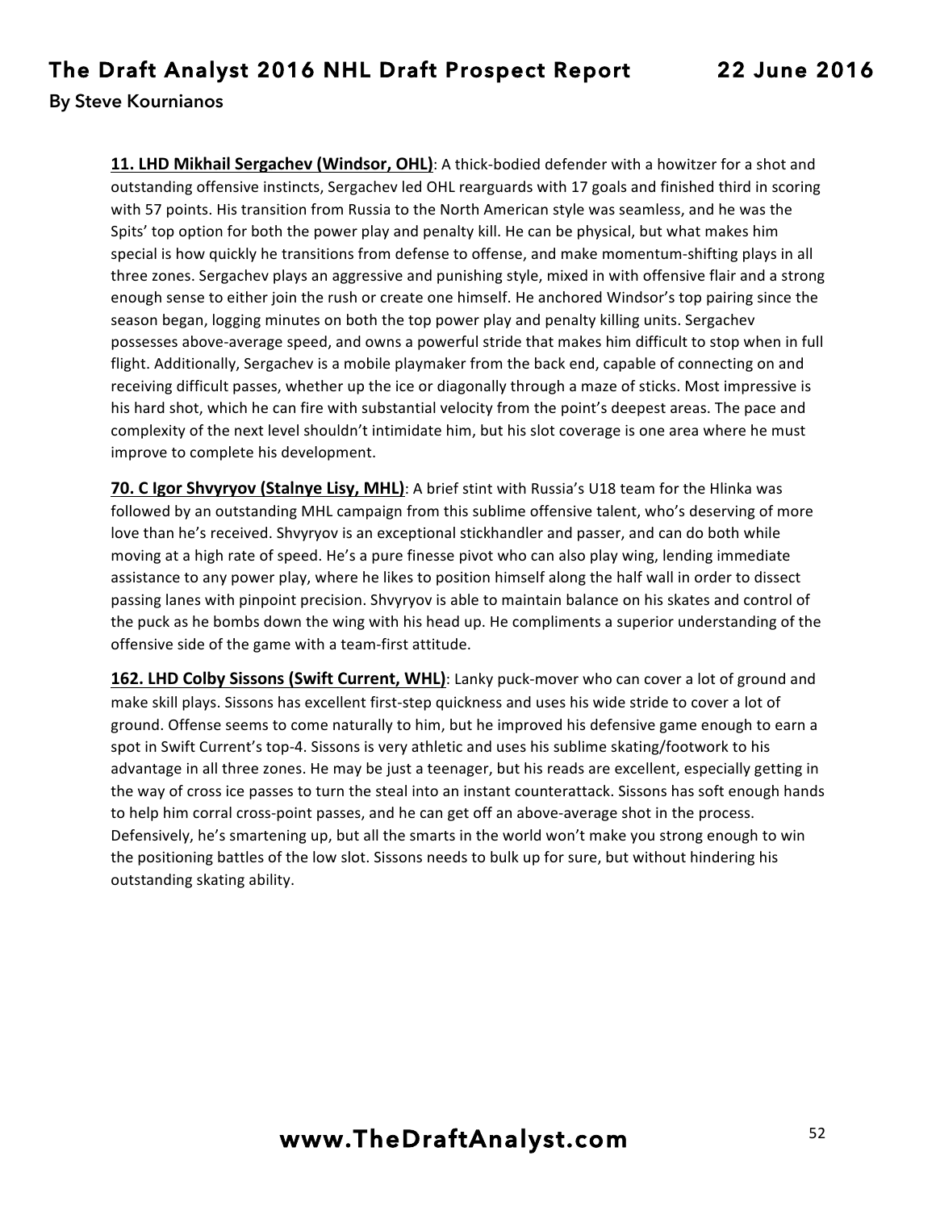**11. LHD Mikhail Sergachev (Windsor, OHL)**: A thick-bodied defender with a howitzer for a shot and outstanding offensive instincts, Sergachev led OHL rearguards with 17 goals and finished third in scoring with 57 points. His transition from Russia to the North American style was seamless, and he was the Spits' top option for both the power play and penalty kill. He can be physical, but what makes him special is how quickly he transitions from defense to offense, and make momentum-shifting plays in all three zones. Sergachev plays an aggressive and punishing style, mixed in with offensive flair and a strong enough sense to either join the rush or create one himself. He anchored Windsor's top pairing since the season began, logging minutes on both the top power play and penalty killing units. Sergachev possesses above-average speed, and owns a powerful stride that makes him difficult to stop when in full flight. Additionally, Sergachev is a mobile playmaker from the back end, capable of connecting on and receiving difficult passes, whether up the ice or diagonally through a maze of sticks. Most impressive is his hard shot, which he can fire with substantial velocity from the point's deepest areas. The pace and complexity of the next level shouldn't intimidate him, but his slot coverage is one area where he must improve to complete his development.

**70. C Igor Shvyryov (Stalnye Lisy, MHL)**: A brief stint with Russia's U18 team for the Hlinka was followed by an outstanding MHL campaign from this sublime offensive talent, who's deserving of more love than he's received. Shvyryov is an exceptional stickhandler and passer, and can do both while moving at a high rate of speed. He's a pure finesse pivot who can also play wing, lending immediate assistance to any power play, where he likes to position himself along the half wall in order to dissect passing lanes with pinpoint precision. Shvyryov is able to maintain balance on his skates and control of the puck as he bombs down the wing with his head up. He compliments a superior understanding of the offensive side of the game with a team-first attitude.

**162. LHD Colby Sissons (Swift Current, WHL)**: Lanky puck-mover who can cover a lot of ground and make skill plays. Sissons has excellent first-step quickness and uses his wide stride to cover a lot of ground. Offense seems to come naturally to him, but he improved his defensive game enough to earn a spot in Swift Current's top-4. Sissons is very athletic and uses his sublime skating/footwork to his advantage in all three zones. He may be just a teenager, but his reads are excellent, especially getting in the way of cross ice passes to turn the steal into an instant counterattack. Sissons has soft enough hands to help him corral cross-point passes, and he can get off an above-average shot in the process. Defensively, he's smartening up, but all the smarts in the world won't make you strong enough to win the positioning battles of the low slot. Sissons needs to bulk up for sure, but without hindering his outstanding skating ability.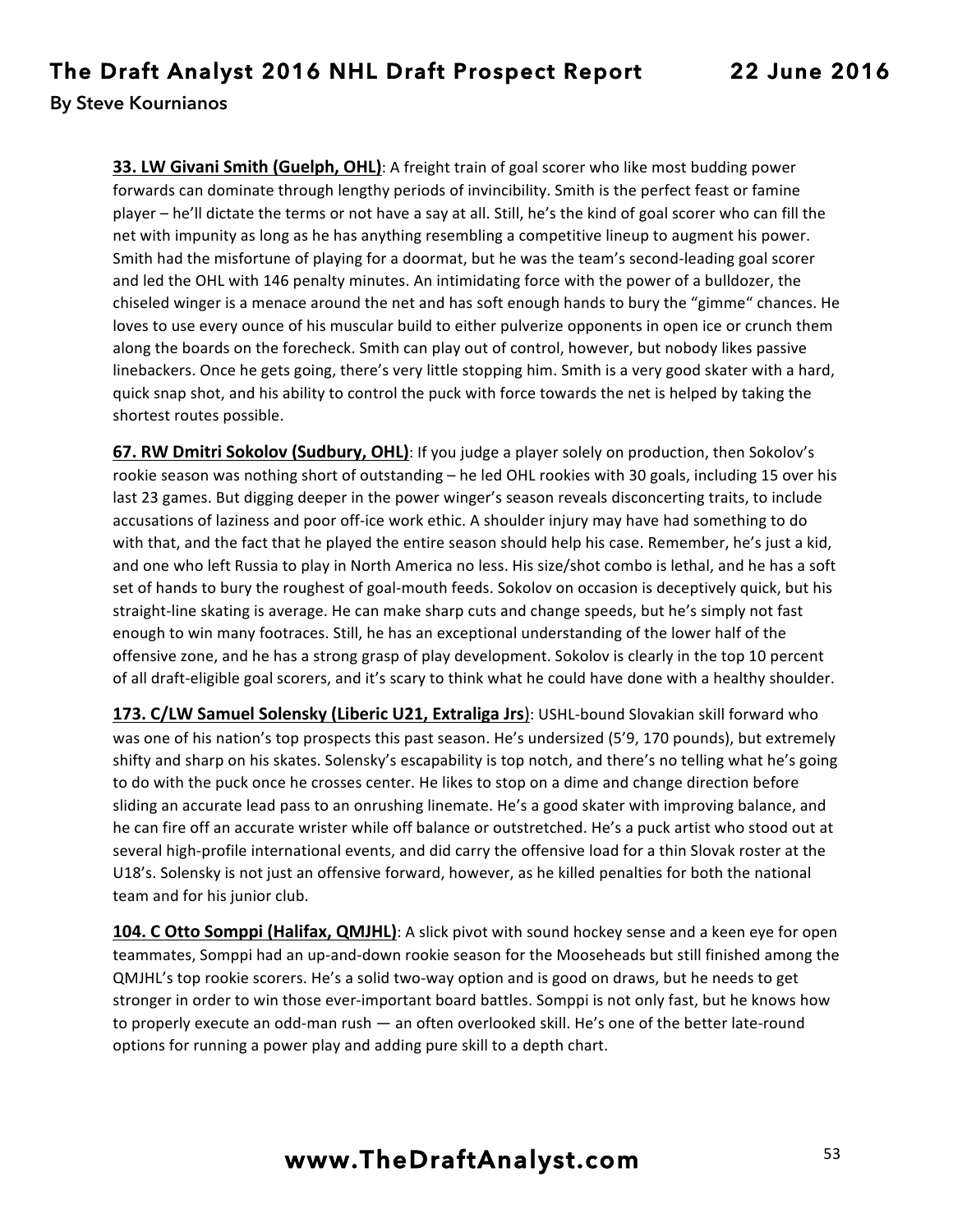**33. LW Givani Smith (Guelph, OHL)**: A freight train of goal scorer who like most budding power forwards can dominate through lengthy periods of invincibility. Smith is the perfect feast or famine player – he'll dictate the terms or not have a say at all. Still, he's the kind of goal scorer who can fill the net with impunity as long as he has anything resembling a competitive lineup to augment his power. Smith had the misfortune of playing for a doormat, but he was the team's second-leading goal scorer and led the OHL with 146 penalty minutes. An intimidating force with the power of a bulldozer, the chiseled winger is a menace around the net and has soft enough hands to bury the "gimme" chances. He loves to use every ounce of his muscular build to either pulverize opponents in open ice or crunch them along the boards on the forecheck. Smith can play out of control, however, but nobody likes passive linebackers. Once he gets going, there's very little stopping him. Smith is a very good skater with a hard, quick snap shot, and his ability to control the puck with force towards the net is helped by taking the shortest routes possible.

**67. RW Dmitri Sokolov (Sudbury, OHL)**: If you judge a player solely on production, then Sokolov's rookie season was nothing short of outstanding – he led OHL rookies with 30 goals, including 15 over his last 23 games. But digging deeper in the power winger's season reveals disconcerting traits, to include accusations of laziness and poor off-ice work ethic. A shoulder injury may have had something to do with that, and the fact that he played the entire season should help his case. Remember, he's just a kid, and one who left Russia to play in North America no less. His size/shot combo is lethal, and he has a soft set of hands to bury the roughest of goal-mouth feeds. Sokolov on occasion is deceptively quick, but his straight-line skating is average. He can make sharp cuts and change speeds, but he's simply not fast enough to win many footraces. Still, he has an exceptional understanding of the lower half of the offensive zone, and he has a strong grasp of play development. Sokolov is clearly in the top 10 percent of all draft-eligible goal scorers, and it's scary to think what he could have done with a healthy shoulder.

**173. C/LW Samuel Solensky (Liberic U21, Extraliga Jrs)**: USHL-bound Slovakian skill forward who was one of his nation's top prospects this past season. He's undersized (5'9, 170 pounds), but extremely shifty and sharp on his skates. Solensky's escapability is top notch, and there's no telling what he's going to do with the puck once he crosses center. He likes to stop on a dime and change direction before sliding an accurate lead pass to an onrushing linemate. He's a good skater with improving balance, and he can fire off an accurate wrister while off balance or outstretched. He's a puck artist who stood out at several high-profile international events, and did carry the offensive load for a thin Slovak roster at the U18's. Solensky is not just an offensive forward, however, as he killed penalties for both the national team and for his junior club.

**104. C Otto Somppi (Halifax, QMJHL)**: A slick pivot with sound hockey sense and a keen eye for open teammates, Somppi had an up-and-down rookie season for the Mooseheads but still finished among the QMJHL's top rookie scorers. He's a solid two-way option and is good on draws, but he needs to get stronger in order to win those ever-important board battles. Somppi is not only fast, but he knows how to properly execute an odd-man rush — an often overlooked skill. He's one of the better late-round options for running a power play and adding pure skill to a depth chart.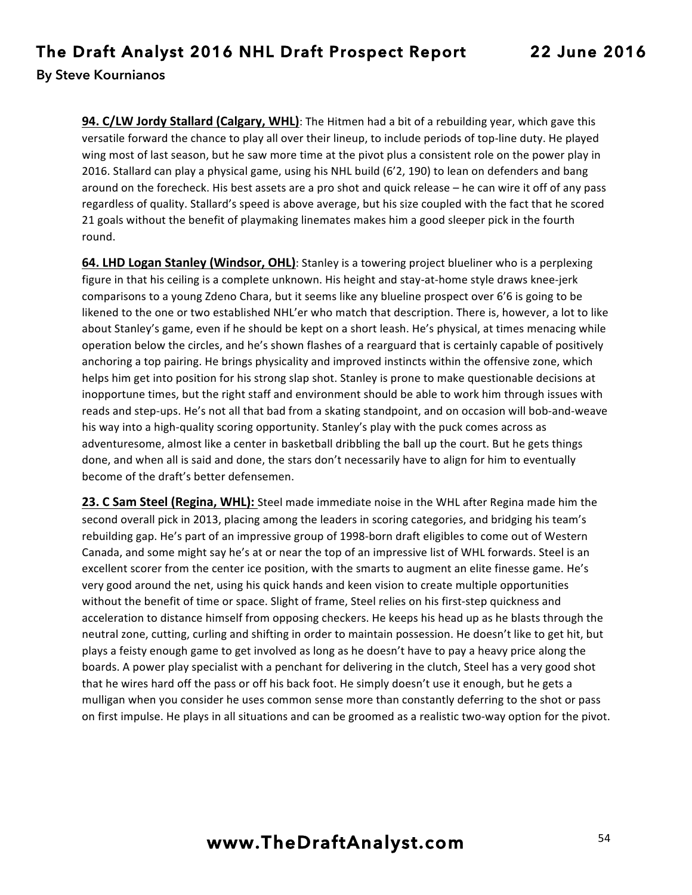**94. C/LW Jordy Stallard (Calgary, WHL)**: The Hitmen had a bit of a rebuilding year, which gave this versatile forward the chance to play all over their lineup, to include periods of top-line duty. He played wing most of last season, but he saw more time at the pivot plus a consistent role on the power play in 2016. Stallard can play a physical game, using his NHL build (6'2, 190) to lean on defenders and bang around on the forecheck. His best assets are a pro shot and quick release – he can wire it off of any pass regardless of quality. Stallard's speed is above average, but his size coupled with the fact that he scored 21 goals without the benefit of playmaking linemates makes him a good sleeper pick in the fourth round.

**64. LHD Logan Stanley (Windsor, OHL)**: Stanley is a towering project blueliner who is a perplexing figure in that his ceiling is a complete unknown. His height and stay-at-home style draws knee-jerk comparisons to a young Zdeno Chara, but it seems like any blueline prospect over 6'6 is going to be likened to the one or two established NHL'er who match that description. There is, however, a lot to like about Stanley's game, even if he should be kept on a short leash. He's physical, at times menacing while operation below the circles, and he's shown flashes of a rearguard that is certainly capable of positively anchoring a top pairing. He brings physicality and improved instincts within the offensive zone, which helps him get into position for his strong slap shot. Stanley is prone to make questionable decisions at inopportune times, but the right staff and environment should be able to work him through issues with reads and step-ups. He's not all that bad from a skating standpoint, and on occasion will bob-and-weave his way into a high-quality scoring opportunity. Stanley's play with the puck comes across as adventuresome, almost like a center in basketball dribbling the ball up the court. But he gets things done, and when all is said and done, the stars don't necessarily have to align for him to eventually become of the draft's better defensemen.

**23. C Sam Steel (Regina, WHL):** Steel made immediate noise in the WHL after Regina made him the second overall pick in 2013, placing among the leaders in scoring categories, and bridging his team's rebuilding gap. He's part of an impressive group of 1998-born draft eligibles to come out of Western Canada, and some might say he's at or near the top of an impressive list of WHL forwards. Steel is an excellent scorer from the center ice position, with the smarts to augment an elite finesse game. He's very good around the net, using his quick hands and keen vision to create multiple opportunities without the benefit of time or space. Slight of frame, Steel relies on his first-step quickness and acceleration to distance himself from opposing checkers. He keeps his head up as he blasts through the neutral zone, cutting, curling and shifting in order to maintain possession. He doesn't like to get hit, but plays a feisty enough game to get involved as long as he doesn't have to pay a heavy price along the boards. A power play specialist with a penchant for delivering in the clutch, Steel has a very good shot that he wires hard off the pass or off his back foot. He simply doesn't use it enough, but he gets a mulligan when you consider he uses common sense more than constantly deferring to the shot or pass on first impulse. He plays in all situations and can be groomed as a realistic two-way option for the pivot.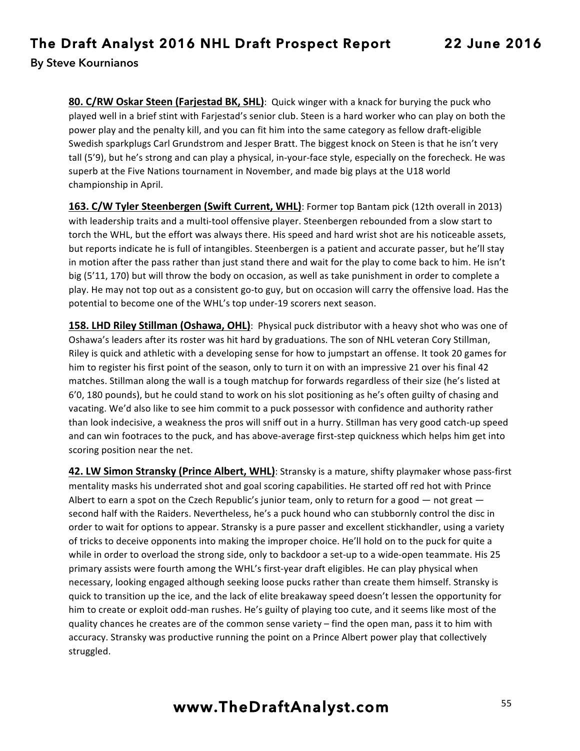**80. C/RW Oskar Steen (Farjestad BK, SHL)**: Quick winger with a knack for burying the puck who played well in a brief stint with Farjestad's senior club. Steen is a hard worker who can play on both the power play and the penalty kill, and you can fit him into the same category as fellow draft-eligible Swedish sparkplugs Carl Grundstrom and Jesper Bratt. The biggest knock on Steen is that he isn't very tall (5'9), but he's strong and can play a physical, in-your-face style, especially on the forecheck. He was superb at the Five Nations tournament in November, and made big plays at the U18 world championship in April.

**163. C/W Tyler Steenbergen (Swift Current, WHL)**: Former top Bantam pick (12th overall in 2013) with leadership traits and a multi-tool offensive player. Steenbergen rebounded from a slow start to torch the WHL, but the effort was always there. His speed and hard wrist shot are his noticeable assets, but reports indicate he is full of intangibles. Steenbergen is a patient and accurate passer, but he'll stay in motion after the pass rather than just stand there and wait for the play to come back to him. He isn't big (5'11, 170) but will throw the body on occasion, as well as take punishment in order to complete a play. He may not top out as a consistent go-to guy, but on occasion will carry the offensive load. Has the potential to become one of the WHL's top under-19 scorers next season.

**158. LHD Riley Stillman (Oshawa, OHL)**: Physical puck distributor with a heavy shot who was one of Oshawa's leaders after its roster was hit hard by graduations. The son of NHL veteran Cory Stillman, Riley is quick and athletic with a developing sense for how to jumpstart an offense. It took 20 games for him to register his first point of the season, only to turn it on with an impressive 21 over his final 42 matches. Stillman along the wall is a tough matchup for forwards regardless of their size (he's listed at 6'0, 180 pounds), but he could stand to work on his slot positioning as he's often guilty of chasing and vacating. We'd also like to see him commit to a puck possessor with confidence and authority rather than look indecisive, a weakness the pros will sniff out in a hurry. Stillman has very good catch-up speed and can win footraces to the puck, and has above-average first-step quickness which helps him get into scoring position near the net.

**42. LW Simon Stransky (Prince Albert, WHL)**: Stransky is a mature, shifty playmaker whose pass-first mentality masks his underrated shot and goal scoring capabilities. He started off red hot with Prince Albert to earn a spot on the Czech Republic's junior team, only to return for a good — not great — second half with the Raiders. Nevertheless, he's a puck hound who can stubbornly control the disc in order to wait for options to appear. Stransky is a pure passer and excellent stickhandler, using a variety of tricks to deceive opponents into making the improper choice. He'll hold on to the puck for quite a while in order to overload the strong side, only to backdoor a set-up to a wide-open teammate. His 25 primary assists were fourth among the WHL's first-year draft eligibles. He can play physical when necessary, looking engaged although seeking loose pucks rather than create them himself. Stransky is quick to transition up the ice, and the lack of elite breakaway speed doesn't lessen the opportunity for him to create or exploit odd-man rushes. He's guilty of playing too cute, and it seems like most of the quality chances he creates are of the common sense variety – find the open man, pass it to him with accuracy. Stransky was productive running the point on a Prince Albert power play that collectively struggled.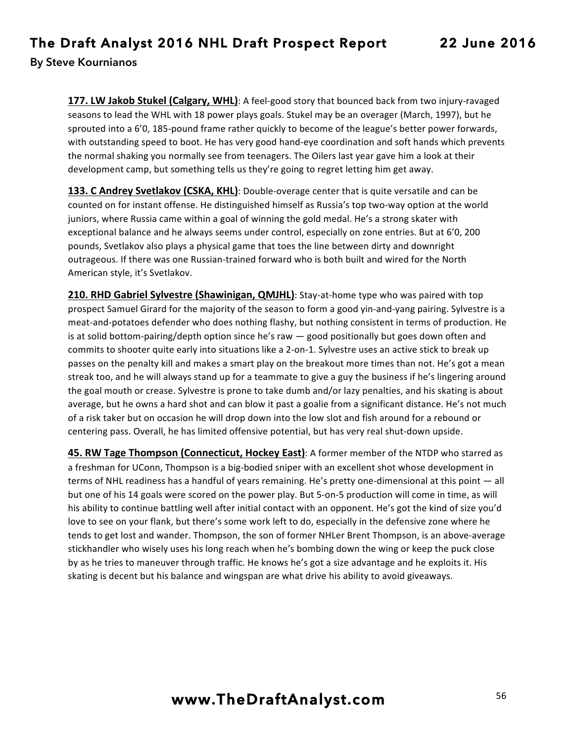**177. LW Jakob Stukel (Calgary, WHL)**: A feel-good story that bounced back from two injury-ravaged seasons to lead the WHL with 18 power plays goals. Stukel may be an overager (March, 1997), but he sprouted into a 6'0, 185-pound frame rather quickly to become of the league's better power forwards, with outstanding speed to boot. He has very good hand-eye coordination and soft hands which prevents the normal shaking you normally see from teenagers. The Oilers last year gave him a look at their development camp, but something tells us they're going to regret letting him get away.

**133. C Andrey Svetlakov (CSKA, KHL)**: Double-overage center that is quite versatile and can be counted on for instant offense. He distinguished himself as Russia's top two-way option at the world juniors, where Russia came within a goal of winning the gold medal. He's a strong skater with exceptional balance and he always seems under control, especially on zone entries. But at 6'0, 200 pounds, Svetlakov also plays a physical game that toes the line between dirty and downright outrageous. If there was one Russian-trained forward who is both built and wired for the North American style, it's Svetlakov.

**210. RHD Gabriel Sylvestre (Shawinigan, QMJHL)**: Stay-at-home type who was paired with top prospect Samuel Girard for the majority of the season to form a good yin-and-yang pairing. Sylvestre is a meat-and-potatoes defender who does nothing flashy, but nothing consistent in terms of production. He is at solid bottom-pairing/depth option since he's raw — good positionally but goes down often and commits to shooter quite early into situations like a 2-on-1. Sylvestre uses an active stick to break up passes on the penalty kill and makes a smart play on the breakout more times than not. He's got a mean streak too, and he will always stand up for a teammate to give a guy the business if he's lingering around the goal mouth or crease. Sylvestre is prone to take dumb and/or lazy penalties, and his skating is about average, but he owns a hard shot and can blow it past a goalie from a significant distance. He's not much of a risk taker but on occasion he will drop down into the low slot and fish around for a rebound or centering pass. Overall, he has limited offensive potential, but has very real shut-down upside.

**45. RW Tage Thompson (Connecticut, Hockey East)**: A former member of the NTDP who starred as a freshman for UConn, Thompson is a big-bodied sniper with an excellent shot whose development in terms of NHL readiness has a handful of years remaining. He's pretty one-dimensional at this point — all but one of his 14 goals were scored on the power play. But 5-on-5 production will come in time, as will his ability to continue battling well after initial contact with an opponent. He's got the kind of size you'd love to see on your flank, but there's some work left to do, especially in the defensive zone where he tends to get lost and wander. Thompson, the son of former NHLer Brent Thompson, is an above-average stickhandler who wisely uses his long reach when he's bombing down the wing or keep the puck close by as he tries to maneuver through traffic. He knows he's got a size advantage and he exploits it. His skating is decent but his balance and wingspan are what drive his ability to avoid giveaways.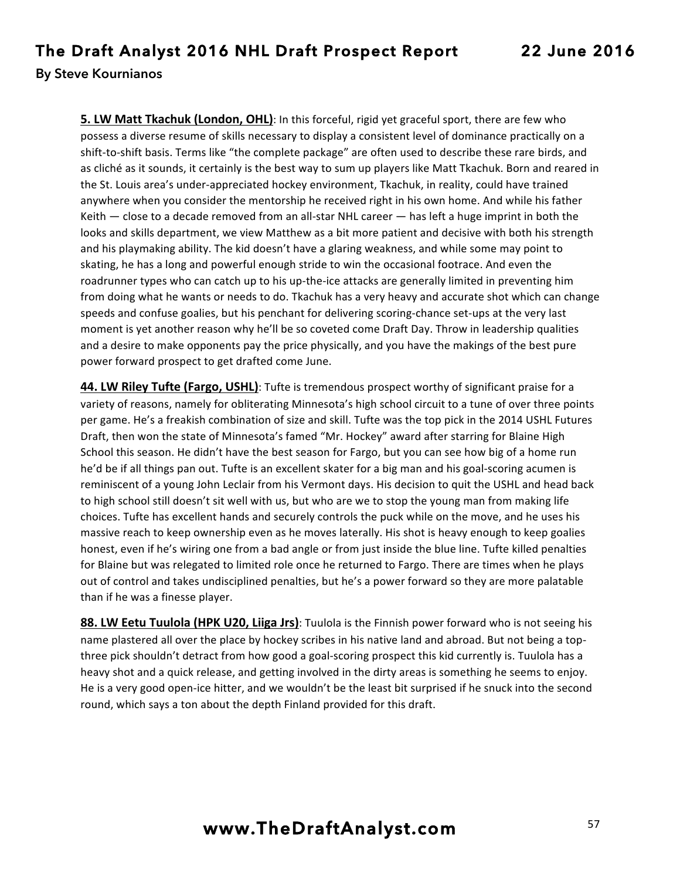**<u>5. LW Matt Tkachuk (London, OHL)</u>**: In this forceful, rigid yet graceful sport, there are few who possess a diverse resume of skills necessary to display a consistent level of dominance practically on a shift-to-shift basis. Terms like "the complete package" are often used to describe these rare birds, and as cliché as it sounds, it certainly is the best way to sum up players like Matt Tkachuk. Born and reared in the St. Louis area's under-appreciated hockey environment, Tkachuk, in reality, could have trained anywhere when you consider the mentorship he received right in his own home. And while his father Keith — close to a decade removed from an all-star NHL career — has left a huge imprint in both the looks and skills department, we view Matthew as a bit more patient and decisive with both his strength and his playmaking ability. The kid doesn't have a glaring weakness, and while some may point to skating, he has a long and powerful enough stride to win the occasional footrace. And even the roadrunner types who can catch up to his up-the-ice attacks are generally limited in preventing him from doing what he wants or needs to do. Tkachuk has a very heavy and accurate shot which can change speeds and confuse goalies, but his penchant for delivering scoring-chance set-ups at the very last moment is yet another reason why he'll be so coveted come Draft Day. Throw in leadership qualities and a desire to make opponents pay the price physically, and you have the makings of the best pure power forward prospect to get drafted come June.

**<u>44. LW Riley Tufte (Fargo, USHL)</u>**: Tufte is tremendous prospect worthy of significant praise for a variety of reasons, namely for obliterating Minnesota's high school circuit to a tune of over three points per game. He's a freakish combination of size and skill. Tufte was the top pick in the 2014 USHL Futures Draft, then won the state of Minnesota's famed "Mr. Hockey" award after starring for Blaine High School this season. He didn't have the best season for Fargo, but you can see how big of a home run he'd be if all things pan out. Tufte is an excellent skater for a big man and his goal-scoring acumen is reminiscent of a young John Leclair from his Vermont days. His decision to quit the USHL and head back to high school still doesn't sit well with us, but who are we to stop the young man from making life choices. Tufte has excellent hands and securely controls the puck while on the move, and he uses his massive reach to keep ownership even as he moves laterally. His shot is heavy enough to keep goalies honest, even if he's wiring one from a bad angle or from just inside the blue line. Tufte killed penalties for Blaine but was relegated to limited role once he returned to Fargo. There are times when he plays out of control and takes undisciplined penalties, but he's a power forward so they are more palatable than if he was a finesse player.

**<u>88. LW Eetu Tuulola (HPK U20, Liiga Jrs)</u>**: Tuulola is the Finnish power forward who is not seeing his name plastered all over the place by hockey scribes in his native land and abroad. But not being a top-three pick shouldn't detract from how good a goal-scoring prospect this kid currently is. Tuulola has a heavy shot and a quick release, and getting involved in the dirty areas is something he seems to enjoy. He is a very good open-ice hitter, and we wouldn't be the least bit surprised if he snuck into the second round, which says a ton about the depth Finland provided for this draft.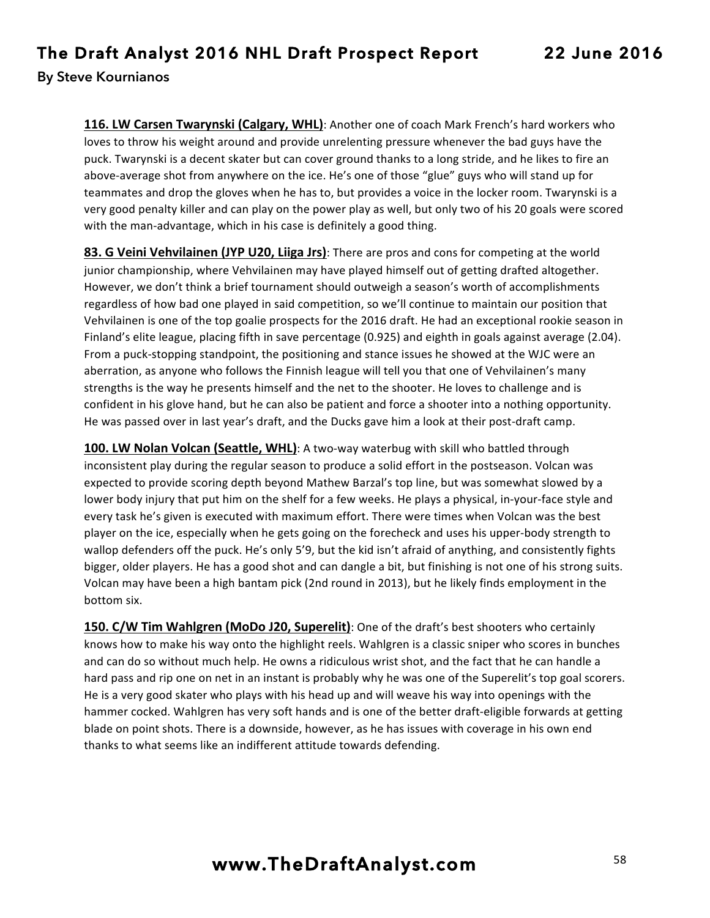**116. LW Carsen Twarynski (Calgary, WHL)**: Another one of coach Mark French's hard workers who loves to throw his weight around and provide unrelenting pressure whenever the bad guys have the puck. Twarynski is a decent skater but can cover ground thanks to a long stride, and he likes to fire an above-average shot from anywhere on the ice. He's one of those "glue" guys who will stand up for teammates and drop the gloves when he has to, but provides a voice in the locker room. Twarynski is a very good penalty killer and can play on the power play as well, but only two of his 20 goals were scored with the man-advantage, which in his case is definitely a good thing.

**83. G Veini Vehvilainen (JYP U20, Liiga Jrs)**: There are pros and cons for competing at the world junior championship, where Vehvilainen may have played himself out of getting drafted altogether. However, we don't think a brief tournament should outweigh a season's worth of accomplishments regardless of how bad one played in said competition, so we'll continue to maintain our position that Vehvilainen is one of the top goalie prospects for the 2016 draft. He had an exceptional rookie season in Finland's elite league, placing fifth in save percentage (0.925) and eighth in goals against average (2.04). From a puck-stopping standpoint, the positioning and stance issues he showed at the WJC were an aberration, as anyone who follows the Finnish league will tell you that one of Vehvilainen's many strengths is the way he presents himself and the net to the shooter. He loves to challenge and is confident in his glove hand, but he can also be patient and force a shooter into a nothing opportunity. He was passed over in last year's draft, and the Ducks gave him a look at their post-draft camp.

**100. LW Nolan Volcan (Seattle, WHL)**: A two-way waterbug with skill who battled through inconsistent play during the regular season to produce a solid effort in the postseason. Volcan was expected to provide scoring depth beyond Mathew Barzal's top line, but was somewhat slowed by a lower body injury that put him on the shelf for a few weeks. He plays a physical, in-your-face style and every task he's given is executed with maximum effort. There were times when Volcan was the best player on the ice, especially when he gets going on the forecheck and uses his upper-body strength to wallop defenders off the puck. He's only 5'9, but the kid isn't afraid of anything, and consistently fights bigger, older players. He has a good shot and can dangle a bit, but finishing is not one of his strong suits. Volcan may have been a high bantam pick (2nd round in 2013), but he likely finds employment in the bottom six.

**150. C/W Tim Wahlgren (MoDo J20, Superelit)**: One of the draft's best shooters who certainly knows how to make his way onto the highlight reels. Wahlgren is a classic sniper who scores in bunches and can do so without much help. He owns a ridiculous wrist shot, and the fact that he can handle a hard pass and rip one on net in an instant is probably why he was one of the Superelit's top goal scorers. He is a very good skater who plays with his head up and will weave his way into openings with the hammer cocked. Wahlgren has very soft hands and is one of the better draft-eligible forwards at getting blade on point shots. There is a downside, however, as he has issues with coverage in his own end thanks to what seems like an indifferent attitude towards defending.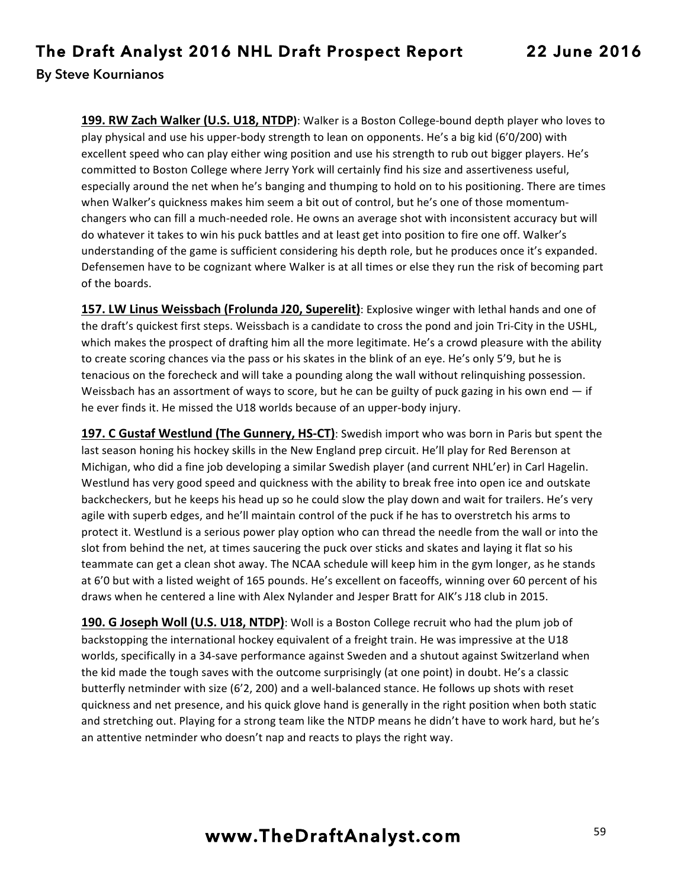**199. RW Zach Walker (U.S. U18, NTDP)**: Walker is a Boston College-bound depth player who loves to play physical and use his upper-body strength to lean on opponents. He's a big kid (6'0/200) with excellent speed who can play either wing position and use his strength to rub out bigger players. He's committed to Boston College where Jerry York will certainly find his size and assertiveness useful, especially around the net when he's banging and thumping to hold on to his positioning. There are times when Walker's quickness makes him seem a bit out of control, but he's one of those momentum-changers who can fill a much-needed role. He owns an average shot with inconsistent accuracy but will do whatever it takes to win his puck battles and at least get into position to fire one off. Walker's understanding of the game is sufficient considering his depth role, but he produces once it's expanded. Defensemen have to be cognizant where Walker is at all times or else they run the risk of becoming part of the boards.

**157. LW Linus Weissbach (Frolunda J20, Superelit)**: Explosive winger with lethal hands and one of the draft's quickest first steps. Weissbach is a candidate to cross the pond and join Tri-City in the USHL, which makes the prospect of drafting him all the more legitimate. He's a crowd pleasure with the ability to create scoring chances via the pass or his skates in the blink of an eye. He's only 5'9, but he is tenacious on the forecheck and will take a pounding along the wall without relinquishing possession. Weissbach has an assortment of ways to score, but he can be guilty of puck gazing in his own end — if he ever finds it. He missed the U18 worlds because of an upper-body injury.

**197. C Gustaf Westlund (The Gunnery, HS-CT)**: Swedish import who was born in Paris but spent the last season honing his hockey skills in the New England prep circuit. He'll play for Red Berenson at Michigan, who did a fine job developing a similar Swedish player (and current NHL'er) in Carl Hagelin. Westlund has very good speed and quickness with the ability to break free into open ice and outskate backcheckers, but he keeps his head up so he could slow the play down and wait for trailers. He's very agile with superb edges, and he'll maintain control of the puck if he has to overstretch his arms to protect it. Westlund is a serious power play option who can thread the needle from the wall or into the slot from behind the net, at times saucering the puck over sticks and skates and laying it flat so his teammate can get a clean shot away. The NCAA schedule will keep him in the gym longer, as he stands at 6'0 but with a listed weight of 165 pounds. He's excellent on faceoffs, winning over 60 percent of his draws when he centered a line with Alex Nylander and Jesper Bratt for AIK's J18 club in 2015.

**190. G Joseph Woll (U.S. U18, NTDP)**: Woll is a Boston College recruit who had the plum job of backstopping the international hockey equivalent of a freight train. He was impressive at the U18 worlds, specifically in a 34-save performance against Sweden and a shutout against Switzerland when the kid made the tough saves with the outcome surprisingly (at one point) in doubt. He's a classic butterfly netminder with size (6'2, 200) and a well-balanced stance. He follows up shots with reset quickness and net presence, and his quick glove hand is generally in the right position when both static and stretching out. Playing for a strong team like the NTDP means he didn't have to work hard, but he's an attentive netminder who doesn't nap and reacts to plays the right way.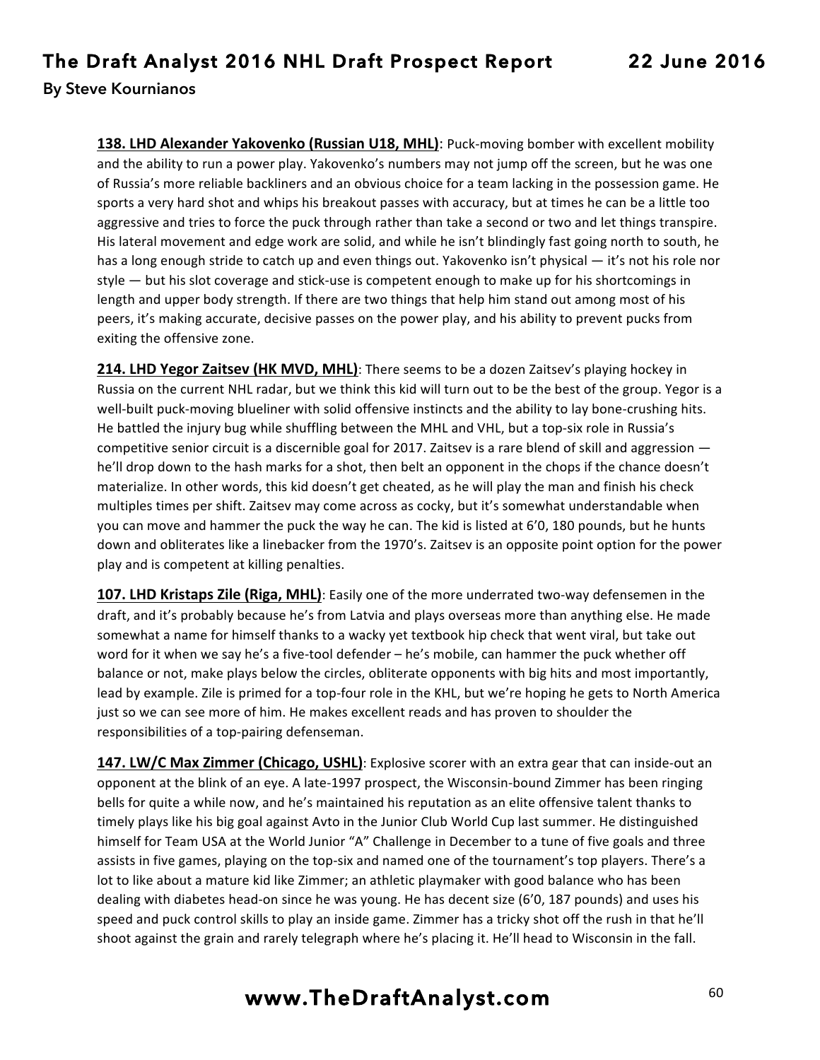**138. LHD Alexander Yakovenko (Russian U18, MHL)**: Puck-moving bomber with excellent mobility and the ability to run a power play. Yakovenko's numbers may not jump off the screen, but he was one of Russia's more reliable backliners and an obvious choice for a team lacking in the possession game. He sports a very hard shot and whips his breakout passes with accuracy, but at times he can be a little too aggressive and tries to force the puck through rather than take a second or two and let things transpire. His lateral movement and edge work are solid, and while he isn't blindingly fast going north to south, he has a long enough stride to catch up and even things out. Yakovenko isn't physical — it's not his role nor style — but his slot coverage and stick-use is competent enough to make up for his shortcomings in length and upper body strength. If there are two things that help him stand out among most of his peers, it's making accurate, decisive passes on the power play, and his ability to prevent pucks from exiting the offensive zone.

**214. LHD Yegor Zaitsev (HK MVD, MHL)**: There seems to be a dozen Zaitsev's playing hockey in Russia on the current NHL radar, but we think this kid will turn out to be the best of the group. Yegor is a well-built puck-moving blueliner with solid offensive instincts and the ability to lay bone-crushing hits. He battled the injury bug while shuffling between the MHL and VHL, but a top-six role in Russia's competitive senior circuit is a discernible goal for 2017. Zaitsev is a rare blend of skill and aggression — he'll drop down to the hash marks for a shot, then belt an opponent in the chops if the chance doesn't materialize. In other words, this kid doesn't get cheated, as he will play the man and finish his check multiples times per shift. Zaitsev may come across as cocky, but it's somewhat understandable when you can move and hammer the puck the way he can. The kid is listed at 6'0, 180 pounds, but he hunts down and obliterates like a linebacker from the 1970's. Zaitsev is an opposite point option for the power play and is competent at killing penalties.

**107. LHD Kristaps Zile (Riga, MHL)**: Easily one of the more underrated two-way defensemen in the draft, and it's probably because he's from Latvia and plays overseas more than anything else. He made somewhat a name for himself thanks to a wacky yet textbook hip check that went viral, but take out word for it when we say he's a five-tool defender – he's mobile, can hammer the puck whether off balance or not, make plays below the circles, obliterate opponents with big hits and most importantly, lead by example. Zile is primed for a top-four role in the KHL, but we're hoping he gets to North America just so we can see more of him. He makes excellent reads and has proven to shoulder the responsibilities of a top-pairing defenseman.

**147. LW/C Max Zimmer (Chicago, USHL)**: Explosive scorer with an extra gear that can inside-out an opponent at the blink of an eye. A late-1997 prospect, the Wisconsin-bound Zimmer has been ringing bells for quite a while now, and he's maintained his reputation as an elite offensive talent thanks to timely plays like his big goal against Avto in the Junior Club World Cup last summer. He distinguished himself for Team USA at the World Junior "A" Challenge in December to a tune of five goals and three assists in five games, playing on the top-six and named one of the tournament's top players. There's a lot to like about a mature kid like Zimmer; an athletic playmaker with good balance who has been dealing with diabetes head-on since he was young. He has decent size (6'0, 187 pounds) and uses his speed and puck control skills to play an inside game. Zimmer has a tricky shot off the rush in that he'll shoot against the grain and rarely telegraph where he's placing it. He'll head to Wisconsin in the fall.